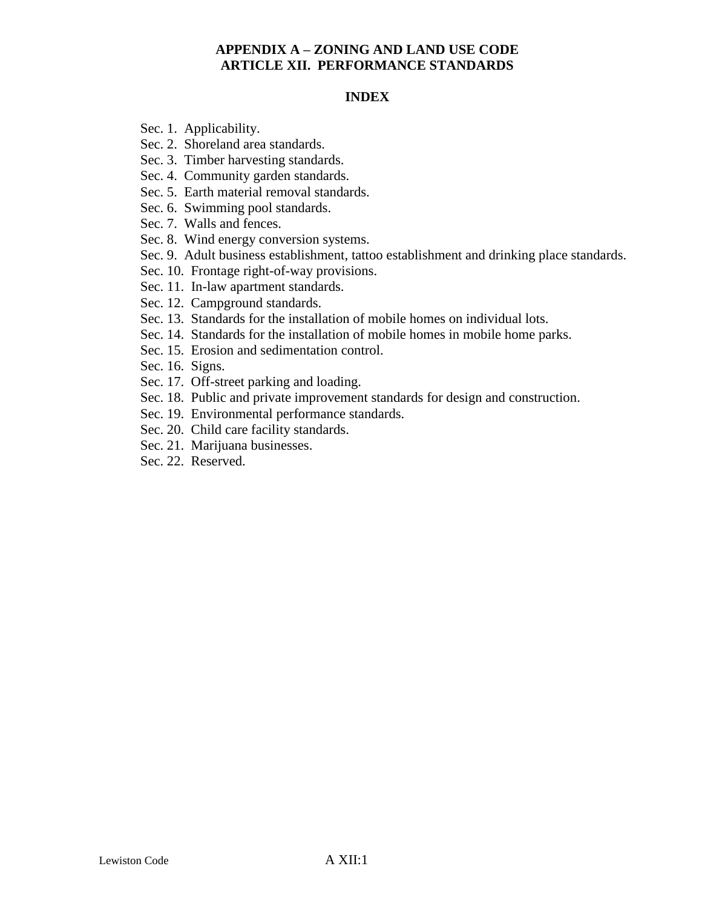# APPENDIX A – ZONING AND LAND USE CODE
# ARTICLE XII. PERFORMANCE STANDARDS

## INDEX

Sec. 1. Applicability.
Sec. 2. Shoreland area standards.
Sec. 3. Timber harvesting standards.
Sec. 4. Community garden standards.
Sec. 5. Earth material removal standards.
Sec. 6. Swimming pool standards.
Sec. 7. Walls and fences.
Sec. 8. Wind energy conversion systems.
Sec. 9. Adult business establishment, tattoo establishment and drinking place standards.
Sec. 10. Frontage right-of-way provisions.
Sec. 11. In-law apartment standards.
Sec. 12. Campground standards.
Sec. 13. Standards for the installation of mobile homes on individual lots.
Sec. 14. Standards for the installation of mobile homes in mobile home parks.
Sec. 15. Erosion and sedimentation control.
Sec. 16. Signs.
Sec. 17. Off-street parking and loading.
Sec. 18. Public and private improvement standards for design and construction.
Sec. 19. Environmental performance standards.
Sec. 20. Child care facility standards.
Sec. 21. Marijuana businesses.
Sec. 22. Reserved.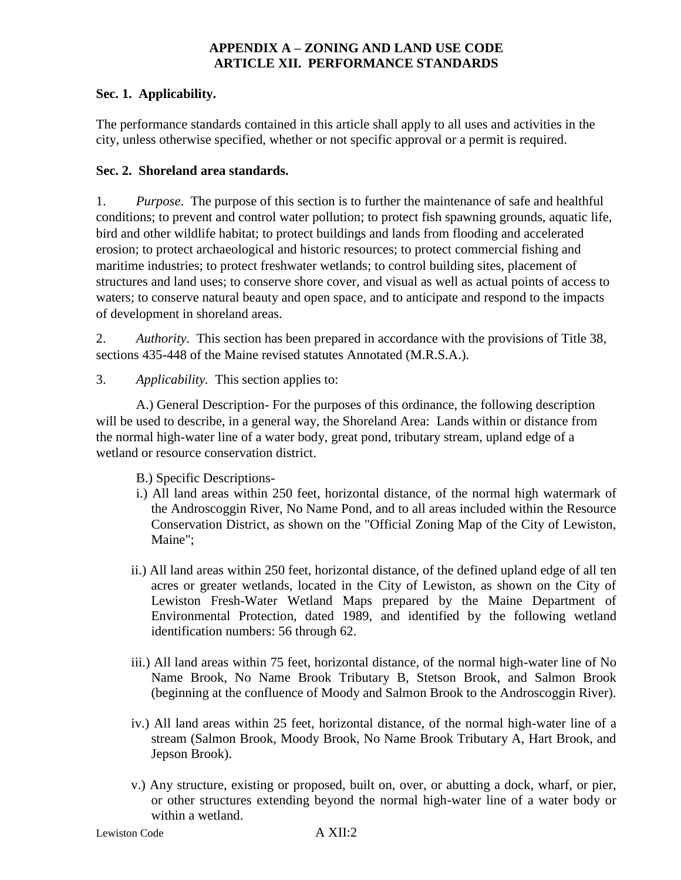# APPENDIX A – ZONING AND LAND USE CODE
# ARTICLE XII. PERFORMANCE STANDARDS

**Sec. 1. Applicability.**

The performance standards contained in this article shall apply to all uses and activities in the city, unless otherwise specified, whether or not specific approval or a permit is required.

**Sec. 2. Shoreland area standards.**

1. *Purpose*. The purpose of this section is to further the maintenance of safe and healthful conditions; to prevent and control water pollution; to protect fish spawning grounds, aquatic life, bird and other wildlife habitat; to protect buildings and lands from flooding and accelerated erosion; to protect archaeological and historic resources; to protect commercial fishing and maritime industries; to protect freshwater wetlands; to control building sites, placement of structures and land uses; to conserve shore cover, and visual as well as actual points of access to waters; to conserve natural beauty and open space, and to anticipate and respond to the impacts of development in shoreland areas.

2. *Authority*. This section has been prepared in accordance with the provisions of Title 38, sections 435-448 of the Maine revised statutes Annotated (M.R.S.A.).

3. *Applicability.* This section applies to:

A.) General Description- For the purposes of this ordinance, the following description will be used to describe, in a general way, the Shoreland Area: Lands within or distance from the normal high-water line of a water body, great pond, tributary stream, upland edge of a wetland or resource conservation district.

B.) Specific Descriptions-

i.) All land areas within 250 feet, horizontal distance, of the normal high watermark of the Androscoggin River, No Name Pond, and to all areas included within the Resource Conservation District, as shown on the "Official Zoning Map of the City of Lewiston, Maine";

ii.) All land areas within 250 feet, horizontal distance, of the defined upland edge of all ten acres or greater wetlands, located in the City of Lewiston, as shown on the City of Lewiston Fresh-Water Wetland Maps prepared by the Maine Department of Environmental Protection, dated 1989, and identified by the following wetland identification numbers: 56 through 62.

iii.) All land areas within 75 feet, horizontal distance, of the normal high-water line of No Name Brook, No Name Brook Tributary B, Stetson Brook, and Salmon Brook (beginning at the confluence of Moody and Salmon Brook to the Androscoggin River).

iv.) All land areas within 25 feet, horizontal distance, of the normal high-water line of a stream (Salmon Brook, Moody Brook, No Name Brook Tributary A, Hart Brook, and Jepson Brook).

v.) Any structure, existing or proposed, built on, over, or abutting a dock, wharf, or pier, or other structures extending beyond the normal high-water line of a water body or within a wetland.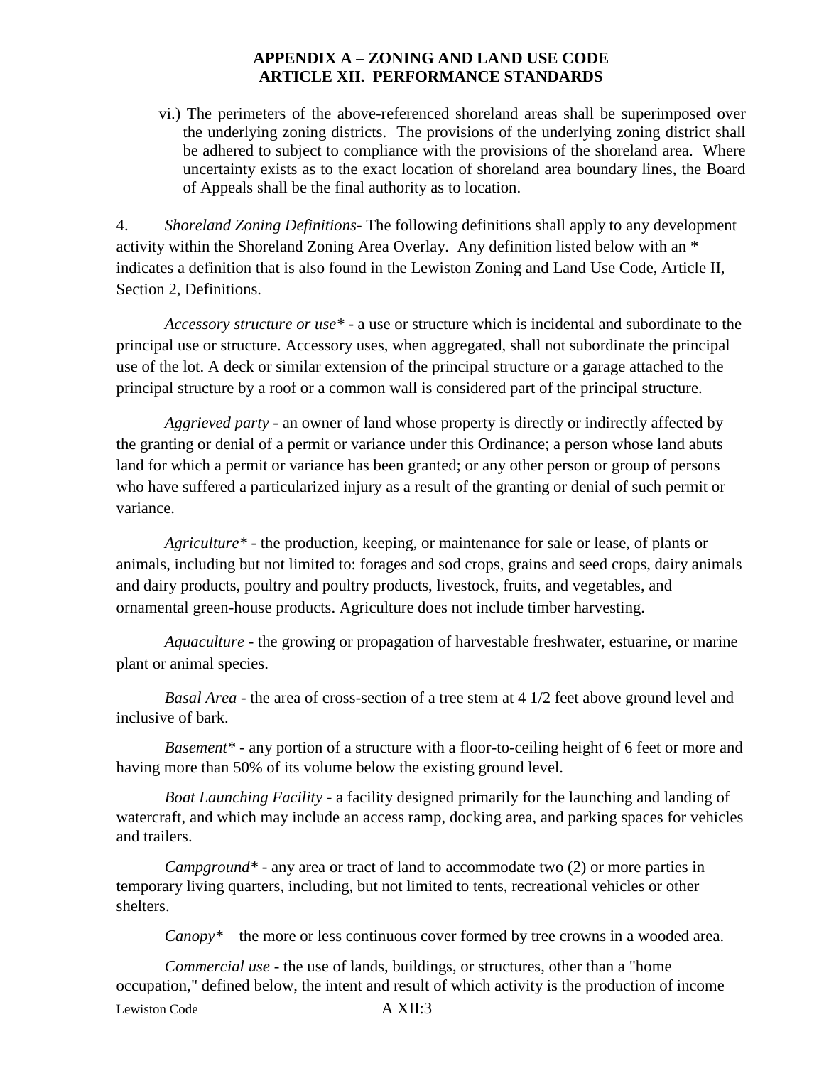vi.) The perimeters of the above-referenced shoreland areas shall be superimposed over the underlying zoning districts. The provisions of the underlying zoning district shall be adhered to subject to compliance with the provisions of the shoreland area. Where uncertainty exists as to the exact location of shoreland area boundary lines, the Board of Appeals shall be the final authority as to location.

4. *Shoreland Zoning Definitions*- The following definitions shall apply to any development activity within the Shoreland Zoning Area Overlay. Any definition listed below with an * indicates a definition that is also found in the Lewiston Zoning and Land Use Code, Article II, Section 2, Definitions.

*Accessory structure or use** - a use or structure which is incidental and subordinate to the principal use or structure. Accessory uses, when aggregated, shall not subordinate the principal use of the lot. A deck or similar extension of the principal structure or a garage attached to the principal structure by a roof or a common wall is considered part of the principal structure.

*Aggrieved party* - an owner of land whose property is directly or indirectly affected by the granting or denial of a permit or variance under this Ordinance; a person whose land abuts land for which a permit or variance has been granted; or any other person or group of persons who have suffered a particularized injury as a result of the granting or denial of such permit or variance.

*Agriculture** - the production, keeping, or maintenance for sale or lease, of plants or animals, including but not limited to: forages and sod crops, grains and seed crops, dairy animals and dairy products, poultry and poultry products, livestock, fruits, and vegetables, and ornamental green-house products. Agriculture does not include timber harvesting.

*Aquaculture* - the growing or propagation of harvestable freshwater, estuarine, or marine plant or animal species.

*Basal Area* - the area of cross-section of a tree stem at 4 1/2 feet above ground level and inclusive of bark.

*Basement** - any portion of a structure with a floor-to-ceiling height of 6 feet or more and having more than 50% of its volume below the existing ground level.

*Boat Launching Facility* - a facility designed primarily for the launching and landing of watercraft, and which may include an access ramp, docking area, and parking spaces for vehicles and trailers.

*Campground** - any area or tract of land to accommodate two (2) or more parties in temporary living quarters, including, but not limited to tents, recreational vehicles or other shelters.

*Canopy** – the more or less continuous cover formed by tree crowns in a wooded area.

*Commercial use* - the use of lands, buildings, or structures, other than a "home occupation," defined below, the intent and result of which activity is the production of income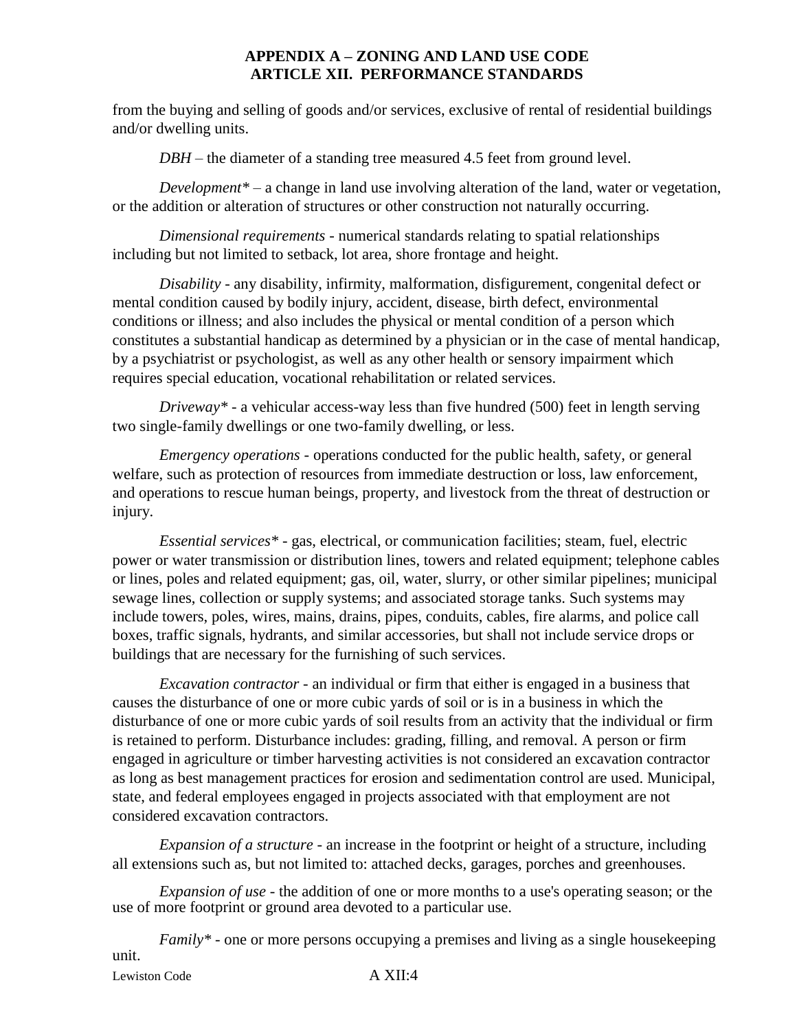from the buying and selling of goods and/or services, exclusive of rental of residential buildings and/or dwelling units.

*DBH* – the diameter of a standing tree measured 4.5 feet from ground level.

*Development** – a change in land use involving alteration of the land, water or vegetation, or the addition or alteration of structures or other construction not naturally occurring.

*Dimensional requirements* - numerical standards relating to spatial relationships including but not limited to setback, lot area, shore frontage and height.

*Disability* - any disability, infirmity, malformation, disfigurement, congenital defect or mental condition caused by bodily injury, accident, disease, birth defect, environmental conditions or illness; and also includes the physical or mental condition of a person which constitutes a substantial handicap as determined by a physician or in the case of mental handicap, by a psychiatrist or psychologist, as well as any other health or sensory impairment which requires special education, vocational rehabilitation or related services.

*Driveway** - a vehicular access-way less than five hundred (500) feet in length serving two single-family dwellings or one two-family dwelling, or less.

*Emergency operations* - operations conducted for the public health, safety, or general welfare, such as protection of resources from immediate destruction or loss, law enforcement, and operations to rescue human beings, property, and livestock from the threat of destruction or injury.

*Essential services** - gas, electrical, or communication facilities; steam, fuel, electric power or water transmission or distribution lines, towers and related equipment; telephone cables or lines, poles and related equipment; gas, oil, water, slurry, or other similar pipelines; municipal sewage lines, collection or supply systems; and associated storage tanks. Such systems may include towers, poles, wires, mains, drains, pipes, conduits, cables, fire alarms, and police call boxes, traffic signals, hydrants, and similar accessories, but shall not include service drops or buildings that are necessary for the furnishing of such services.

*Excavation contractor* - an individual or firm that either is engaged in a business that causes the disturbance of one or more cubic yards of soil or is in a business in which the disturbance of one or more cubic yards of soil results from an activity that the individual or firm is retained to perform. Disturbance includes: grading, filling, and removal. A person or firm engaged in agriculture or timber harvesting activities is not considered an excavation contractor as long as best management practices for erosion and sedimentation control are used. Municipal, state, and federal employees engaged in projects associated with that employment are not considered excavation contractors.

*Expansion of a structure* - an increase in the footprint or height of a structure, including all extensions such as, but not limited to: attached decks, garages, porches and greenhouses.

*Expansion of use* - the addition of one or more months to a use's operating season; or the use of more footprint or ground area devoted to a particular use.

*Family** - one or more persons occupying a premises and living as a single housekeeping unit.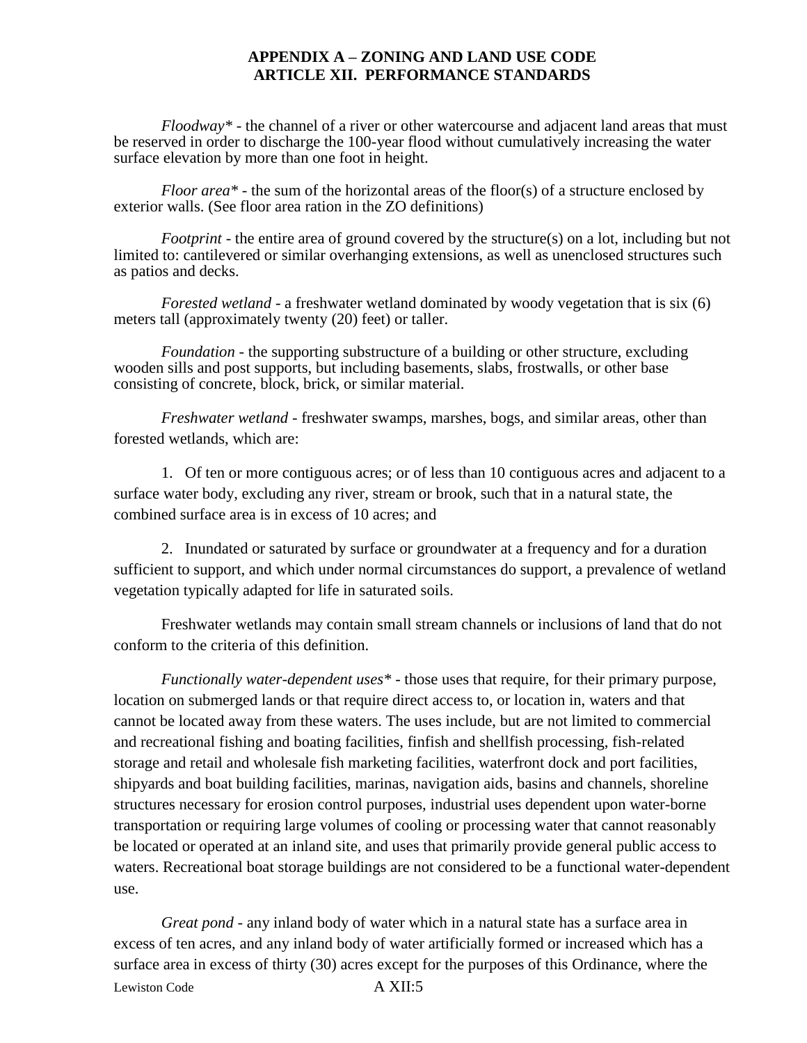**APPENDIX A – ZONING AND LAND USE CODE**
**ARTICLE XII. PERFORMANCE STANDARDS**

*Floodway\** - the channel of a river or other watercourse and adjacent land areas that must be reserved in order to discharge the 100-year flood without cumulatively increasing the water surface elevation by more than one foot in height.

*Floor area\** - the sum of the horizontal areas of the floor(s) of a structure enclosed by exterior walls. (See floor area ration in the ZO definitions)

*Footprint* - the entire area of ground covered by the structure(s) on a lot, including but not limited to: cantilevered or similar overhanging extensions, as well as unenclosed structures such as patios and decks.

*Forested wetland* - a freshwater wetland dominated by woody vegetation that is six (6) meters tall (approximately twenty (20) feet) or taller.

*Foundation* - the supporting substructure of a building or other structure, excluding wooden sills and post supports, but including basements, slabs, frostwalls, or other base consisting of concrete, block, brick, or similar material.

*Freshwater wetland* - freshwater swamps, marshes, bogs, and similar areas, other than forested wetlands, which are:

1. Of ten or more contiguous acres; or of less than 10 contiguous acres and adjacent to a surface water body, excluding any river, stream or brook, such that in a natural state, the combined surface area is in excess of 10 acres; and

2. Inundated or saturated by surface or groundwater at a frequency and for a duration sufficient to support, and which under normal circumstances do support, a prevalence of wetland vegetation typically adapted for life in saturated soils.

Freshwater wetlands may contain small stream channels or inclusions of land that do not conform to the criteria of this definition.

*Functionally water-dependent uses\** - those uses that require, for their primary purpose, location on submerged lands or that require direct access to, or location in, waters and that cannot be located away from these waters. The uses include, but are not limited to commercial and recreational fishing and boating facilities, finfish and shellfish processing, fish-related storage and retail and wholesale fish marketing facilities, waterfront dock and port facilities, shipyards and boat building facilities, marinas, navigation aids, basins and channels, shoreline structures necessary for erosion control purposes, industrial uses dependent upon water-borne transportation or requiring large volumes of cooling or processing water that cannot reasonably be located or operated at an inland site, and uses that primarily provide general public access to waters. Recreational boat storage buildings are not considered to be a functional water-dependent use.

*Great pond* - any inland body of water which in a natural state has a surface area in excess of ten acres, and any inland body of water artificially formed or increased which has a surface area in excess of thirty (30) acres except for the purposes of this Ordinance, where the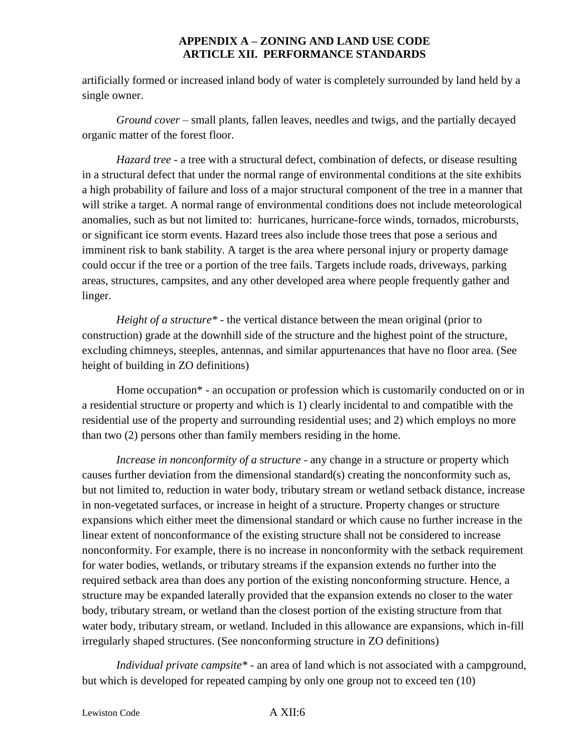artificially formed or increased inland body of water is completely surrounded by land held by a single owner.

*Ground cover* – small plants, fallen leaves, needles and twigs, and the partially decayed organic matter of the forest floor.

*Hazard tree* - a tree with a structural defect, combination of defects, or disease resulting in a structural defect that under the normal range of environmental conditions at the site exhibits a high probability of failure and loss of a major structural component of the tree in a manner that will strike a target. A normal range of environmental conditions does not include meteorological anomalies, such as but not limited to: hurricanes, hurricane-force winds, tornados, microbursts, or significant ice storm events. Hazard trees also include those trees that pose a serious and imminent risk to bank stability. A target is the area where personal injury or property damage could occur if the tree or a portion of the tree fails. Targets include roads, driveways, parking areas, structures, campsites, and any other developed area where people frequently gather and linger.

*Height of a structure** - the vertical distance between the mean original (prior to construction) grade at the downhill side of the structure and the highest point of the structure, excluding chimneys, steeples, antennas, and similar appurtenances that have no floor area. (See height of building in ZO definitions)

Home occupation* - an occupation or profession which is customarily conducted on or in a residential structure or property and which is 1) clearly incidental to and compatible with the residential use of the property and surrounding residential uses; and 2) which employs no more than two (2) persons other than family members residing in the home.

*Increase in nonconformity of a structure* - any change in a structure or property which causes further deviation from the dimensional standard(s) creating the nonconformity such as, but not limited to, reduction in water body, tributary stream or wetland setback distance, increase in non-vegetated surfaces, or increase in height of a structure. Property changes or structure expansions which either meet the dimensional standard or which cause no further increase in the linear extent of nonconformance of the existing structure shall not be considered to increase nonconformity. For example, there is no increase in nonconformity with the setback requirement for water bodies, wetlands, or tributary streams if the expansion extends no further into the required setback area than does any portion of the existing nonconforming structure. Hence, a structure may be expanded laterally provided that the expansion extends no closer to the water body, tributary stream, or wetland than the closest portion of the existing structure from that water body, tributary stream, or wetland. Included in this allowance are expansions, which in-fill irregularly shaped structures. (See nonconforming structure in ZO definitions)

*Individual private campsite** - an area of land which is not associated with a campground, but which is developed for repeated camping by only one group not to exceed ten (10)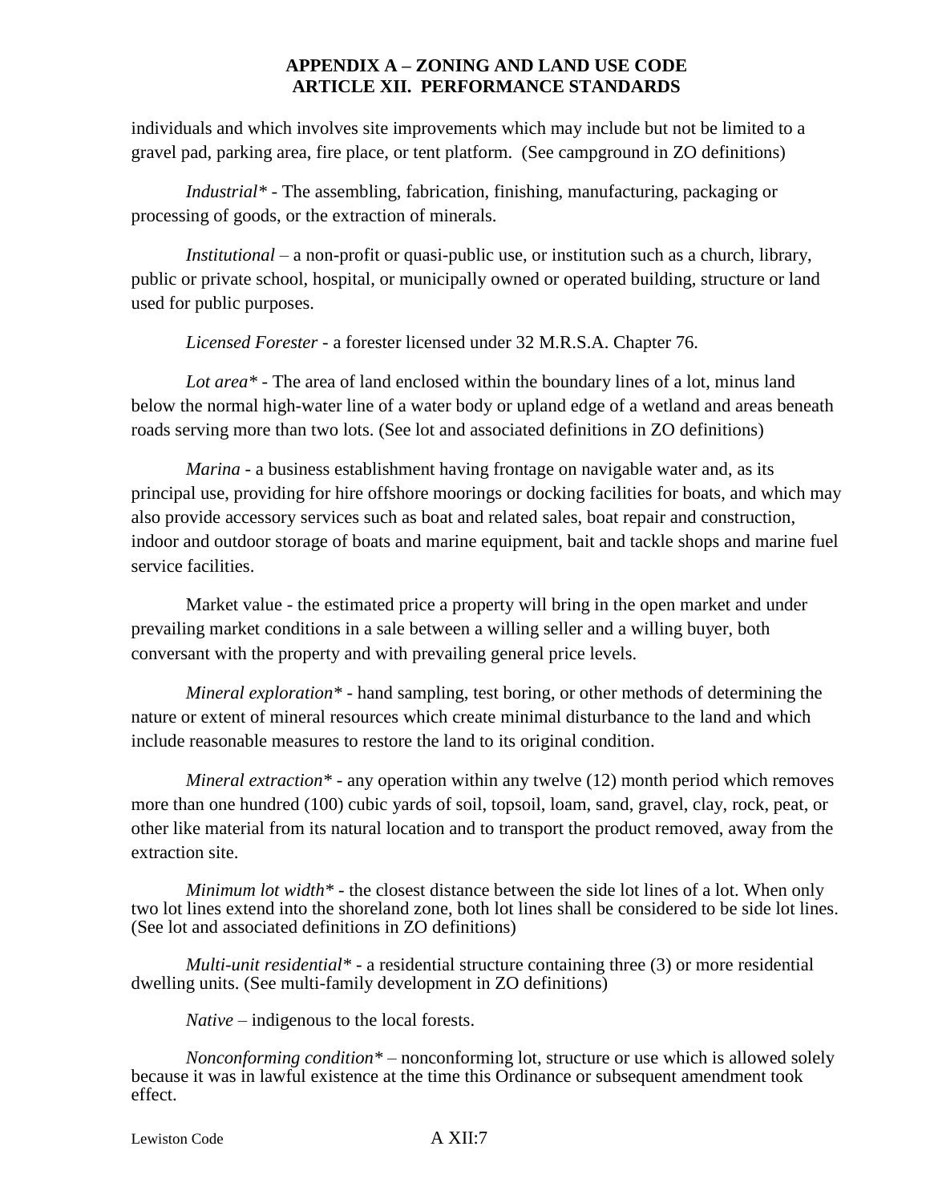individuals and which involves site improvements which may include but not be limited to a gravel pad, parking area, fire place, or tent platform. (See campground in ZO definitions)

*Industrial** - The assembling, fabrication, finishing, manufacturing, packaging or processing of goods, or the extraction of minerals.

*Institutional* – a non-profit or quasi-public use, or institution such as a church, library, public or private school, hospital, or municipally owned or operated building, structure or land used for public purposes.

*Licensed Forester* - a forester licensed under 32 M.R.S.A. Chapter 76.

*Lot area** - The area of land enclosed within the boundary lines of a lot, minus land below the normal high-water line of a water body or upland edge of a wetland and areas beneath roads serving more than two lots. (See lot and associated definitions in ZO definitions)

*Marina* - a business establishment having frontage on navigable water and, as its principal use, providing for hire offshore moorings or docking facilities for boats, and which may also provide accessory services such as boat and related sales, boat repair and construction, indoor and outdoor storage of boats and marine equipment, bait and tackle shops and marine fuel service facilities.

Market value - the estimated price a property will bring in the open market and under prevailing market conditions in a sale between a willing seller and a willing buyer, both conversant with the property and with prevailing general price levels.

*Mineral exploration** - hand sampling, test boring, or other methods of determining the nature or extent of mineral resources which create minimal disturbance to the land and which include reasonable measures to restore the land to its original condition.

*Mineral extraction** - any operation within any twelve (12) month period which removes more than one hundred (100) cubic yards of soil, topsoil, loam, sand, gravel, clay, rock, peat, or other like material from its natural location and to transport the product removed, away from the extraction site.

*Minimum lot width** - the closest distance between the side lot lines of a lot. When only two lot lines extend into the shoreland zone, both lot lines shall be considered to be side lot lines. (See lot and associated definitions in ZO definitions)

*Multi-unit residential** - a residential structure containing three (3) or more residential dwelling units. (See multi-family development in ZO definitions)

*Native* – indigenous to the local forests.

*Nonconforming condition** – nonconforming lot, structure or use which is allowed solely because it was in lawful existence at the time this Ordinance or subsequent amendment took effect.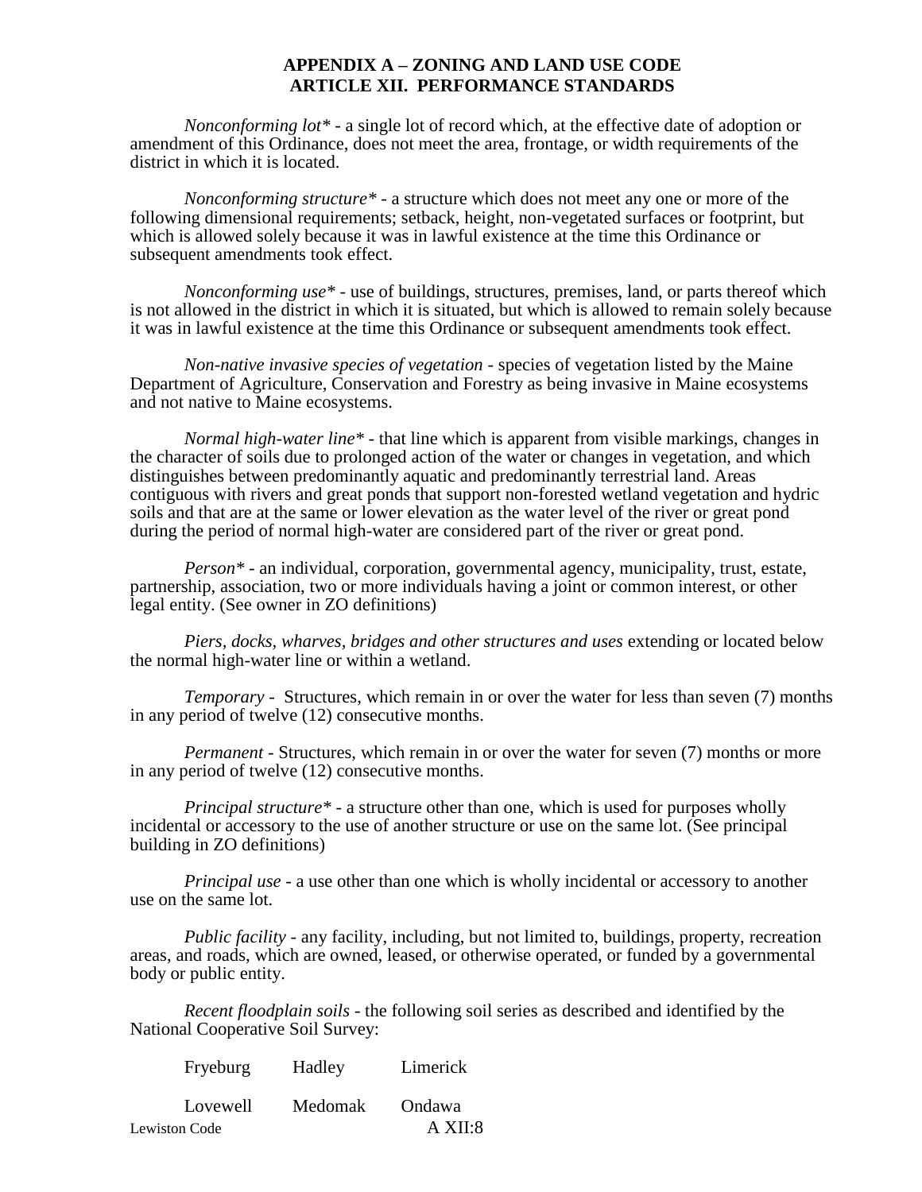# APPENDIX A – ZONING AND LAND USE CODE
## ARTICLE XII. PERFORMANCE STANDARDS

*Nonconforming lot** - a single lot of record which, at the effective date of adoption or amendment of this Ordinance, does not meet the area, frontage, or width requirements of the district in which it is located.

*Nonconforming structure** - a structure which does not meet any one or more of the following dimensional requirements; setback, height, non-vegetated surfaces or footprint, but which is allowed solely because it was in lawful existence at the time this Ordinance or subsequent amendments took effect.

*Nonconforming use** - use of buildings, structures, premises, land, or parts thereof which is not allowed in the district in which it is situated, but which is allowed to remain solely because it was in lawful existence at the time this Ordinance or subsequent amendments took effect.

*Non-native invasive species of vegetation* - species of vegetation listed by the Maine Department of Agriculture, Conservation and Forestry as being invasive in Maine ecosystems and not native to Maine ecosystems.

*Normal high-water line** - that line which is apparent from visible markings, changes in the character of soils due to prolonged action of the water or changes in vegetation, and which distinguishes between predominantly aquatic and predominantly terrestrial land. Areas contiguous with rivers and great ponds that support non-forested wetland vegetation and hydric soils and that are at the same or lower elevation as the water level of the river or great pond during the period of normal high-water are considered part of the river or great pond.

*Person** - an individual, corporation, governmental agency, municipality, trust, estate, partnership, association, two or more individuals having a joint or common interest, or other legal entity. (See owner in ZO definitions)

*Piers, docks, wharves, bridges and other structures and uses* extending or located below the normal high-water line or within a wetland.

*Temporary* - Structures, which remain in or over the water for less than seven (7) months in any period of twelve (12) consecutive months.

*Permanent* - Structures, which remain in or over the water for seven (7) months or more in any period of twelve (12) consecutive months.

*Principal structure** - a structure other than one, which is used for purposes wholly incidental or accessory to the use of another structure or use on the same lot. (See principal building in ZO definitions)

*Principal use* - a use other than one which is wholly incidental or accessory to another use on the same lot.

*Public facility* - any facility, including, but not limited to, buildings, property, recreation areas, and roads, which are owned, leased, or otherwise operated, or funded by a governmental body or public entity.

*Recent floodplain soils* - the following soil series as described and identified by the National Cooperative Soil Survey:

| | | |
|---|---|---|
| Fryeburg | Hadley | Limerick |
| Lovewell | Medomak | Ondawa |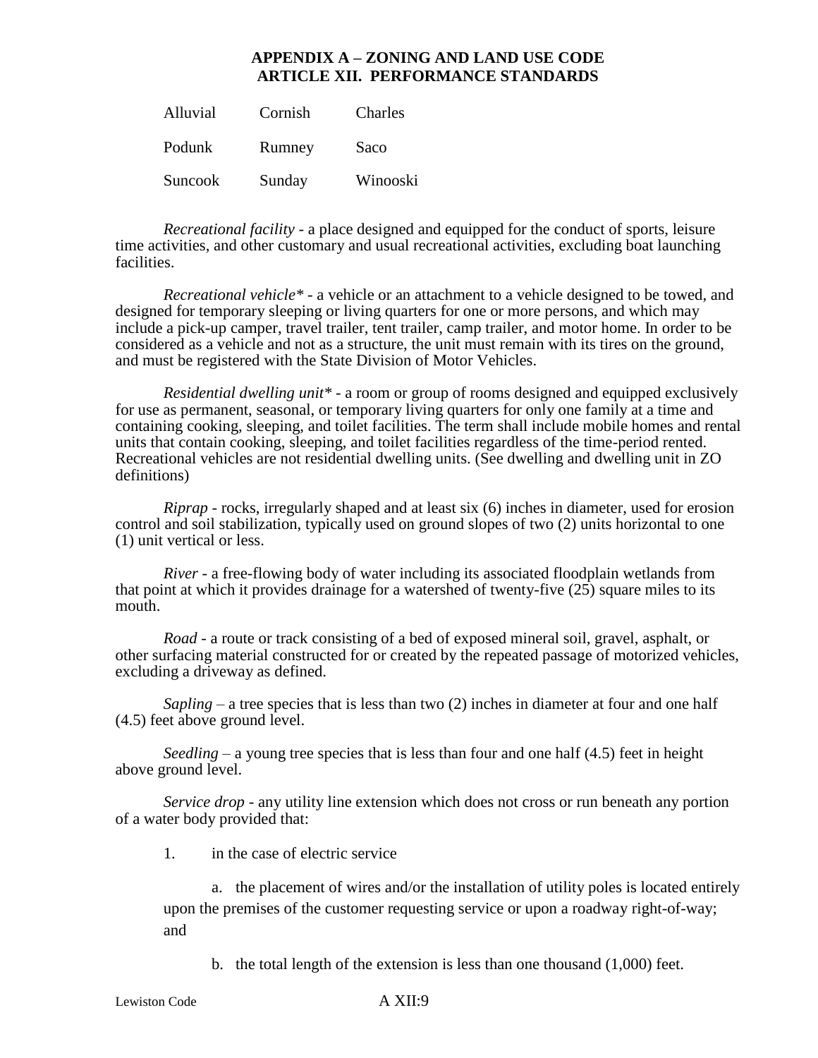**APPENDIX A – ZONING AND LAND USE CODE**
**ARTICLE XII. PERFORMANCE STANDARDS**

| Alluvial | Cornish | Charles |
|---|---|---|
| Podunk | Rumney | Saco |
| Suncook | Sunday | Winooski |

*Recreational facility* - a place designed and equipped for the conduct of sports, leisure time activities, and other customary and usual recreational activities, excluding boat launching facilities.

*Recreational vehicle** - a vehicle or an attachment to a vehicle designed to be towed, and designed for temporary sleeping or living quarters for one or more persons, and which may include a pick-up camper, travel trailer, tent trailer, camp trailer, and motor home. In order to be considered as a vehicle and not as a structure, the unit must remain with its tires on the ground, and must be registered with the State Division of Motor Vehicles.

*Residential dwelling unit** - a room or group of rooms designed and equipped exclusively for use as permanent, seasonal, or temporary living quarters for only one family at a time and containing cooking, sleeping, and toilet facilities. The term shall include mobile homes and rental units that contain cooking, sleeping, and toilet facilities regardless of the time-period rented. Recreational vehicles are not residential dwelling units. (See dwelling and dwelling unit in ZO definitions)

*Riprap* - rocks, irregularly shaped and at least six (6) inches in diameter, used for erosion control and soil stabilization, typically used on ground slopes of two (2) units horizontal to one (1) unit vertical or less.

*River* - a free-flowing body of water including its associated floodplain wetlands from that point at which it provides drainage for a watershed of twenty-five (25) square miles to its mouth.

*Road* - a route or track consisting of a bed of exposed mineral soil, gravel, asphalt, or other surfacing material constructed for or created by the repeated passage of motorized vehicles, excluding a driveway as defined.

*Sapling* – a tree species that is less than two (2) inches in diameter at four and one half (4.5) feet above ground level.

*Seedling* – a young tree species that is less than four and one half (4.5) feet in height above ground level.

*Service drop* - any utility line extension which does not cross or run beneath any portion of a water body provided that:

1. in the case of electric service

   a. the placement of wires and/or the installation of utility poles is located entirely upon the premises of the customer requesting service or upon a roadway right-of-way; and

   b. the total length of the extension is less than one thousand (1,000) feet.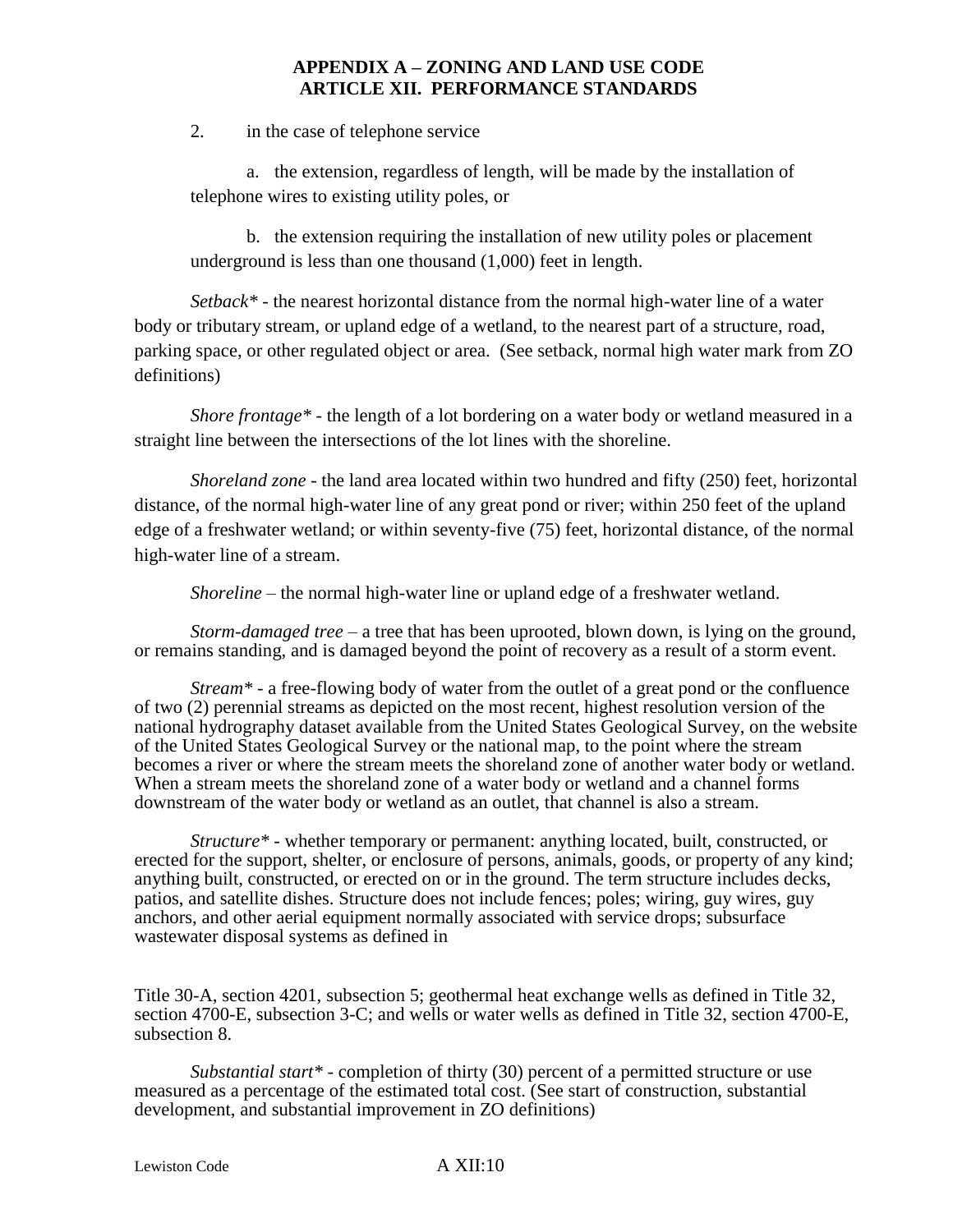2. in the case of telephone service

   a. the extension, regardless of length, will be made by the installation of telephone wires to existing utility poles, or

   b. the extension requiring the installation of new utility poles or placement underground is less than one thousand (1,000) feet in length.

*Setback** - the nearest horizontal distance from the normal high-water line of a water body or tributary stream, or upland edge of a wetland, to the nearest part of a structure, road, parking space, or other regulated object or area. (See setback, normal high water mark from ZO definitions)

*Shore frontage** - the length of a lot bordering on a water body or wetland measured in a straight line between the intersections of the lot lines with the shoreline.

*Shoreland zone* - the land area located within two hundred and fifty (250) feet, horizontal distance, of the normal high-water line of any great pond or river; within 250 feet of the upland edge of a freshwater wetland; or within seventy-five (75) feet, horizontal distance, of the normal high-water line of a stream.

*Shoreline* – the normal high-water line or upland edge of a freshwater wetland.

*Storm-damaged tree* – a tree that has been uprooted, blown down, is lying on the ground, or remains standing, and is damaged beyond the point of recovery as a result of a storm event.

*Stream** - a free-flowing body of water from the outlet of a great pond or the confluence of two (2) perennial streams as depicted on the most recent, highest resolution version of the national hydrography dataset available from the United States Geological Survey, on the website of the United States Geological Survey or the national map, to the point where the stream becomes a river or where the stream meets the shoreland zone of another water body or wetland. When a stream meets the shoreland zone of a water body or wetland and a channel forms downstream of the water body or wetland as an outlet, that channel is also a stream.

*Structure** - whether temporary or permanent: anything located, built, constructed, or erected for the support, shelter, or enclosure of persons, animals, goods, or property of any kind; anything built, constructed, or erected on or in the ground. The term structure includes decks, patios, and satellite dishes. Structure does not include fences; poles; wiring, guy wires, guy anchors, and other aerial equipment normally associated with service drops; subsurface wastewater disposal systems as defined in

Title 30-A, section 4201, subsection 5; geothermal heat exchange wells as defined in Title 32, section 4700-E, subsection 3-C; and wells or water wells as defined in Title 32, section 4700-E, subsection 8.

*Substantial start** - completion of thirty (30) percent of a permitted structure or use measured as a percentage of the estimated total cost. (See start of construction, substantial development, and substantial improvement in ZO definitions)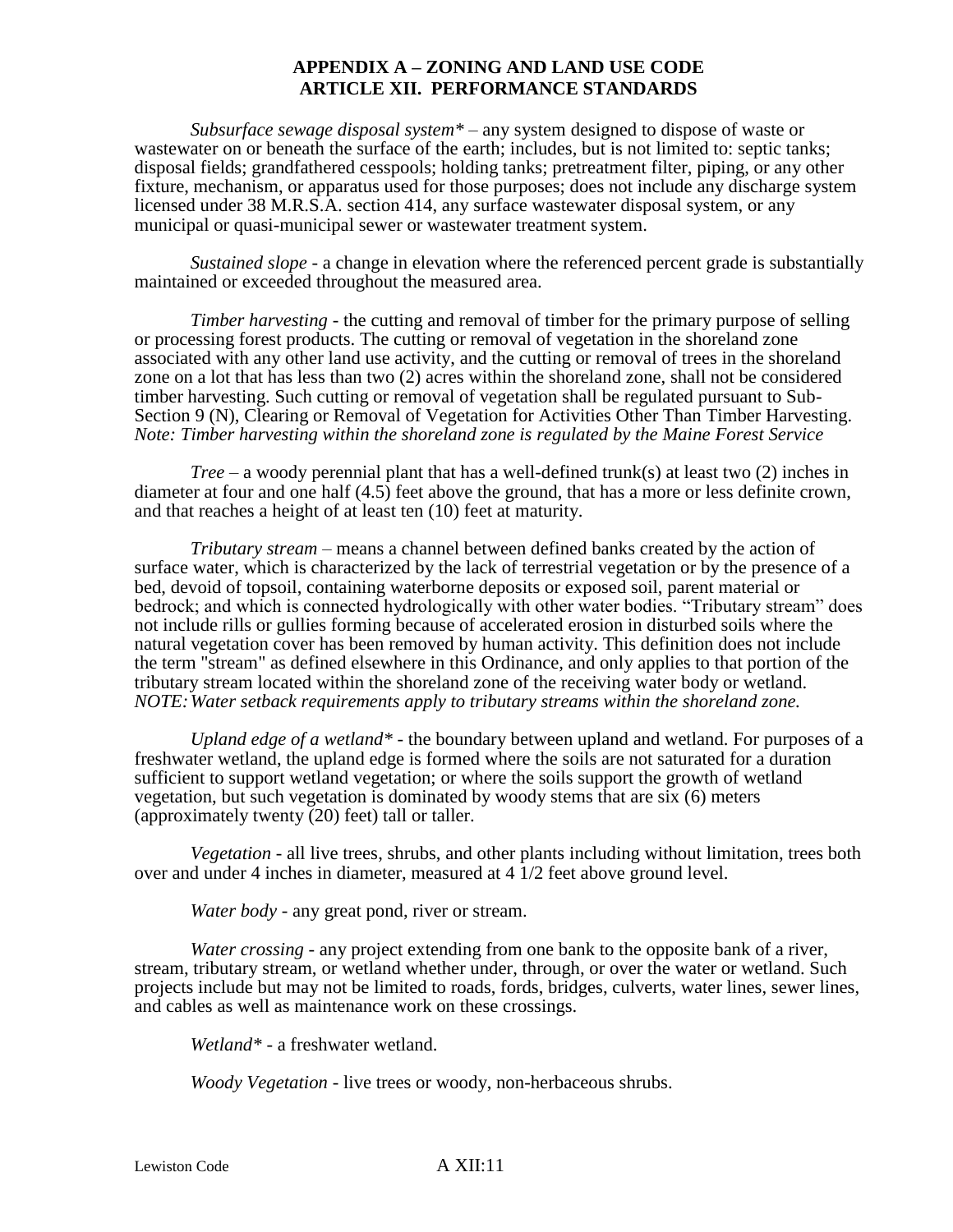# APPENDIX A – ZONING AND LAND USE CODE
## ARTICLE XII. PERFORMANCE STANDARDS

*Subsurface sewage disposal system** – any system designed to dispose of waste or wastewater on or beneath the surface of the earth; includes, but is not limited to: septic tanks; disposal fields; grandfathered cesspools; holding tanks; pretreatment filter, piping, or any other fixture, mechanism, or apparatus used for those purposes; does not include any discharge system licensed under 38 M.R.S.A. section 414, any surface wastewater disposal system, or any municipal or quasi-municipal sewer or wastewater treatment system.

*Sustained slope* - a change in elevation where the referenced percent grade is substantially maintained or exceeded throughout the measured area.

*Timber harvesting* - the cutting and removal of timber for the primary purpose of selling or processing forest products. The cutting or removal of vegetation in the shoreland zone associated with any other land use activity, and the cutting or removal of trees in the shoreland zone on a lot that has less than two (2) acres within the shoreland zone, shall not be considered timber harvesting. Such cutting or removal of vegetation shall be regulated pursuant to Sub-Section 9 (N), Clearing or Removal of Vegetation for Activities Other Than Timber Harvesting. *Note: Timber harvesting within the shoreland zone is regulated by the Maine Forest Service*

*Tree* – a woody perennial plant that has a well-defined trunk(s) at least two (2) inches in diameter at four and one half (4.5) feet above the ground, that has a more or less definite crown, and that reaches a height of at least ten (10) feet at maturity.

*Tributary stream* – means a channel between defined banks created by the action of surface water, which is characterized by the lack of terrestrial vegetation or by the presence of a bed, devoid of topsoil, containing waterborne deposits or exposed soil, parent material or bedrock; and which is connected hydrologically with other water bodies. "Tributary stream" does not include rills or gullies forming because of accelerated erosion in disturbed soils where the natural vegetation cover has been removed by human activity. This definition does not include the term "stream" as defined elsewhere in this Ordinance, and only applies to that portion of the tributary stream located within the shoreland zone of the receiving water body or wetland. *NOTE: Water setback requirements apply to tributary streams within the shoreland zone.*

*Upland edge of a wetland** - the boundary between upland and wetland. For purposes of a freshwater wetland, the upland edge is formed where the soils are not saturated for a duration sufficient to support wetland vegetation; or where the soils support the growth of wetland vegetation, but such vegetation is dominated by woody stems that are six (6) meters (approximately twenty (20) feet) tall or taller.

*Vegetation* - all live trees, shrubs, and other plants including without limitation, trees both over and under 4 inches in diameter, measured at 4 1/2 feet above ground level.

*Water body* - any great pond, river or stream.

*Water crossing* - any project extending from one bank to the opposite bank of a river, stream, tributary stream, or wetland whether under, through, or over the water or wetland. Such projects include but may not be limited to roads, fords, bridges, culverts, water lines, sewer lines, and cables as well as maintenance work on these crossings.

*Wetland** - a freshwater wetland.

*Woody Vegetation* - live trees or woody, non-herbaceous shrubs.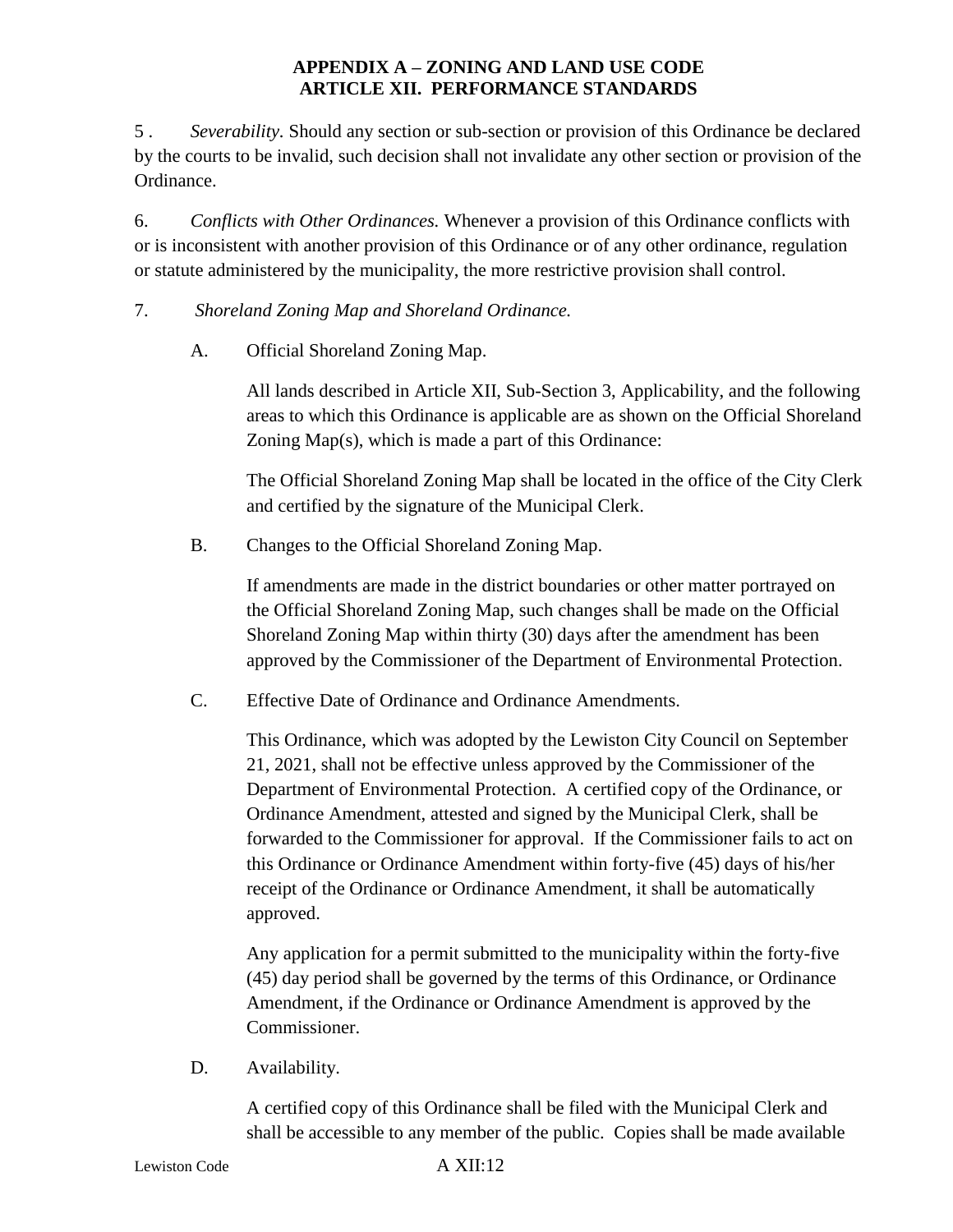5 . *Severability.* Should any section or sub-section or provision of this Ordinance be declared by the courts to be invalid, such decision shall not invalidate any other section or provision of the Ordinance.

6. *Conflicts with Other Ordinances.* Whenever a provision of this Ordinance conflicts with or is inconsistent with another provision of this Ordinance or of any other ordinance, regulation or statute administered by the municipality, the more restrictive provision shall control.

7. *Shoreland Zoning Map and Shoreland Ordinance.*

A. Official Shoreland Zoning Map.

All lands described in Article XII, Sub-Section 3, Applicability, and the following areas to which this Ordinance is applicable are as shown on the Official Shoreland Zoning Map(s), which is made a part of this Ordinance:

The Official Shoreland Zoning Map shall be located in the office of the City Clerk and certified by the signature of the Municipal Clerk.

B. Changes to the Official Shoreland Zoning Map.

If amendments are made in the district boundaries or other matter portrayed on the Official Shoreland Zoning Map, such changes shall be made on the Official Shoreland Zoning Map within thirty (30) days after the amendment has been approved by the Commissioner of the Department of Environmental Protection.

C. Effective Date of Ordinance and Ordinance Amendments.

This Ordinance, which was adopted by the Lewiston City Council on September 21, 2021, shall not be effective unless approved by the Commissioner of the Department of Environmental Protection. A certified copy of the Ordinance, or Ordinance Amendment, attested and signed by the Municipal Clerk, shall be forwarded to the Commissioner for approval. If the Commissioner fails to act on this Ordinance or Ordinance Amendment within forty-five (45) days of his/her receipt of the Ordinance or Ordinance Amendment, it shall be automatically approved.

Any application for a permit submitted to the municipality within the forty-five (45) day period shall be governed by the terms of this Ordinance, or Ordinance Amendment, if the Ordinance or Ordinance Amendment is approved by the Commissioner.

D. Availability.

A certified copy of this Ordinance shall be filed with the Municipal Clerk and shall be accessible to any member of the public. Copies shall be made available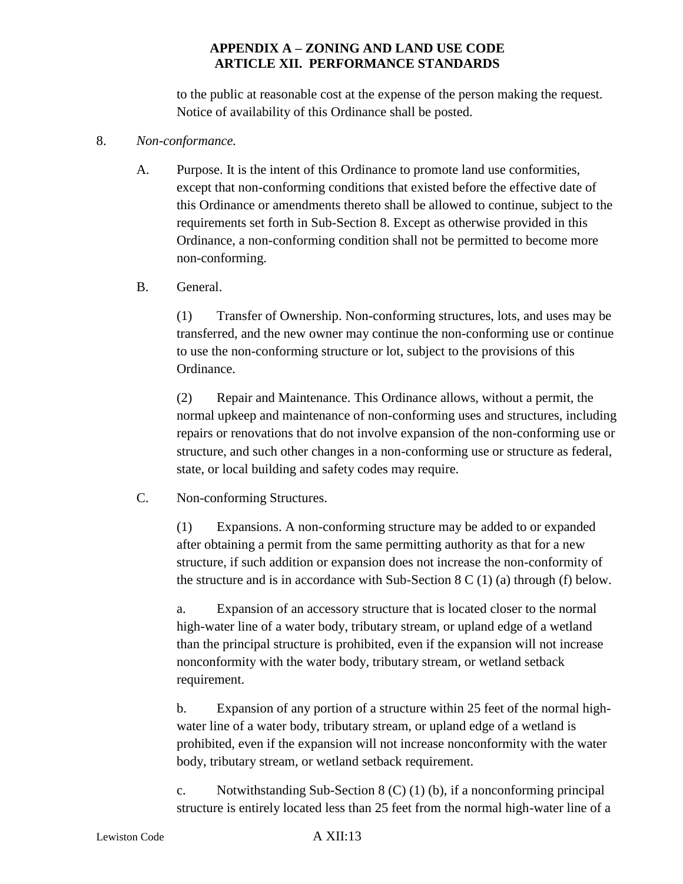to the public at reasonable cost at the expense of the person making the request. Notice of availability of this Ordinance shall be posted.

8. *Non-conformance.*

A. Purpose. It is the intent of this Ordinance to promote land use conformities, except that non-conforming conditions that existed before the effective date of this Ordinance or amendments thereto shall be allowed to continue, subject to the requirements set forth in Sub-Section 8. Except as otherwise provided in this Ordinance, a non-conforming condition shall not be permitted to become more non-conforming.

B. General.

(1) Transfer of Ownership. Non-conforming structures, lots, and uses may be transferred, and the new owner may continue the non-conforming use or continue to use the non-conforming structure or lot, subject to the provisions of this Ordinance.

(2) Repair and Maintenance. This Ordinance allows, without a permit, the normal upkeep and maintenance of non-conforming uses and structures, including repairs or renovations that do not involve expansion of the non-conforming use or structure, and such other changes in a non-conforming use or structure as federal, state, or local building and safety codes may require.

C. Non-conforming Structures.

(1) Expansions. A non-conforming structure may be added to or expanded after obtaining a permit from the same permitting authority as that for a new structure, if such addition or expansion does not increase the non-conformity of the structure and is in accordance with Sub-Section 8 C (1) (a) through (f) below.

a. Expansion of an accessory structure that is located closer to the normal high-water line of a water body, tributary stream, or upland edge of a wetland than the principal structure is prohibited, even if the expansion will not increase nonconformity with the water body, tributary stream, or wetland setback requirement.

b. Expansion of any portion of a structure within 25 feet of the normal high-water line of a water body, tributary stream, or upland edge of a wetland is prohibited, even if the expansion will not increase nonconformity with the water body, tributary stream, or wetland setback requirement.

c. Notwithstanding Sub-Section 8 (C) (1) (b), if a nonconforming principal structure is entirely located less than 25 feet from the normal high-water line of a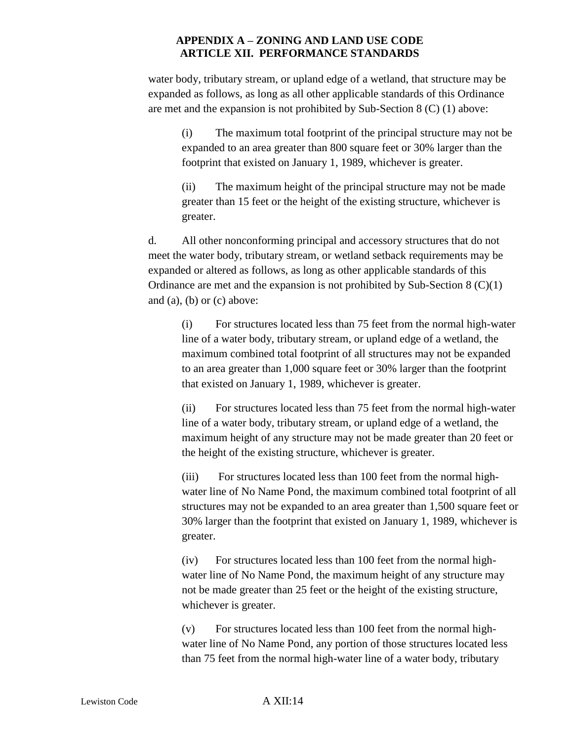water body, tributary stream, or upland edge of a wetland, that structure may be expanded as follows, as long as all other applicable standards of this Ordinance are met and the expansion is not prohibited by Sub-Section 8 (C) (1) above:

(i) The maximum total footprint of the principal structure may not be expanded to an area greater than 800 square feet or 30% larger than the footprint that existed on January 1, 1989, whichever is greater.

(ii) The maximum height of the principal structure may not be made greater than 15 feet or the height of the existing structure, whichever is greater.

d. All other nonconforming principal and accessory structures that do not meet the water body, tributary stream, or wetland setback requirements may be expanded or altered as follows, as long as other applicable standards of this Ordinance are met and the expansion is not prohibited by Sub-Section 8 (C)(1) and (a), (b) or (c) above:

(i) For structures located less than 75 feet from the normal high-water line of a water body, tributary stream, or upland edge of a wetland, the maximum combined total footprint of all structures may not be expanded to an area greater than 1,000 square feet or 30% larger than the footprint that existed on January 1, 1989, whichever is greater.

(ii) For structures located less than 75 feet from the normal high-water line of a water body, tributary stream, or upland edge of a wetland, the maximum height of any structure may not be made greater than 20 feet or the height of the existing structure, whichever is greater.

(iii) For structures located less than 100 feet from the normal high-water line of No Name Pond, the maximum combined total footprint of all structures may not be expanded to an area greater than 1,500 square feet or 30% larger than the footprint that existed on January 1, 1989, whichever is greater.

(iv) For structures located less than 100 feet from the normal high-water line of No Name Pond, the maximum height of any structure may not be made greater than 25 feet or the height of the existing structure, whichever is greater.

(v) For structures located less than 100 feet from the normal high-water line of No Name Pond, any portion of those structures located less than 75 feet from the normal high-water line of a water body, tributary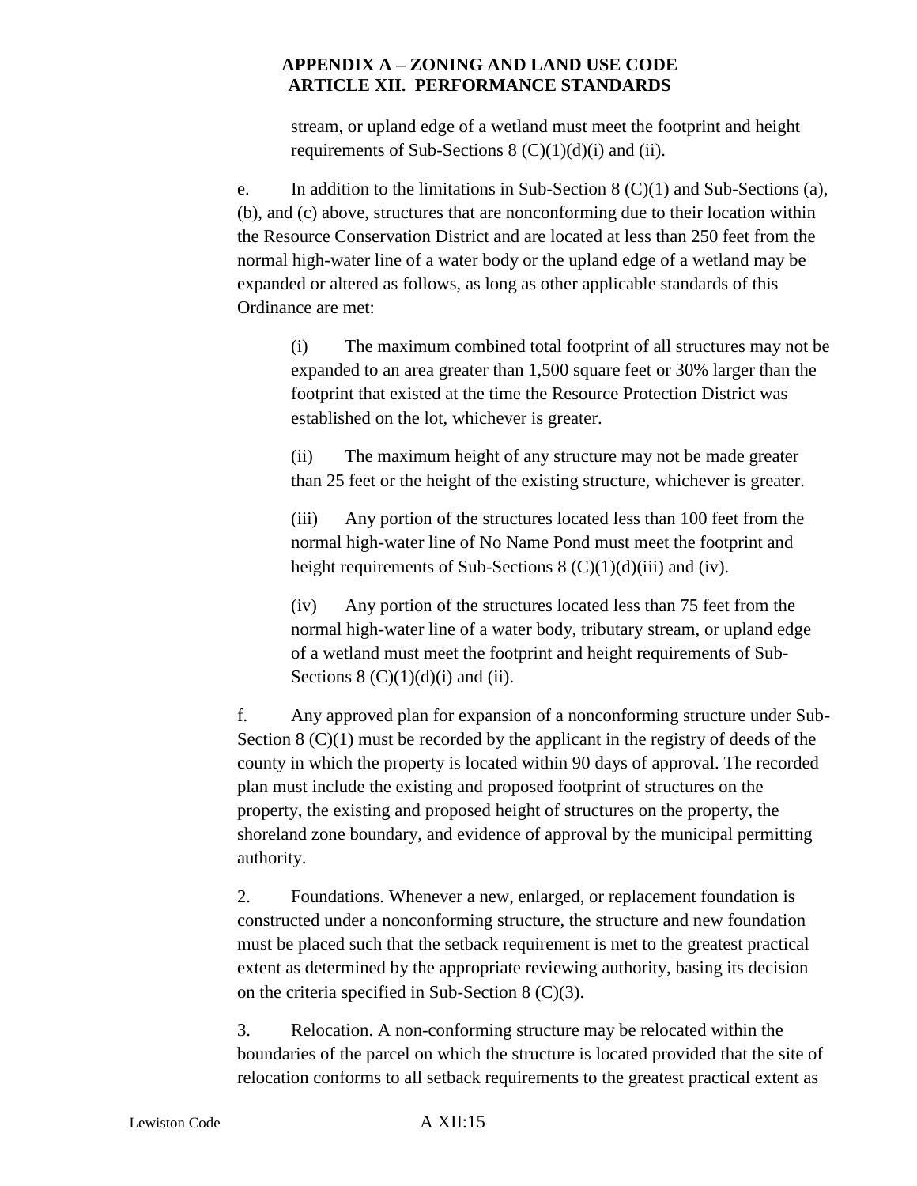stream, or upland edge of a wetland must meet the footprint and height requirements of Sub-Sections 8 (C)(1)(d)(i) and (ii).

e. In addition to the limitations in Sub-Section 8 (C)(1) and Sub-Sections (a), (b), and (c) above, structures that are nonconforming due to their location within the Resource Conservation District and are located at less than 250 feet from the normal high-water line of a water body or the upland edge of a wetland may be expanded or altered as follows, as long as other applicable standards of this Ordinance are met:

(i) The maximum combined total footprint of all structures may not be expanded to an area greater than 1,500 square feet or 30% larger than the footprint that existed at the time the Resource Protection District was established on the lot, whichever is greater.

(ii) The maximum height of any structure may not be made greater than 25 feet or the height of the existing structure, whichever is greater.

(iii) Any portion of the structures located less than 100 feet from the normal high-water line of No Name Pond must meet the footprint and height requirements of Sub-Sections 8 (C)(1)(d)(iii) and (iv).

(iv) Any portion of the structures located less than 75 feet from the normal high-water line of a water body, tributary stream, or upland edge of a wetland must meet the footprint and height requirements of Sub-Sections 8 (C)(1)(d)(i) and (ii).

f. Any approved plan for expansion of a nonconforming structure under Sub-Section 8 (C)(1) must be recorded by the applicant in the registry of deeds of the county in which the property is located within 90 days of approval. The recorded plan must include the existing and proposed footprint of structures on the property, the existing and proposed height of structures on the property, the shoreland zone boundary, and evidence of approval by the municipal permitting authority.

2. Foundations. Whenever a new, enlarged, or replacement foundation is constructed under a nonconforming structure, the structure and new foundation must be placed such that the setback requirement is met to the greatest practical extent as determined by the appropriate reviewing authority, basing its decision on the criteria specified in Sub-Section 8 (C)(3).

3. Relocation. A non-conforming structure may be relocated within the boundaries of the parcel on which the structure is located provided that the site of relocation conforms to all setback requirements to the greatest practical extent as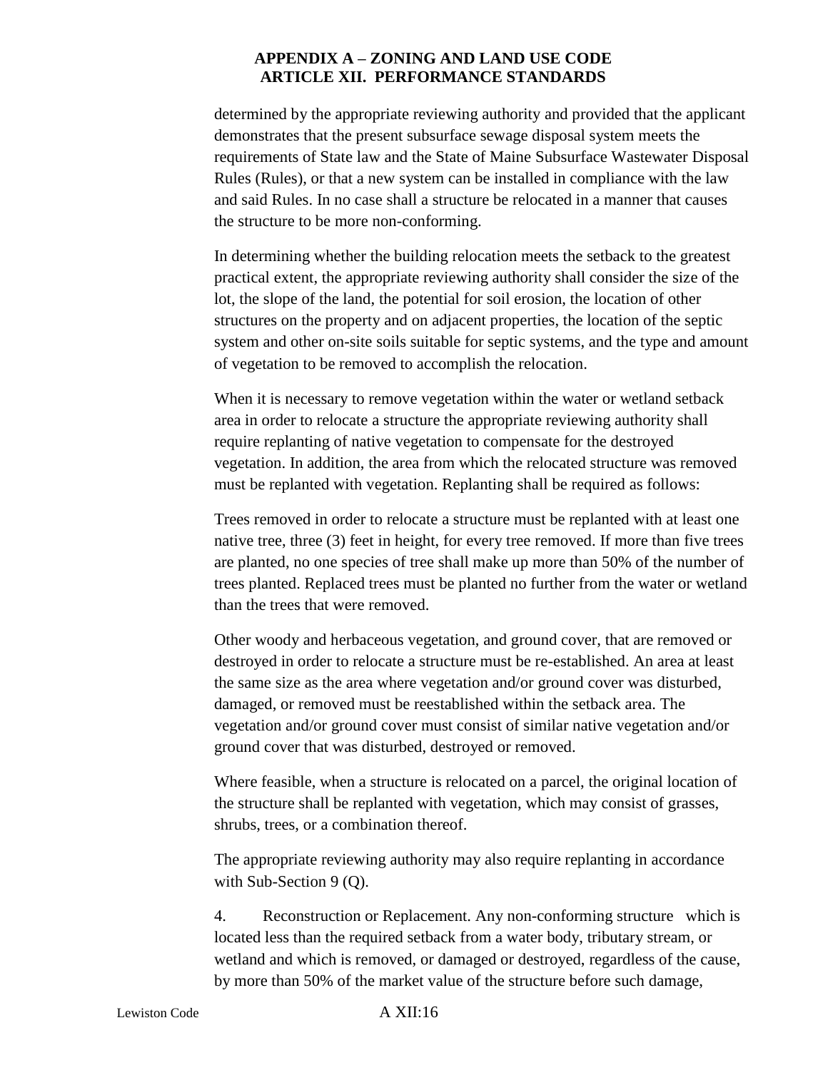determined by the appropriate reviewing authority and provided that the applicant demonstrates that the present subsurface sewage disposal system meets the requirements of State law and the State of Maine Subsurface Wastewater Disposal Rules (Rules), or that a new system can be installed in compliance with the law and said Rules. In no case shall a structure be relocated in a manner that causes the structure to be more non-conforming.

In determining whether the building relocation meets the setback to the greatest practical extent, the appropriate reviewing authority shall consider the size of the lot, the slope of the land, the potential for soil erosion, the location of other structures on the property and on adjacent properties, the location of the septic system and other on-site soils suitable for septic systems, and the type and amount of vegetation to be removed to accomplish the relocation.

When it is necessary to remove vegetation within the water or wetland setback area in order to relocate a structure the appropriate reviewing authority shall require replanting of native vegetation to compensate for the destroyed vegetation. In addition, the area from which the relocated structure was removed must be replanted with vegetation. Replanting shall be required as follows:

Trees removed in order to relocate a structure must be replanted with at least one native tree, three (3) feet in height, for every tree removed. If more than five trees are planted, no one species of tree shall make up more than 50% of the number of trees planted. Replaced trees must be planted no further from the water or wetland than the trees that were removed.

Other woody and herbaceous vegetation, and ground cover, that are removed or destroyed in order to relocate a structure must be re-established. An area at least the same size as the area where vegetation and/or ground cover was disturbed, damaged, or removed must be reestablished within the setback area. The vegetation and/or ground cover must consist of similar native vegetation and/or ground cover that was disturbed, destroyed or removed.

Where feasible, when a structure is relocated on a parcel, the original location of the structure shall be replanted with vegetation, which may consist of grasses, shrubs, trees, or a combination thereof.

The appropriate reviewing authority may also require replanting in accordance with Sub-Section 9 (Q).

4. Reconstruction or Replacement. Any non-conforming structure which is located less than the required setback from a water body, tributary stream, or wetland and which is removed, or damaged or destroyed, regardless of the cause, by more than 50% of the market value of the structure before such damage,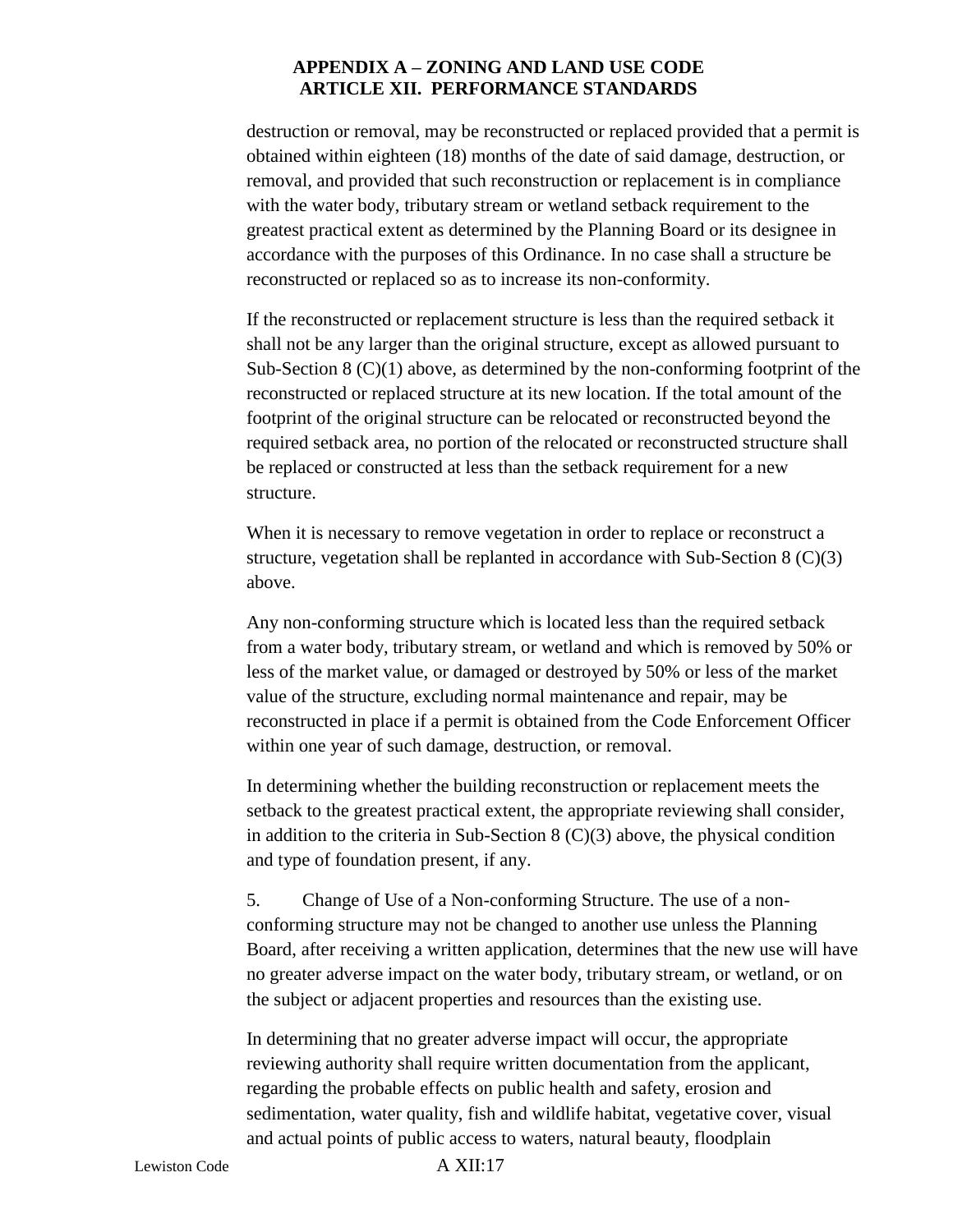destruction or removal, may be reconstructed or replaced provided that a permit is obtained within eighteen (18) months of the date of said damage, destruction, or removal, and provided that such reconstruction or replacement is in compliance with the water body, tributary stream or wetland setback requirement to the greatest practical extent as determined by the Planning Board or its designee in accordance with the purposes of this Ordinance. In no case shall a structure be reconstructed or replaced so as to increase its non-conformity.

If the reconstructed or replacement structure is less than the required setback it shall not be any larger than the original structure, except as allowed pursuant to Sub-Section 8 (C)(1) above, as determined by the non-conforming footprint of the reconstructed or replaced structure at its new location. If the total amount of the footprint of the original structure can be relocated or reconstructed beyond the required setback area, no portion of the relocated or reconstructed structure shall be replaced or constructed at less than the setback requirement for a new structure.

When it is necessary to remove vegetation in order to replace or reconstruct a structure, vegetation shall be replanted in accordance with Sub-Section 8 (C)(3) above.

Any non-conforming structure which is located less than the required setback from a water body, tributary stream, or wetland and which is removed by 50% or less of the market value, or damaged or destroyed by 50% or less of the market value of the structure, excluding normal maintenance and repair, may be reconstructed in place if a permit is obtained from the Code Enforcement Officer within one year of such damage, destruction, or removal.

In determining whether the building reconstruction or replacement meets the setback to the greatest practical extent, the appropriate reviewing shall consider, in addition to the criteria in Sub-Section 8 (C)(3) above, the physical condition and type of foundation present, if any.

5. Change of Use of a Non-conforming Structure. The use of a non-conforming structure may not be changed to another use unless the Planning Board, after receiving a written application, determines that the new use will have no greater adverse impact on the water body, tributary stream, or wetland, or on the subject or adjacent properties and resources than the existing use.

In determining that no greater adverse impact will occur, the appropriate reviewing authority shall require written documentation from the applicant, regarding the probable effects on public health and safety, erosion and sedimentation, water quality, fish and wildlife habitat, vegetative cover, visual and actual points of public access to waters, natural beauty, floodplain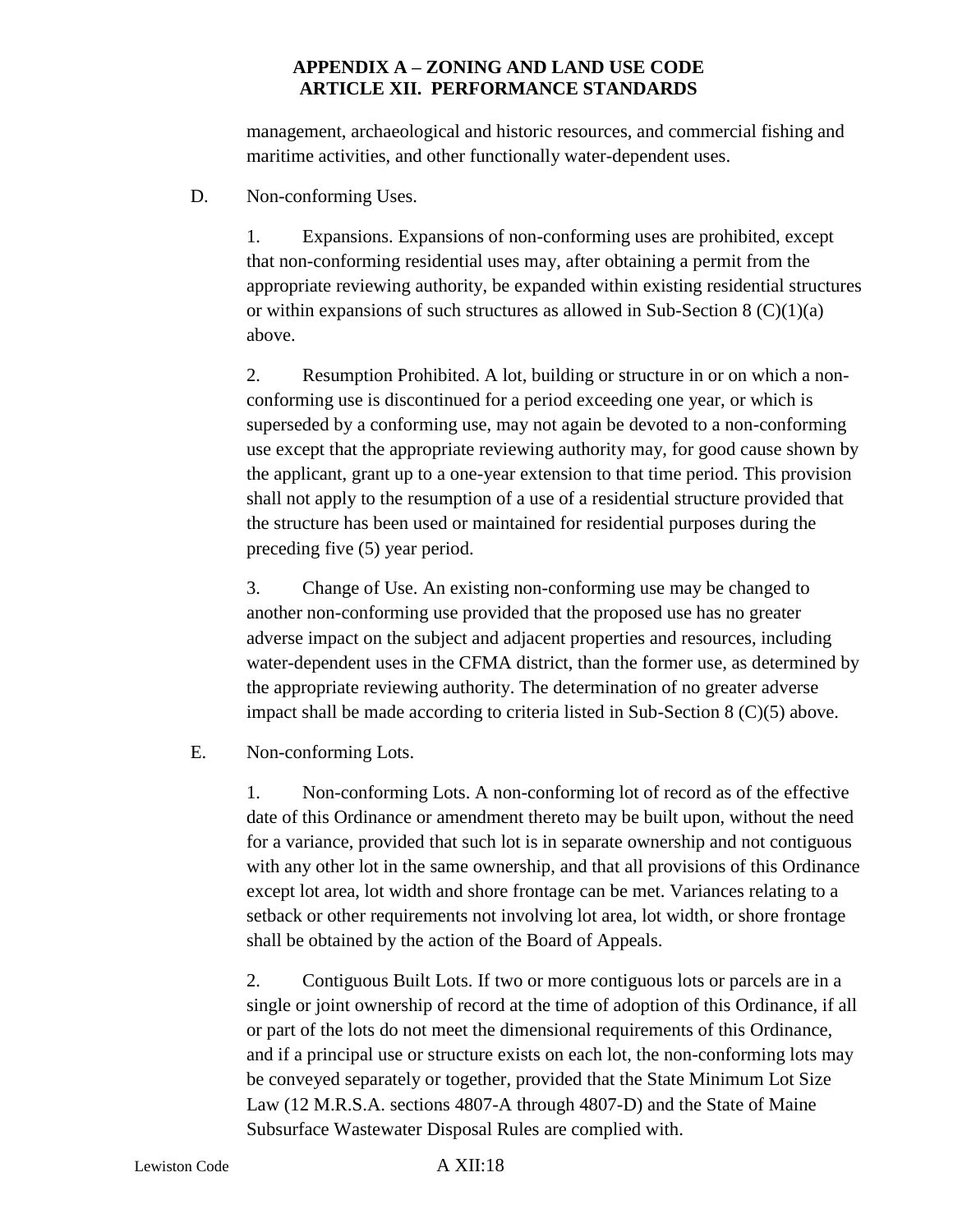management, archaeological and historic resources, and commercial fishing and maritime activities, and other functionally water-dependent uses.

D. Non-conforming Uses.

1. Expansions. Expansions of non-conforming uses are prohibited, except that non-conforming residential uses may, after obtaining a permit from the appropriate reviewing authority, be expanded within existing residential structures or within expansions of such structures as allowed in Sub-Section 8 (C)(1)(a) above.

2. Resumption Prohibited. A lot, building or structure in or on which a non-conforming use is discontinued for a period exceeding one year, or which is superseded by a conforming use, may not again be devoted to a non-conforming use except that the appropriate reviewing authority may, for good cause shown by the applicant, grant up to a one-year extension to that time period. This provision shall not apply to the resumption of a use of a residential structure provided that the structure has been used or maintained for residential purposes during the preceding five (5) year period.

3. Change of Use. An existing non-conforming use may be changed to another non-conforming use provided that the proposed use has no greater adverse impact on the subject and adjacent properties and resources, including water-dependent uses in the CFMA district, than the former use, as determined by the appropriate reviewing authority. The determination of no greater adverse impact shall be made according to criteria listed in Sub-Section 8 (C)(5) above.

E. Non-conforming Lots.

1. Non-conforming Lots. A non-conforming lot of record as of the effective date of this Ordinance or amendment thereto may be built upon, without the need for a variance, provided that such lot is in separate ownership and not contiguous with any other lot in the same ownership, and that all provisions of this Ordinance except lot area, lot width and shore frontage can be met. Variances relating to a setback or other requirements not involving lot area, lot width, or shore frontage shall be obtained by the action of the Board of Appeals.

2. Contiguous Built Lots. If two or more contiguous lots or parcels are in a single or joint ownership of record at the time of adoption of this Ordinance, if all or part of the lots do not meet the dimensional requirements of this Ordinance, and if a principal use or structure exists on each lot, the non-conforming lots may be conveyed separately or together, provided that the State Minimum Lot Size Law (12 M.R.S.A. sections 4807-A through 4807-D) and the State of Maine Subsurface Wastewater Disposal Rules are complied with.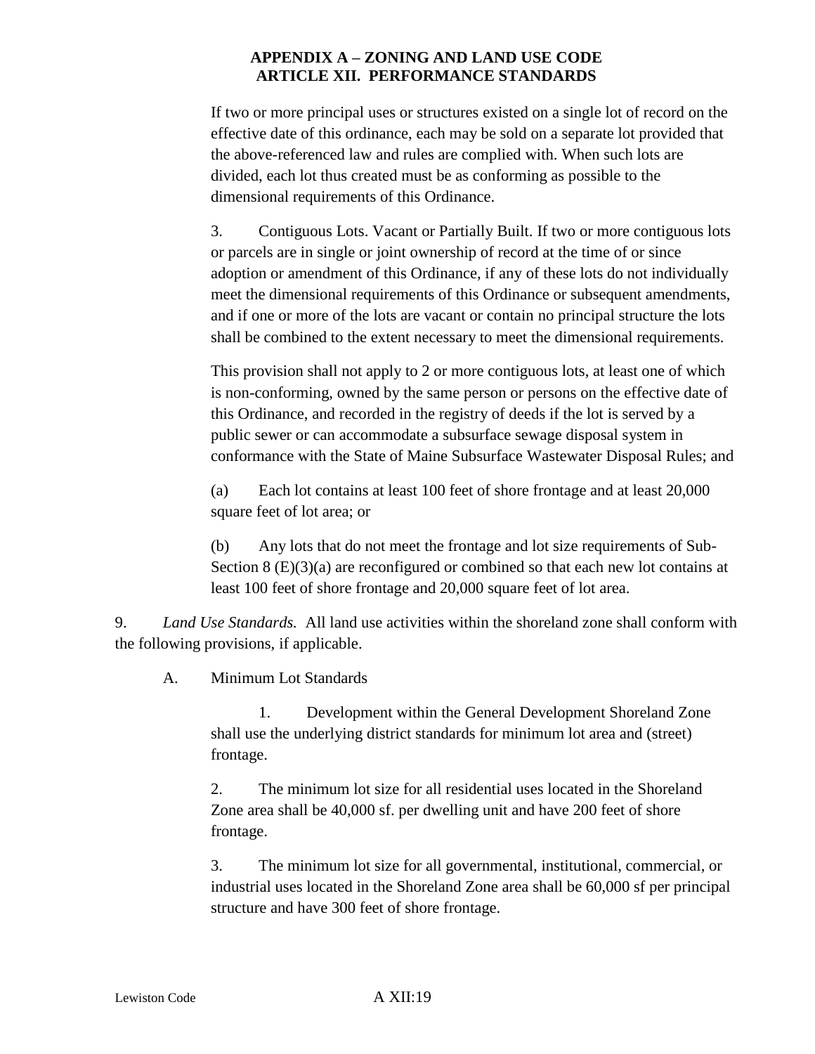If two or more principal uses or structures existed on a single lot of record on the effective date of this ordinance, each may be sold on a separate lot provided that the above-referenced law and rules are complied with. When such lots are divided, each lot thus created must be as conforming as possible to the dimensional requirements of this Ordinance.

3. Contiguous Lots. Vacant or Partially Built. If two or more contiguous lots or parcels are in single or joint ownership of record at the time of or since adoption or amendment of this Ordinance, if any of these lots do not individually meet the dimensional requirements of this Ordinance or subsequent amendments, and if one or more of the lots are vacant or contain no principal structure the lots shall be combined to the extent necessary to meet the dimensional requirements.

This provision shall not apply to 2 or more contiguous lots, at least one of which is non-conforming, owned by the same person or persons on the effective date of this Ordinance, and recorded in the registry of deeds if the lot is served by a public sewer or can accommodate a subsurface sewage disposal system in conformance with the State of Maine Subsurface Wastewater Disposal Rules; and

(a) Each lot contains at least 100 feet of shore frontage and at least 20,000 square feet of lot area; or

(b) Any lots that do not meet the frontage and lot size requirements of Sub-Section 8 (E)(3)(a) are reconfigured or combined so that each new lot contains at least 100 feet of shore frontage and 20,000 square feet of lot area.

9. *Land Use Standards.* All land use activities within the shoreland zone shall conform with the following provisions, if applicable.

A. Minimum Lot Standards

1. Development within the General Development Shoreland Zone shall use the underlying district standards for minimum lot area and (street) frontage.

2. The minimum lot size for all residential uses located in the Shoreland Zone area shall be 40,000 sf. per dwelling unit and have 200 feet of shore frontage.

3. The minimum lot size for all governmental, institutional, commercial, or industrial uses located in the Shoreland Zone area shall be 60,000 sf per principal structure and have 300 feet of shore frontage.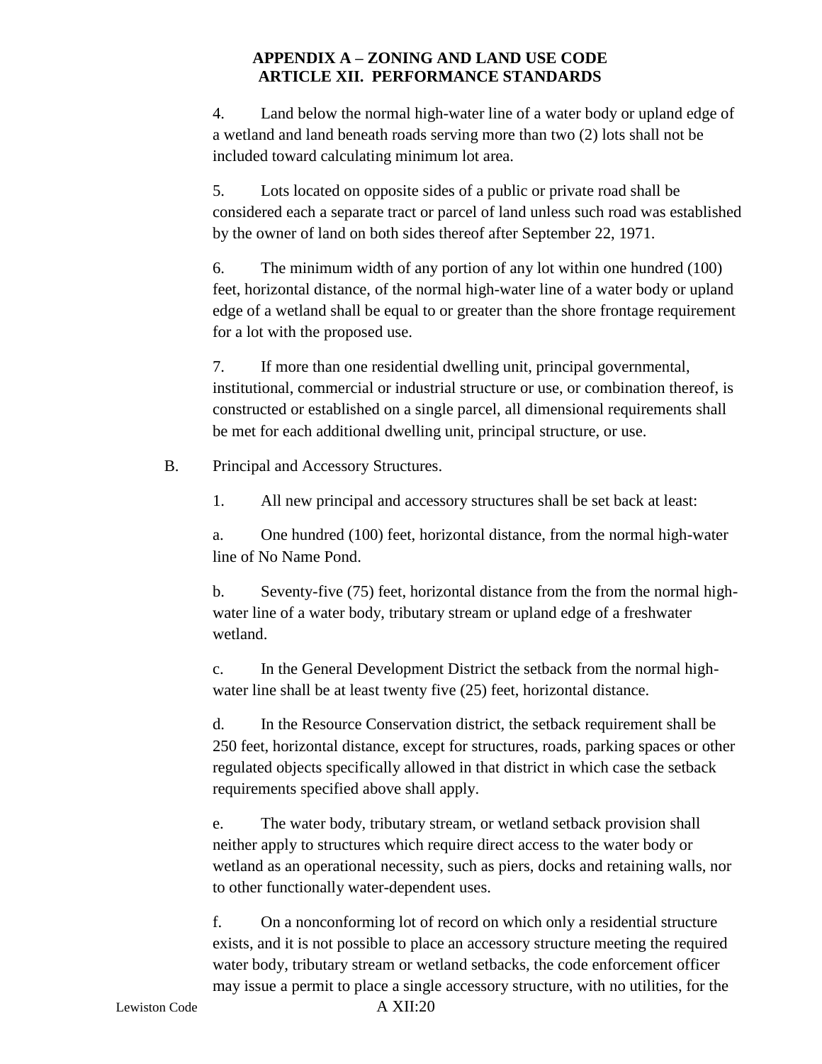4. Land below the normal high-water line of a water body or upland edge of a wetland and land beneath roads serving more than two (2) lots shall not be included toward calculating minimum lot area.

5. Lots located on opposite sides of a public or private road shall be considered each a separate tract or parcel of land unless such road was established by the owner of land on both sides thereof after September 22, 1971.

6. The minimum width of any portion of any lot within one hundred (100) feet, horizontal distance, of the normal high-water line of a water body or upland edge of a wetland shall be equal to or greater than the shore frontage requirement for a lot with the proposed use.

7. If more than one residential dwelling unit, principal governmental, institutional, commercial or industrial structure or use, or combination thereof, is constructed or established on a single parcel, all dimensional requirements shall be met for each additional dwelling unit, principal structure, or use.

B. Principal and Accessory Structures.

1. All new principal and accessory structures shall be set back at least:

a. One hundred (100) feet, horizontal distance, from the normal high-water line of No Name Pond.

b. Seventy-five (75) feet, horizontal distance from the from the normal high-water line of a water body, tributary stream or upland edge of a freshwater wetland.

c. In the General Development District the setback from the normal high-water line shall be at least twenty five (25) feet, horizontal distance.

d. In the Resource Conservation district, the setback requirement shall be 250 feet, horizontal distance, except for structures, roads, parking spaces or other regulated objects specifically allowed in that district in which case the setback requirements specified above shall apply.

e. The water body, tributary stream, or wetland setback provision shall neither apply to structures which require direct access to the water body or wetland as an operational necessity, such as piers, docks and retaining walls, nor to other functionally water-dependent uses.

f. On a nonconforming lot of record on which only a residential structure exists, and it is not possible to place an accessory structure meeting the required water body, tributary stream or wetland setbacks, the code enforcement officer may issue a permit to place a single accessory structure, with no utilities, for the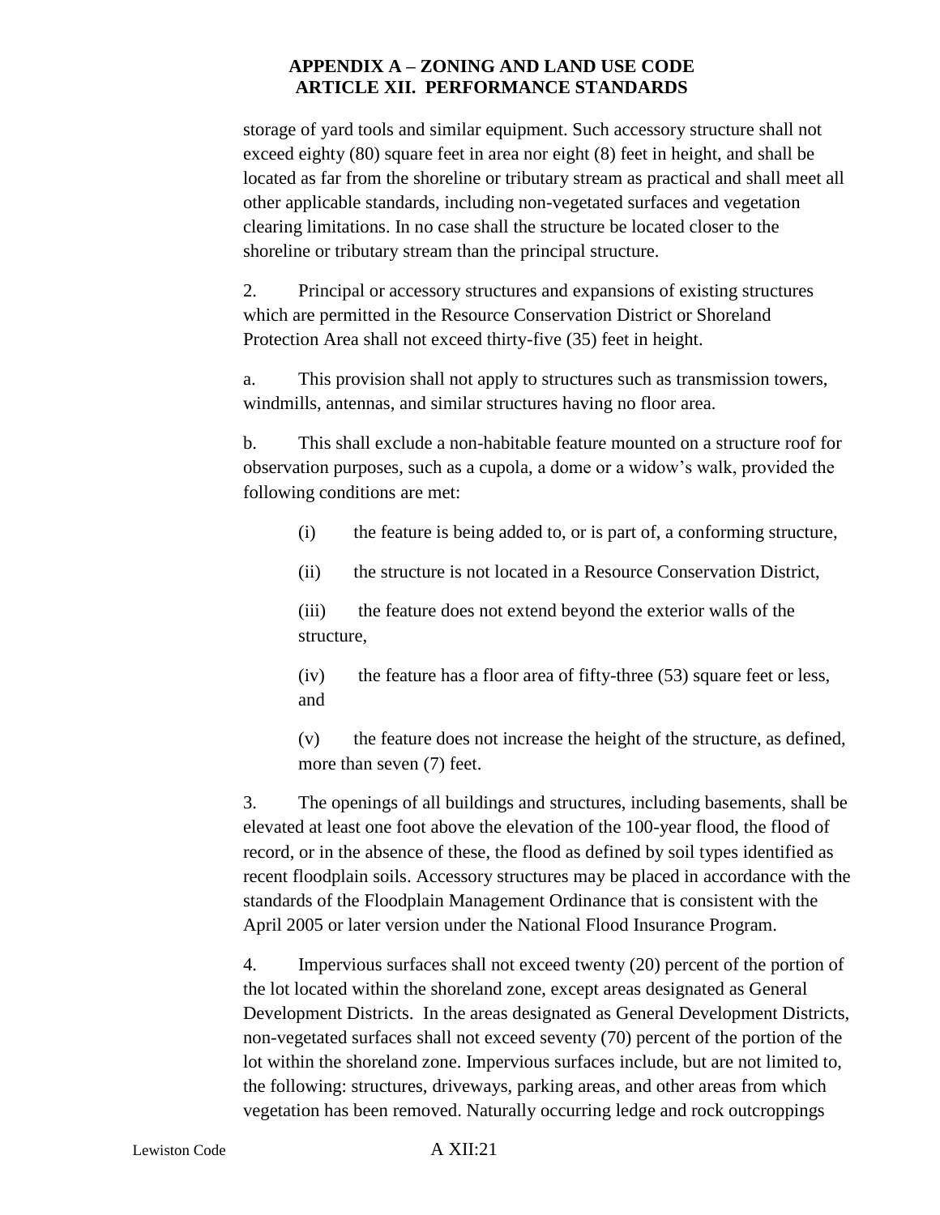storage of yard tools and similar equipment. Such accessory structure shall not exceed eighty (80) square feet in area nor eight (8) feet in height, and shall be located as far from the shoreline or tributary stream as practical and shall meet all other applicable standards, including non-vegetated surfaces and vegetation clearing limitations. In no case shall the structure be located closer to the shoreline or tributary stream than the principal structure.

2. Principal or accessory structures and expansions of existing structures which are permitted in the Resource Conservation District or Shoreland Protection Area shall not exceed thirty-five (35) feet in height.

a. This provision shall not apply to structures such as transmission towers, windmills, antennas, and similar structures having no floor area.

b. This shall exclude a non-habitable feature mounted on a structure roof for observation purposes, such as a cupola, a dome or a widow's walk, provided the following conditions are met:

(i) the feature is being added to, or is part of, a conforming structure,

(ii) the structure is not located in a Resource Conservation District,

(iii) the feature does not extend beyond the exterior walls of the structure,

(iv) the feature has a floor area of fifty-three (53) square feet or less, and

(v) the feature does not increase the height of the structure, as defined, more than seven (7) feet.

3. The openings of all buildings and structures, including basements, shall be elevated at least one foot above the elevation of the 100-year flood, the flood of record, or in the absence of these, the flood as defined by soil types identified as recent floodplain soils. Accessory structures may be placed in accordance with the standards of the Floodplain Management Ordinance that is consistent with the April 2005 or later version under the National Flood Insurance Program.

4. Impervious surfaces shall not exceed twenty (20) percent of the portion of the lot located within the shoreland zone, except areas designated as General Development Districts. In the areas designated as General Development Districts, non-vegetated surfaces shall not exceed seventy (70) percent of the portion of the lot within the shoreland zone. Impervious surfaces include, but are not limited to, the following: structures, driveways, parking areas, and other areas from which vegetation has been removed. Naturally occurring ledge and rock outcroppings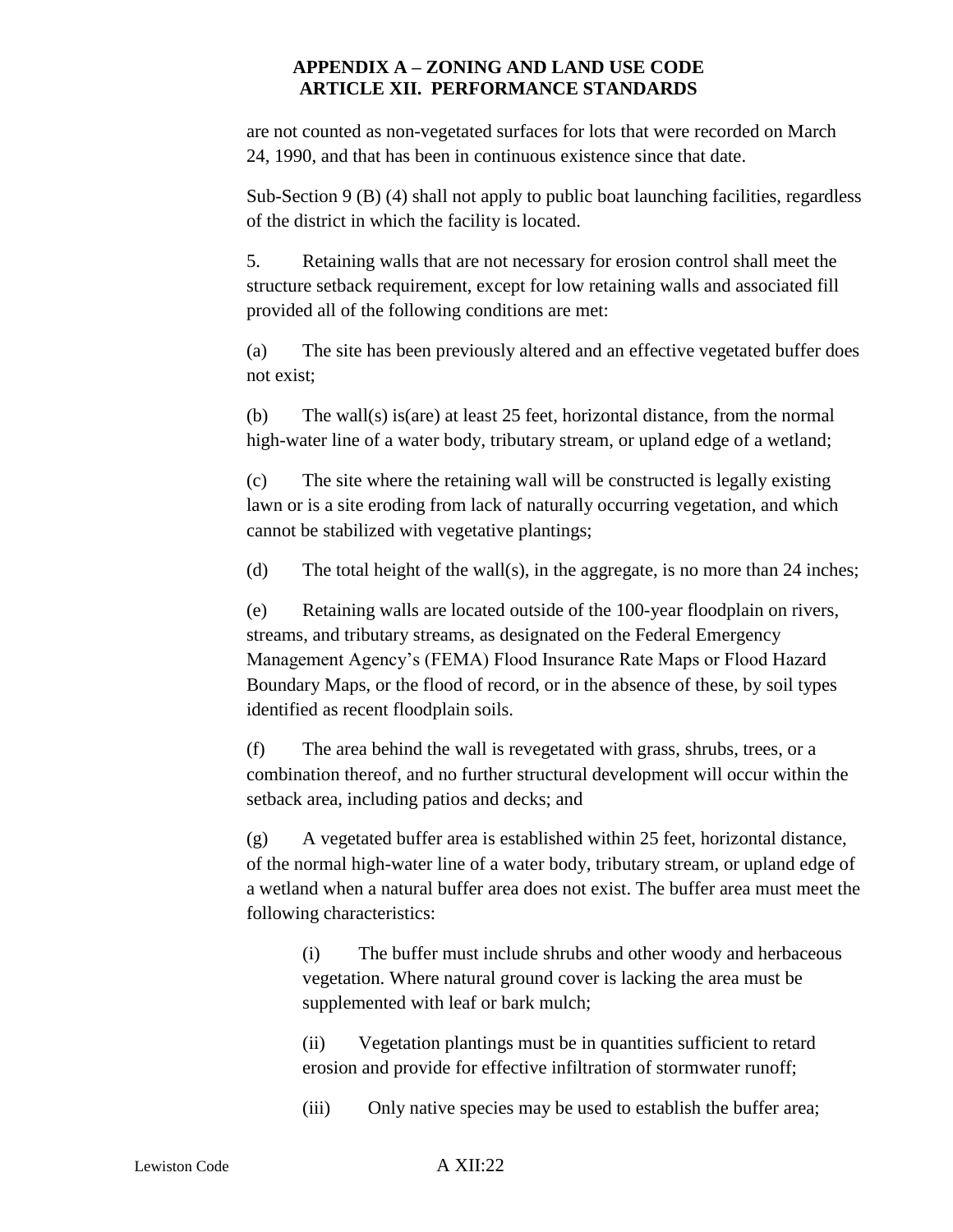are not counted as non-vegetated surfaces for lots that were recorded on March 24, 1990, and that has been in continuous existence since that date.

Sub-Section 9 (B) (4) shall not apply to public boat launching facilities, regardless of the district in which the facility is located.

5. Retaining walls that are not necessary for erosion control shall meet the structure setback requirement, except for low retaining walls and associated fill provided all of the following conditions are met:

(a) The site has been previously altered and an effective vegetated buffer does not exist;

(b) The wall(s) is(are) at least 25 feet, horizontal distance, from the normal high-water line of a water body, tributary stream, or upland edge of a wetland;

(c) The site where the retaining wall will be constructed is legally existing lawn or is a site eroding from lack of naturally occurring vegetation, and which cannot be stabilized with vegetative plantings;

(d) The total height of the wall(s), in the aggregate, is no more than 24 inches;

(e) Retaining walls are located outside of the 100-year floodplain on rivers, streams, and tributary streams, as designated on the Federal Emergency Management Agency's (FEMA) Flood Insurance Rate Maps or Flood Hazard Boundary Maps, or the flood of record, or in the absence of these, by soil types identified as recent floodplain soils.

(f) The area behind the wall is revegetated with grass, shrubs, trees, or a combination thereof, and no further structural development will occur within the setback area, including patios and decks; and

(g) A vegetated buffer area is established within 25 feet, horizontal distance, of the normal high-water line of a water body, tributary stream, or upland edge of a wetland when a natural buffer area does not exist. The buffer area must meet the following characteristics:

(i) The buffer must include shrubs and other woody and herbaceous vegetation. Where natural ground cover is lacking the area must be supplemented with leaf or bark mulch;

(ii) Vegetation plantings must be in quantities sufficient to retard erosion and provide for effective infiltration of stormwater runoff;

(iii) Only native species may be used to establish the buffer area;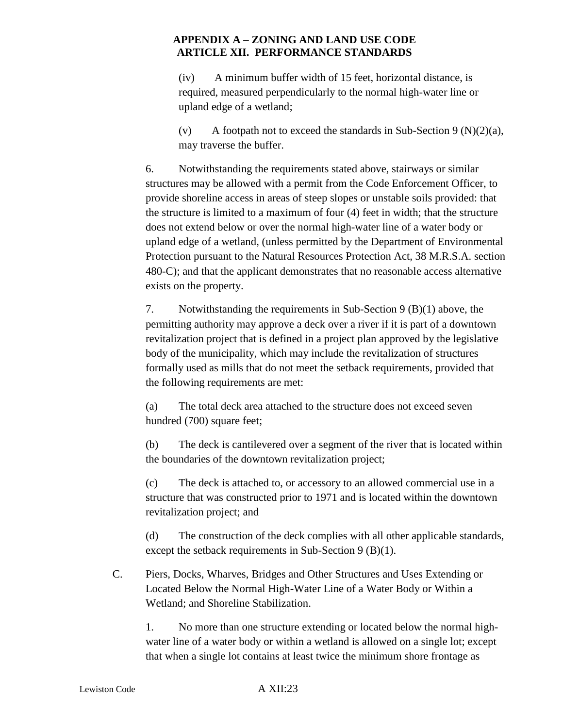(iv) A minimum buffer width of 15 feet, horizontal distance, is required, measured perpendicularly to the normal high-water line or upland edge of a wetland;

(v) A footpath not to exceed the standards in Sub-Section 9 (N)(2)(a), may traverse the buffer.

6. Notwithstanding the requirements stated above, stairways or similar structures may be allowed with a permit from the Code Enforcement Officer, to provide shoreline access in areas of steep slopes or unstable soils provided: that the structure is limited to a maximum of four (4) feet in width; that the structure does not extend below or over the normal high-water line of a water body or upland edge of a wetland, (unless permitted by the Department of Environmental Protection pursuant to the Natural Resources Protection Act, 38 M.R.S.A. section 480-C); and that the applicant demonstrates that no reasonable access alternative exists on the property.

7. Notwithstanding the requirements in Sub-Section 9 (B)(1) above, the permitting authority may approve a deck over a river if it is part of a downtown revitalization project that is defined in a project plan approved by the legislative body of the municipality, which may include the revitalization of structures formally used as mills that do not meet the setback requirements, provided that the following requirements are met:

(a) The total deck area attached to the structure does not exceed seven hundred (700) square feet;

(b) The deck is cantilevered over a segment of the river that is located within the boundaries of the downtown revitalization project;

(c) The deck is attached to, or accessory to an allowed commercial use in a structure that was constructed prior to 1971 and is located within the downtown revitalization project; and

(d) The construction of the deck complies with all other applicable standards, except the setback requirements in Sub-Section 9 (B)(1).

C. Piers, Docks, Wharves, Bridges and Other Structures and Uses Extending or Located Below the Normal High-Water Line of a Water Body or Within a Wetland; and Shoreline Stabilization.

1. No more than one structure extending or located below the normal high-water line of a water body or within a wetland is allowed on a single lot; except that when a single lot contains at least twice the minimum shore frontage as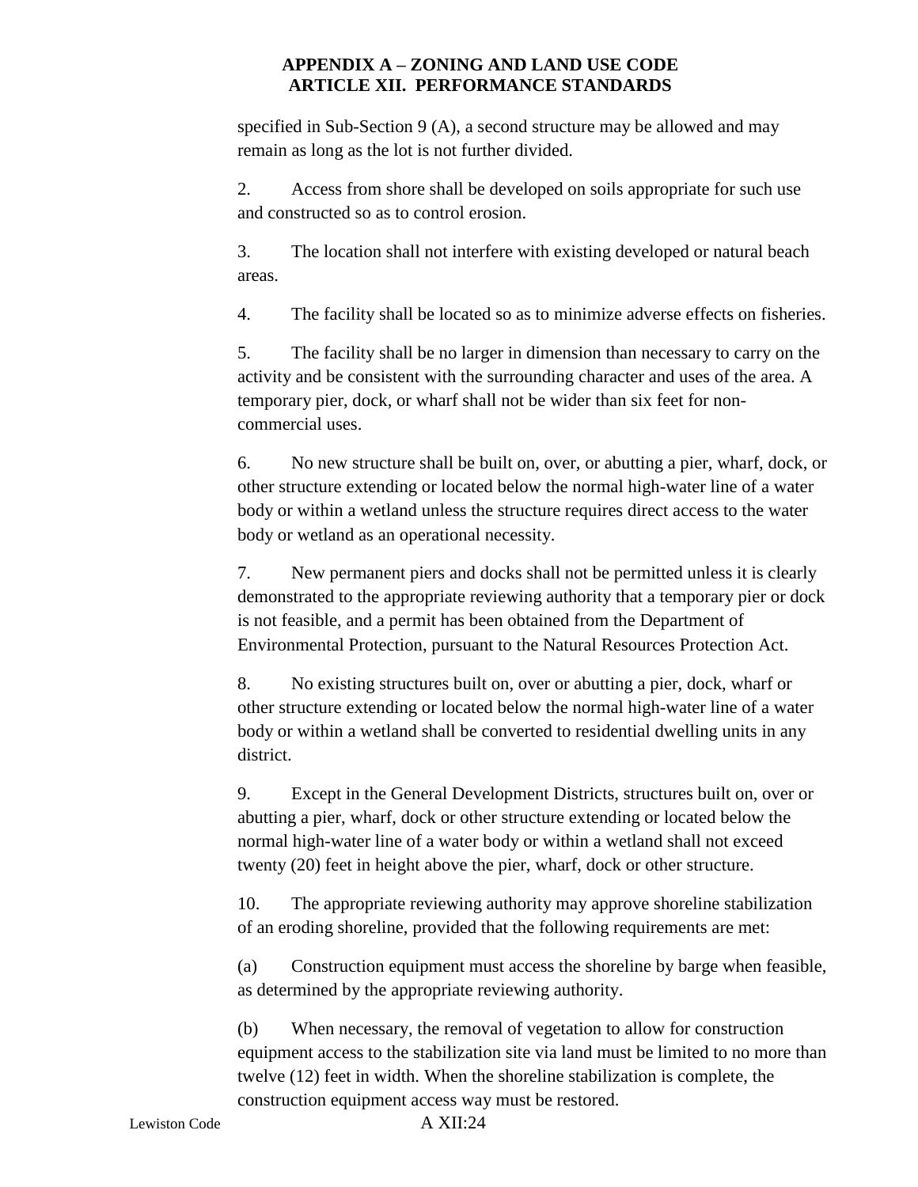specified in Sub-Section 9 (A), a second structure may be allowed and may remain as long as the lot is not further divided.

2. Access from shore shall be developed on soils appropriate for such use and constructed so as to control erosion.

3. The location shall not interfere with existing developed or natural beach areas.

4. The facility shall be located so as to minimize adverse effects on fisheries.

5. The facility shall be no larger in dimension than necessary to carry on the activity and be consistent with the surrounding character and uses of the area. A temporary pier, dock, or wharf shall not be wider than six feet for non-commercial uses.

6. No new structure shall be built on, over, or abutting a pier, wharf, dock, or other structure extending or located below the normal high-water line of a water body or within a wetland unless the structure requires direct access to the water body or wetland as an operational necessity.

7. New permanent piers and docks shall not be permitted unless it is clearly demonstrated to the appropriate reviewing authority that a temporary pier or dock is not feasible, and a permit has been obtained from the Department of Environmental Protection, pursuant to the Natural Resources Protection Act.

8. No existing structures built on, over or abutting a pier, dock, wharf or other structure extending or located below the normal high-water line of a water body or within a wetland shall be converted to residential dwelling units in any district.

9. Except in the General Development Districts, structures built on, over or abutting a pier, wharf, dock or other structure extending or located below the normal high-water line of a water body or within a wetland shall not exceed twenty (20) feet in height above the pier, wharf, dock or other structure.

10. The appropriate reviewing authority may approve shoreline stabilization of an eroding shoreline, provided that the following requirements are met:

(a) Construction equipment must access the shoreline by barge when feasible, as determined by the appropriate reviewing authority.

(b) When necessary, the removal of vegetation to allow for construction equipment access to the stabilization site via land must be limited to no more than twelve (12) feet in width. When the shoreline stabilization is complete, the construction equipment access way must be restored.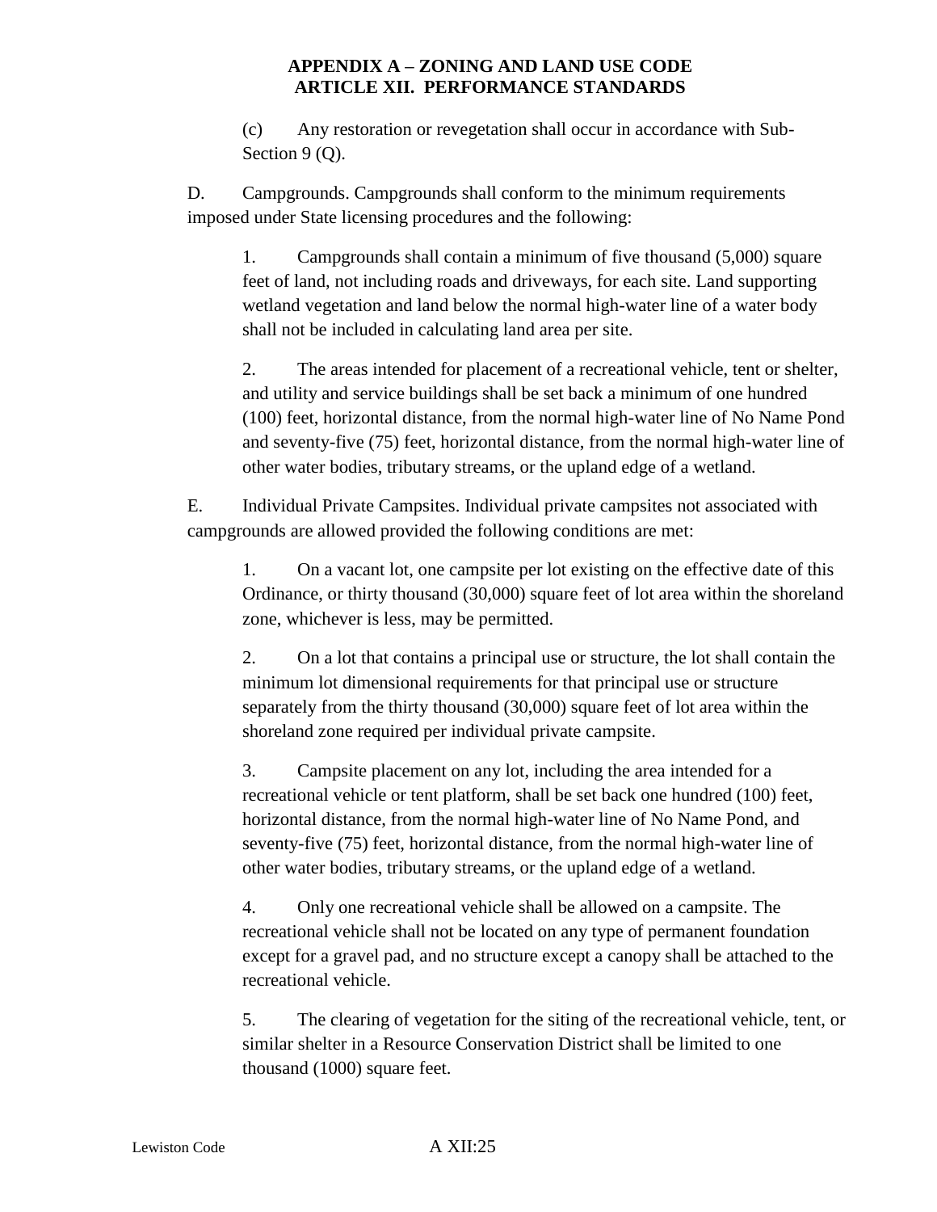(c) Any restoration or revegetation shall occur in accordance with Sub-Section 9 (Q).

D. Campgrounds. Campgrounds shall conform to the minimum requirements imposed under State licensing procedures and the following:

1. Campgrounds shall contain a minimum of five thousand (5,000) square feet of land, not including roads and driveways, for each site. Land supporting wetland vegetation and land below the normal high-water line of a water body shall not be included in calculating land area per site.

2. The areas intended for placement of a recreational vehicle, tent or shelter, and utility and service buildings shall be set back a minimum of one hundred (100) feet, horizontal distance, from the normal high-water line of No Name Pond and seventy-five (75) feet, horizontal distance, from the normal high-water line of other water bodies, tributary streams, or the upland edge of a wetland.

E. Individual Private Campsites. Individual private campsites not associated with campgrounds are allowed provided the following conditions are met:

1. On a vacant lot, one campsite per lot existing on the effective date of this Ordinance, or thirty thousand (30,000) square feet of lot area within the shoreland zone, whichever is less, may be permitted.

2. On a lot that contains a principal use or structure, the lot shall contain the minimum lot dimensional requirements for that principal use or structure separately from the thirty thousand (30,000) square feet of lot area within the shoreland zone required per individual private campsite.

3. Campsite placement on any lot, including the area intended for a recreational vehicle or tent platform, shall be set back one hundred (100) feet, horizontal distance, from the normal high-water line of No Name Pond, and seventy-five (75) feet, horizontal distance, from the normal high-water line of other water bodies, tributary streams, or the upland edge of a wetland.

4. Only one recreational vehicle shall be allowed on a campsite. The recreational vehicle shall not be located on any type of permanent foundation except for a gravel pad, and no structure except a canopy shall be attached to the recreational vehicle.

5. The clearing of vegetation for the siting of the recreational vehicle, tent, or similar shelter in a Resource Conservation District shall be limited to one thousand (1000) square feet.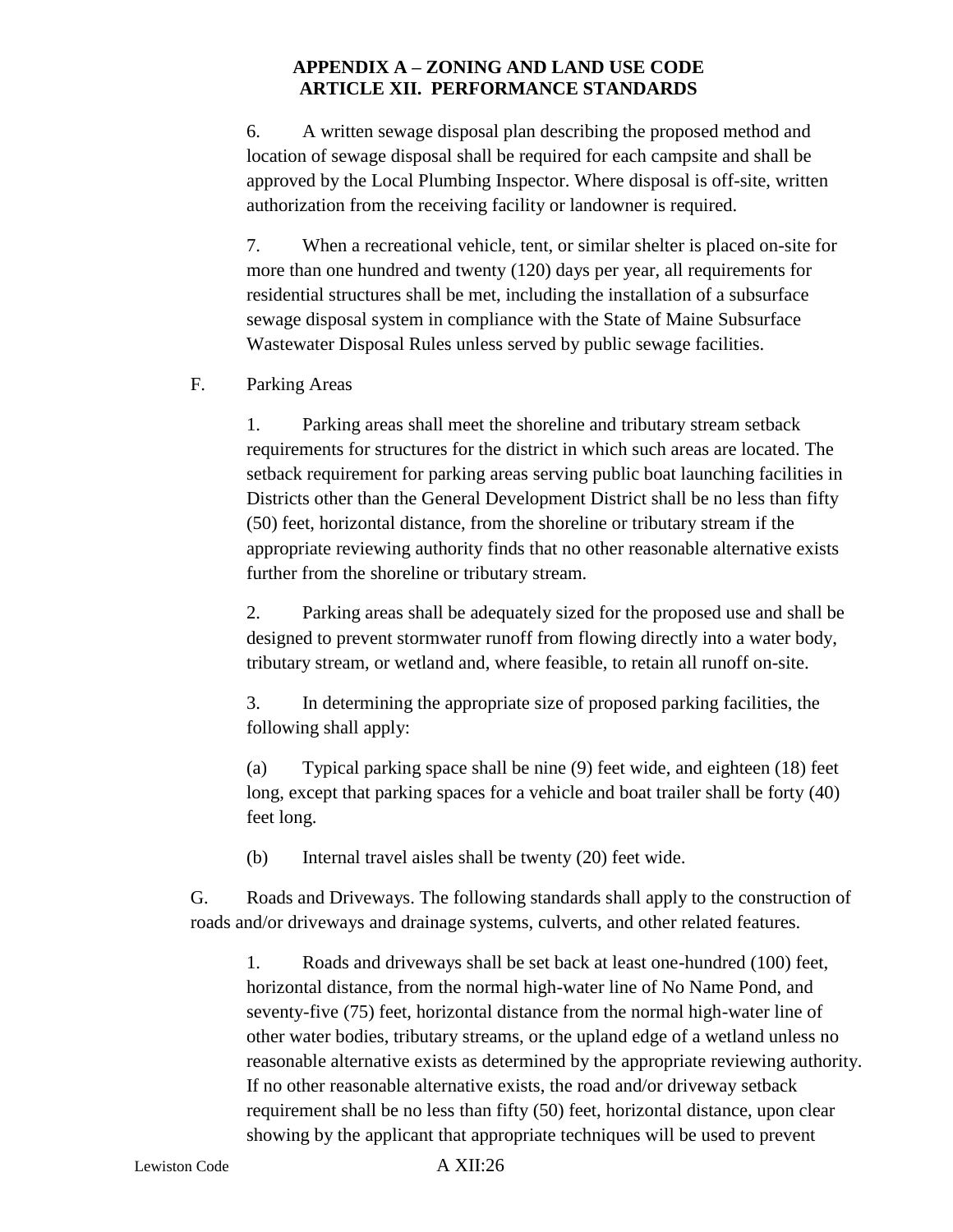6. A written sewage disposal plan describing the proposed method and location of sewage disposal shall be required for each campsite and shall be approved by the Local Plumbing Inspector. Where disposal is off-site, written authorization from the receiving facility or landowner is required.

7. When a recreational vehicle, tent, or similar shelter is placed on-site for more than one hundred and twenty (120) days per year, all requirements for residential structures shall be met, including the installation of a subsurface sewage disposal system in compliance with the State of Maine Subsurface Wastewater Disposal Rules unless served by public sewage facilities.

F. Parking Areas

1. Parking areas shall meet the shoreline and tributary stream setback requirements for structures for the district in which such areas are located. The setback requirement for parking areas serving public boat launching facilities in Districts other than the General Development District shall be no less than fifty (50) feet, horizontal distance, from the shoreline or tributary stream if the appropriate reviewing authority finds that no other reasonable alternative exists further from the shoreline or tributary stream.

2. Parking areas shall be adequately sized for the proposed use and shall be designed to prevent stormwater runoff from flowing directly into a water body, tributary stream, or wetland and, where feasible, to retain all runoff on-site.

3. In determining the appropriate size of proposed parking facilities, the following shall apply:

(a) Typical parking space shall be nine (9) feet wide, and eighteen (18) feet long, except that parking spaces for a vehicle and boat trailer shall be forty (40) feet long.

(b) Internal travel aisles shall be twenty (20) feet wide.

G. Roads and Driveways. The following standards shall apply to the construction of roads and/or driveways and drainage systems, culverts, and other related features.

1. Roads and driveways shall be set back at least one-hundred (100) feet, horizontal distance, from the normal high-water line of No Name Pond, and seventy-five (75) feet, horizontal distance from the normal high-water line of other water bodies, tributary streams, or the upland edge of a wetland unless no reasonable alternative exists as determined by the appropriate reviewing authority. If no other reasonable alternative exists, the road and/or driveway setback requirement shall be no less than fifty (50) feet, horizontal distance, upon clear showing by the applicant that appropriate techniques will be used to prevent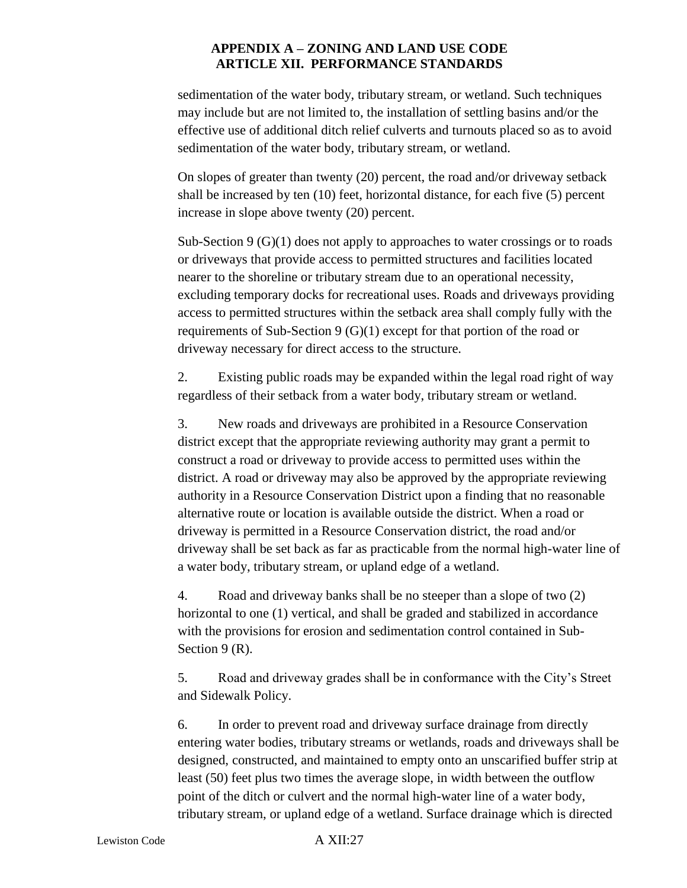sedimentation of the water body, tributary stream, or wetland. Such techniques may include but are not limited to, the installation of settling basins and/or the effective use of additional ditch relief culverts and turnouts placed so as to avoid sedimentation of the water body, tributary stream, or wetland.

On slopes of greater than twenty (20) percent, the road and/or driveway setback shall be increased by ten (10) feet, horizontal distance, for each five (5) percent increase in slope above twenty (20) percent.

Sub-Section 9 (G)(1) does not apply to approaches to water crossings or to roads or driveways that provide access to permitted structures and facilities located nearer to the shoreline or tributary stream due to an operational necessity, excluding temporary docks for recreational uses. Roads and driveways providing access to permitted structures within the setback area shall comply fully with the requirements of Sub-Section 9 (G)(1) except for that portion of the road or driveway necessary for direct access to the structure.

2. Existing public roads may be expanded within the legal road right of way regardless of their setback from a water body, tributary stream or wetland.

3. New roads and driveways are prohibited in a Resource Conservation district except that the appropriate reviewing authority may grant a permit to construct a road or driveway to provide access to permitted uses within the district. A road or driveway may also be approved by the appropriate reviewing authority in a Resource Conservation District upon a finding that no reasonable alternative route or location is available outside the district. When a road or driveway is permitted in a Resource Conservation district, the road and/or driveway shall be set back as far as practicable from the normal high-water line of a water body, tributary stream, or upland edge of a wetland.

4. Road and driveway banks shall be no steeper than a slope of two (2) horizontal to one (1) vertical, and shall be graded and stabilized in accordance with the provisions for erosion and sedimentation control contained in Sub-Section 9 (R).

5. Road and driveway grades shall be in conformance with the City's Street and Sidewalk Policy.

6. In order to prevent road and driveway surface drainage from directly entering water bodies, tributary streams or wetlands, roads and driveways shall be designed, constructed, and maintained to empty onto an unscarified buffer strip at least (50) feet plus two times the average slope, in width between the outflow point of the ditch or culvert and the normal high-water line of a water body, tributary stream, or upland edge of a wetland. Surface drainage which is directed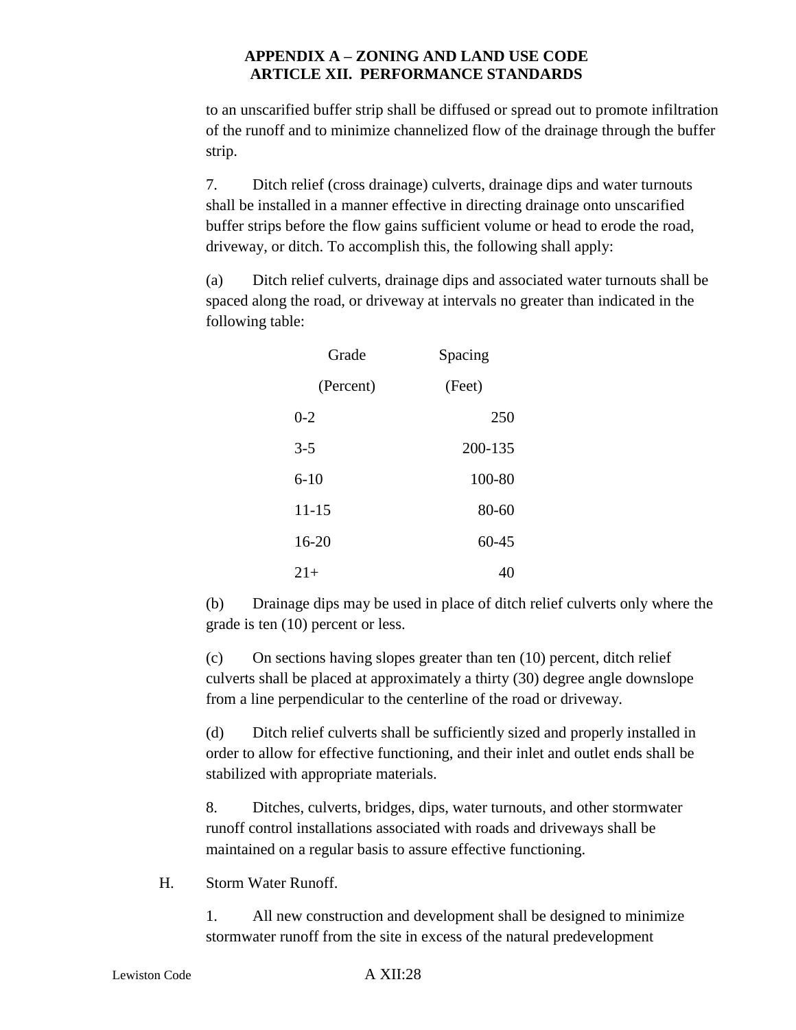to an unscarified buffer strip shall be diffused or spread out to promote infiltration of the runoff and to minimize channelized flow of the drainage through the buffer strip.

7. Ditch relief (cross drainage) culverts, drainage dips and water turnouts shall be installed in a manner effective in directing drainage onto unscarified buffer strips before the flow gains sufficient volume or head to erode the road, driveway, or ditch. To accomplish this, the following shall apply:

(a) Ditch relief culverts, drainage dips and associated water turnouts shall be spaced along the road, or driveway at intervals no greater than indicated in the following table:

| Grade (Percent) | Spacing (Feet) |
|---|---|
| 0-2 | 250 |
| 3-5 | 200-135 |
| 6-10 | 100-80 |
| 11-15 | 80-60 |
| 16-20 | 60-45 |
| 21+ | 40 |

(b) Drainage dips may be used in place of ditch relief culverts only where the grade is ten (10) percent or less.

(c) On sections having slopes greater than ten (10) percent, ditch relief culverts shall be placed at approximately a thirty (30) degree angle downslope from a line perpendicular to the centerline of the road or driveway.

(d) Ditch relief culverts shall be sufficiently sized and properly installed in order to allow for effective functioning, and their inlet and outlet ends shall be stabilized with appropriate materials.

8. Ditches, culverts, bridges, dips, water turnouts, and other stormwater runoff control installations associated with roads and driveways shall be maintained on a regular basis to assure effective functioning.

H. Storm Water Runoff.

1. All new construction and development shall be designed to minimize stormwater runoff from the site in excess of the natural predevelopment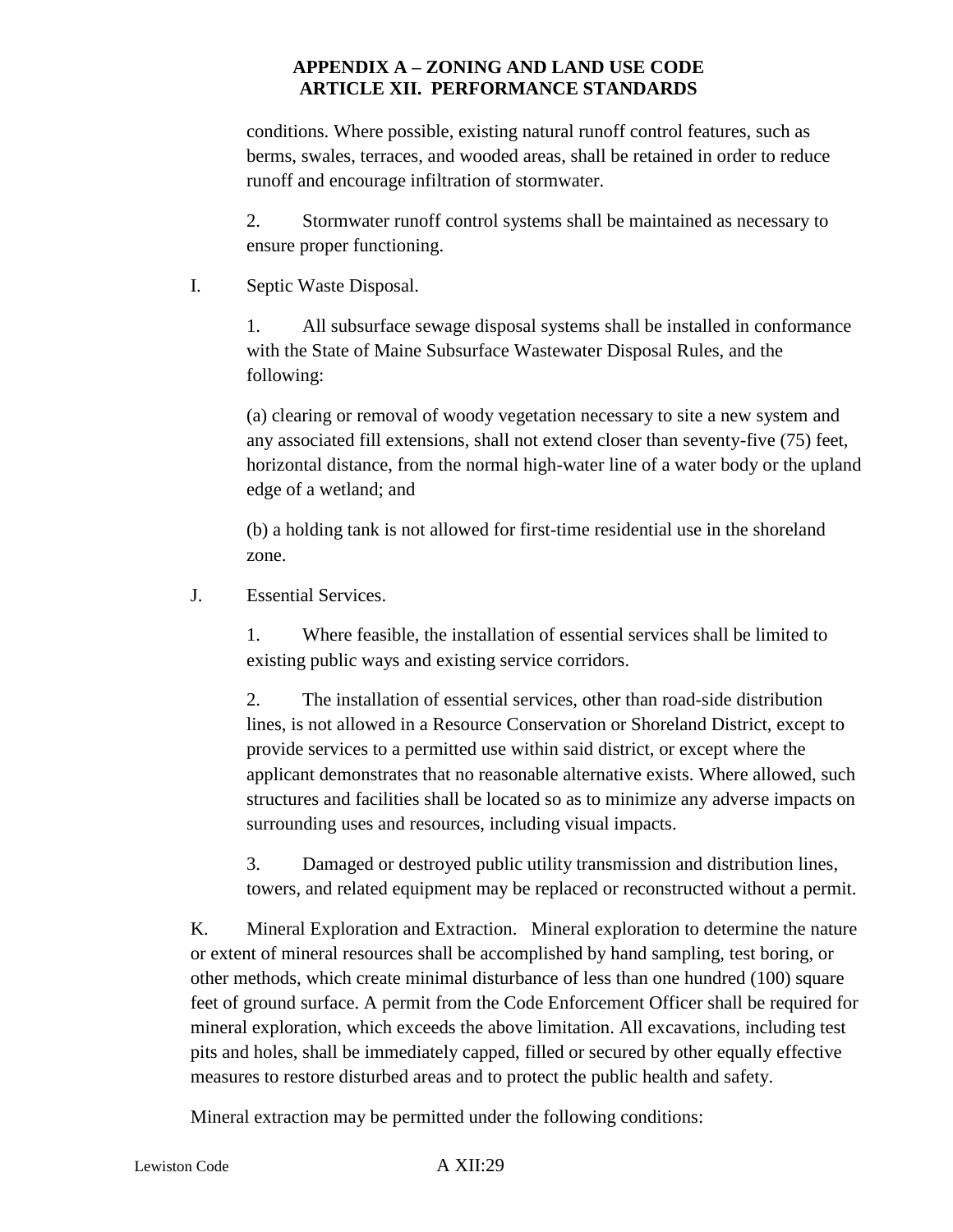conditions. Where possible, existing natural runoff control features, such as berms, swales, terraces, and wooded areas, shall be retained in order to reduce runoff and encourage infiltration of stormwater.

2. Stormwater runoff control systems shall be maintained as necessary to ensure proper functioning.

I. Septic Waste Disposal.

1. All subsurface sewage disposal systems shall be installed in conformance with the State of Maine Subsurface Wastewater Disposal Rules, and the following:

(a) clearing or removal of woody vegetation necessary to site a new system and any associated fill extensions, shall not extend closer than seventy-five (75) feet, horizontal distance, from the normal high-water line of a water body or the upland edge of a wetland; and

(b) a holding tank is not allowed for first-time residential use in the shoreland zone.

J. Essential Services.

1. Where feasible, the installation of essential services shall be limited to existing public ways and existing service corridors.

2. The installation of essential services, other than road-side distribution lines, is not allowed in a Resource Conservation or Shoreland District, except to provide services to a permitted use within said district, or except where the applicant demonstrates that no reasonable alternative exists. Where allowed, such structures and facilities shall be located so as to minimize any adverse impacts on surrounding uses and resources, including visual impacts.

3. Damaged or destroyed public utility transmission and distribution lines, towers, and related equipment may be replaced or reconstructed without a permit.

K. Mineral Exploration and Extraction. Mineral exploration to determine the nature or extent of mineral resources shall be accomplished by hand sampling, test boring, or other methods, which create minimal disturbance of less than one hundred (100) square feet of ground surface. A permit from the Code Enforcement Officer shall be required for mineral exploration, which exceeds the above limitation. All excavations, including test pits and holes, shall be immediately capped, filled or secured by other equally effective measures to restore disturbed areas and to protect the public health and safety.

Mineral extraction may be permitted under the following conditions: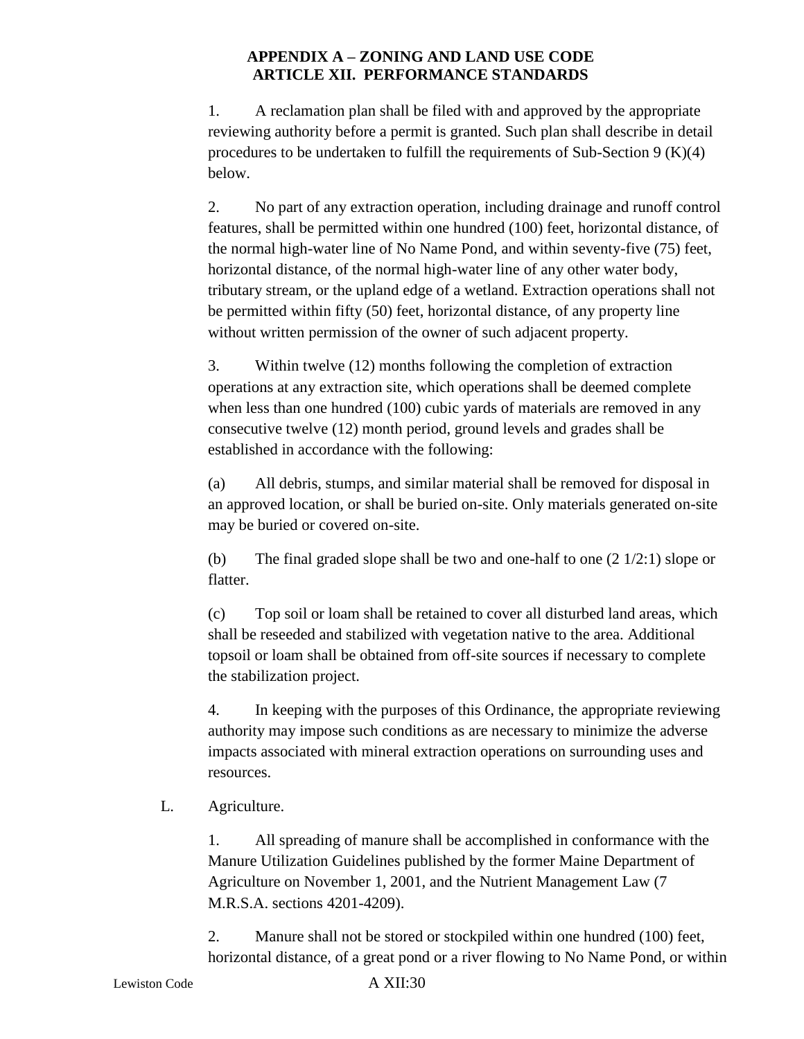1. A reclamation plan shall be filed with and approved by the appropriate reviewing authority before a permit is granted. Such plan shall describe in detail procedures to be undertaken to fulfill the requirements of Sub-Section 9 (K)(4) below.

2. No part of any extraction operation, including drainage and runoff control features, shall be permitted within one hundred (100) feet, horizontal distance, of the normal high-water line of No Name Pond, and within seventy-five (75) feet, horizontal distance, of the normal high-water line of any other water body, tributary stream, or the upland edge of a wetland. Extraction operations shall not be permitted within fifty (50) feet, horizontal distance, of any property line without written permission of the owner of such adjacent property.

3. Within twelve (12) months following the completion of extraction operations at any extraction site, which operations shall be deemed complete when less than one hundred (100) cubic yards of materials are removed in any consecutive twelve (12) month period, ground levels and grades shall be established in accordance with the following:

(a) All debris, stumps, and similar material shall be removed for disposal in an approved location, or shall be buried on-site. Only materials generated on-site may be buried or covered on-site.

(b) The final graded slope shall be two and one-half to one (2 1/2:1) slope or flatter.

(c) Top soil or loam shall be retained to cover all disturbed land areas, which shall be reseeded and stabilized with vegetation native to the area. Additional topsoil or loam shall be obtained from off-site sources if necessary to complete the stabilization project.

4. In keeping with the purposes of this Ordinance, the appropriate reviewing authority may impose such conditions as are necessary to minimize the adverse impacts associated with mineral extraction operations on surrounding uses and resources.

L. Agriculture.

1. All spreading of manure shall be accomplished in conformance with the Manure Utilization Guidelines published by the former Maine Department of Agriculture on November 1, 2001, and the Nutrient Management Law (7 M.R.S.A. sections 4201-4209).

2. Manure shall not be stored or stockpiled within one hundred (100) feet, horizontal distance, of a great pond or a river flowing to No Name Pond, or within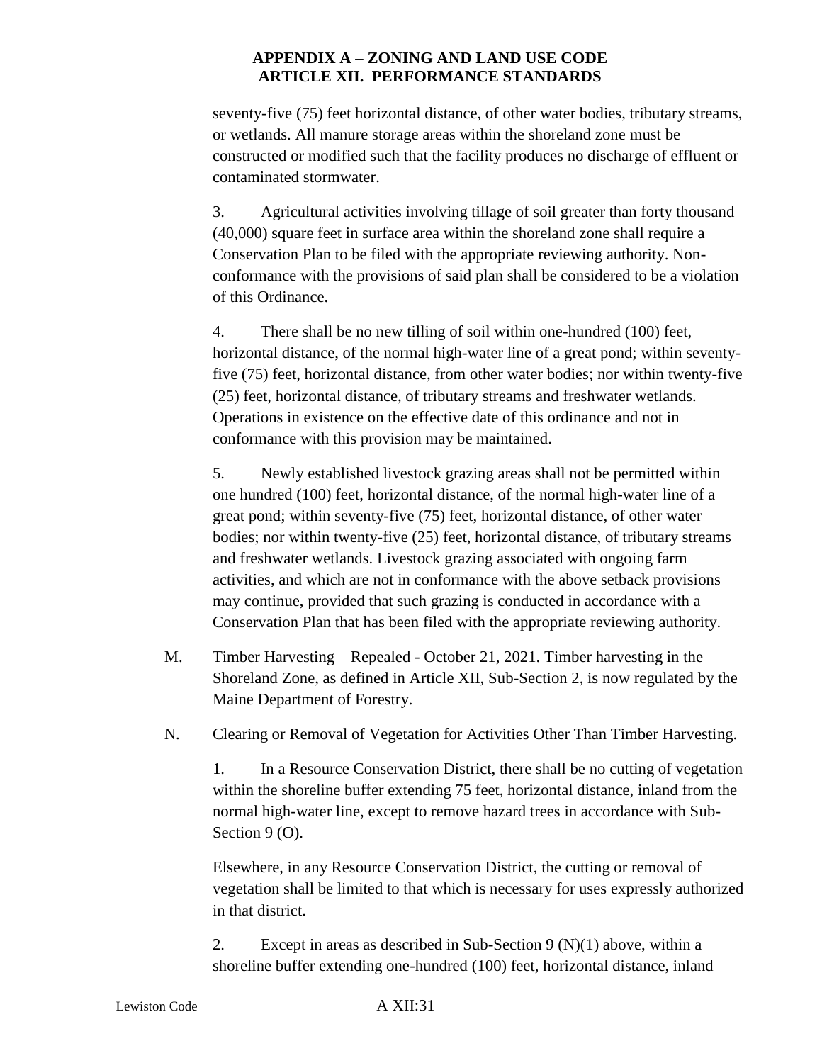seventy-five (75) feet horizontal distance, of other water bodies, tributary streams, or wetlands. All manure storage areas within the shoreland zone must be constructed or modified such that the facility produces no discharge of effluent or contaminated stormwater.

3. Agricultural activities involving tillage of soil greater than forty thousand (40,000) square feet in surface area within the shoreland zone shall require a Conservation Plan to be filed with the appropriate reviewing authority. Non-conformance with the provisions of said plan shall be considered to be a violation of this Ordinance.

4. There shall be no new tilling of soil within one-hundred (100) feet, horizontal distance, of the normal high-water line of a great pond; within seventy-five (75) feet, horizontal distance, from other water bodies; nor within twenty-five (25) feet, horizontal distance, of tributary streams and freshwater wetlands. Operations in existence on the effective date of this ordinance and not in conformance with this provision may be maintained.

5. Newly established livestock grazing areas shall not be permitted within one hundred (100) feet, horizontal distance, of the normal high-water line of a great pond; within seventy-five (75) feet, horizontal distance, of other water bodies; nor within twenty-five (25) feet, horizontal distance, of tributary streams and freshwater wetlands. Livestock grazing associated with ongoing farm activities, and which are not in conformance with the above setback provisions may continue, provided that such grazing is conducted in accordance with a Conservation Plan that has been filed with the appropriate reviewing authority.

M. Timber Harvesting – Repealed - October 21, 2021. Timber harvesting in the Shoreland Zone, as defined in Article XII, Sub-Section 2, is now regulated by the Maine Department of Forestry.

N. Clearing or Removal of Vegetation for Activities Other Than Timber Harvesting.

1. In a Resource Conservation District, there shall be no cutting of vegetation within the shoreline buffer extending 75 feet, horizontal distance, inland from the normal high-water line, except to remove hazard trees in accordance with Sub-Section 9 (O).

Elsewhere, in any Resource Conservation District, the cutting or removal of vegetation shall be limited to that which is necessary for uses expressly authorized in that district.

2. Except in areas as described in Sub-Section 9 (N)(1) above, within a shoreline buffer extending one-hundred (100) feet, horizontal distance, inland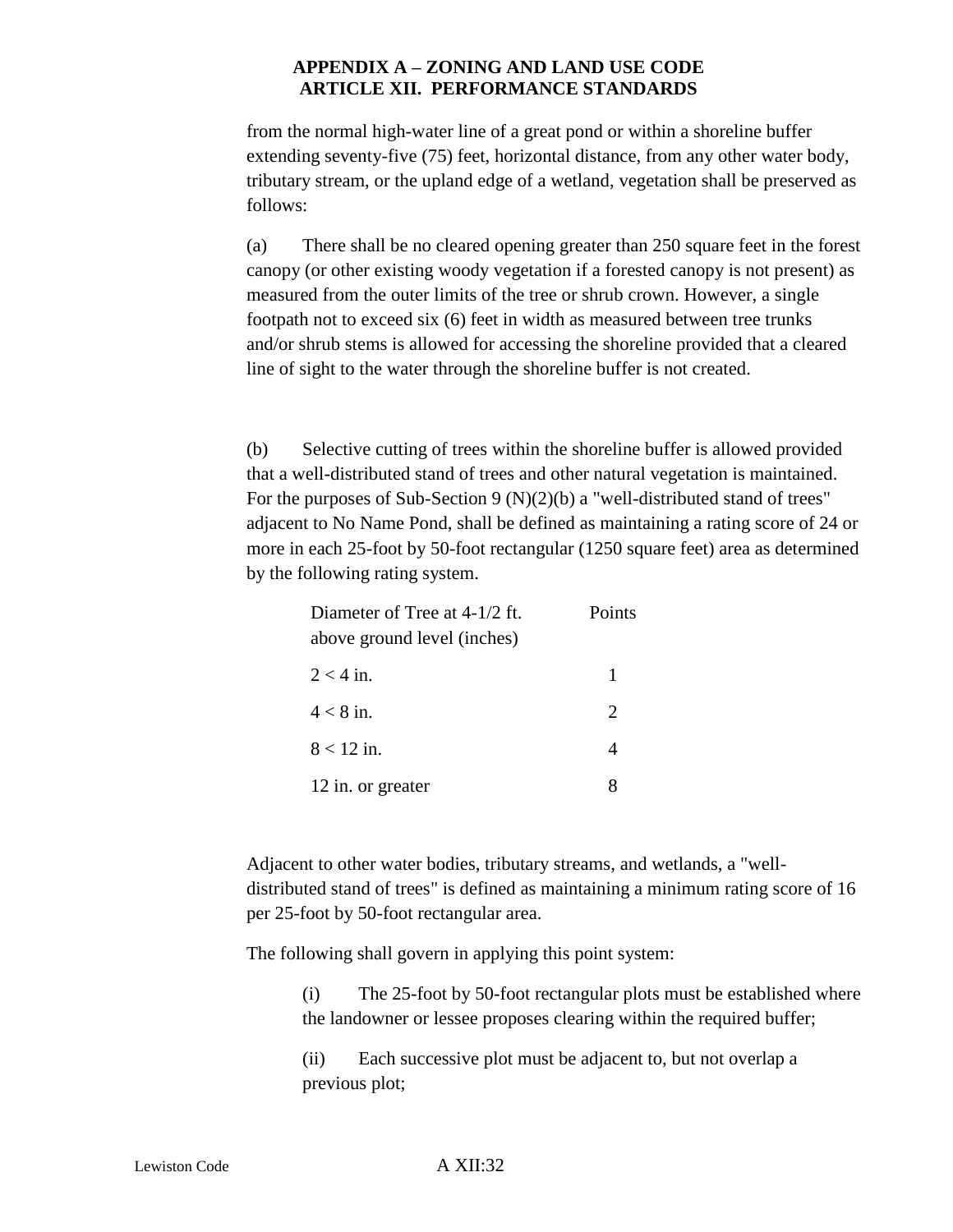from the normal high-water line of a great pond or within a shoreline buffer extending seventy-five (75) feet, horizontal distance, from any other water body, tributary stream, or the upland edge of a wetland, vegetation shall be preserved as follows:

(a) There shall be no cleared opening greater than 250 square feet in the forest canopy (or other existing woody vegetation if a forested canopy is not present) as measured from the outer limits of the tree or shrub crown. However, a single footpath not to exceed six (6) feet in width as measured between tree trunks and/or shrub stems is allowed for accessing the shoreline provided that a cleared line of sight to the water through the shoreline buffer is not created.

(b) Selective cutting of trees within the shoreline buffer is allowed provided that a well-distributed stand of trees and other natural vegetation is maintained. For the purposes of Sub-Section 9 (N)(2)(b) a "well-distributed stand of trees" adjacent to No Name Pond, shall be defined as maintaining a rating score of 24 or more in each 25-foot by 50-foot rectangular (1250 square feet) area as determined by the following rating system.

| Diameter of Tree at 4-1/2 ft. above ground level (inches) | Points |
|---|---|
| 2 < 4 in. | 1 |
| 4 < 8 in. | 2 |
| 8 < 12 in. | 4 |
| 12 in. or greater | 8 |

Adjacent to other water bodies, tributary streams, and wetlands, a "well-distributed stand of trees" is defined as maintaining a minimum rating score of 16 per 25-foot by 50-foot rectangular area.

The following shall govern in applying this point system:

(i) The 25-foot by 50-foot rectangular plots must be established where the landowner or lessee proposes clearing within the required buffer;

(ii) Each successive plot must be adjacent to, but not overlap a previous plot;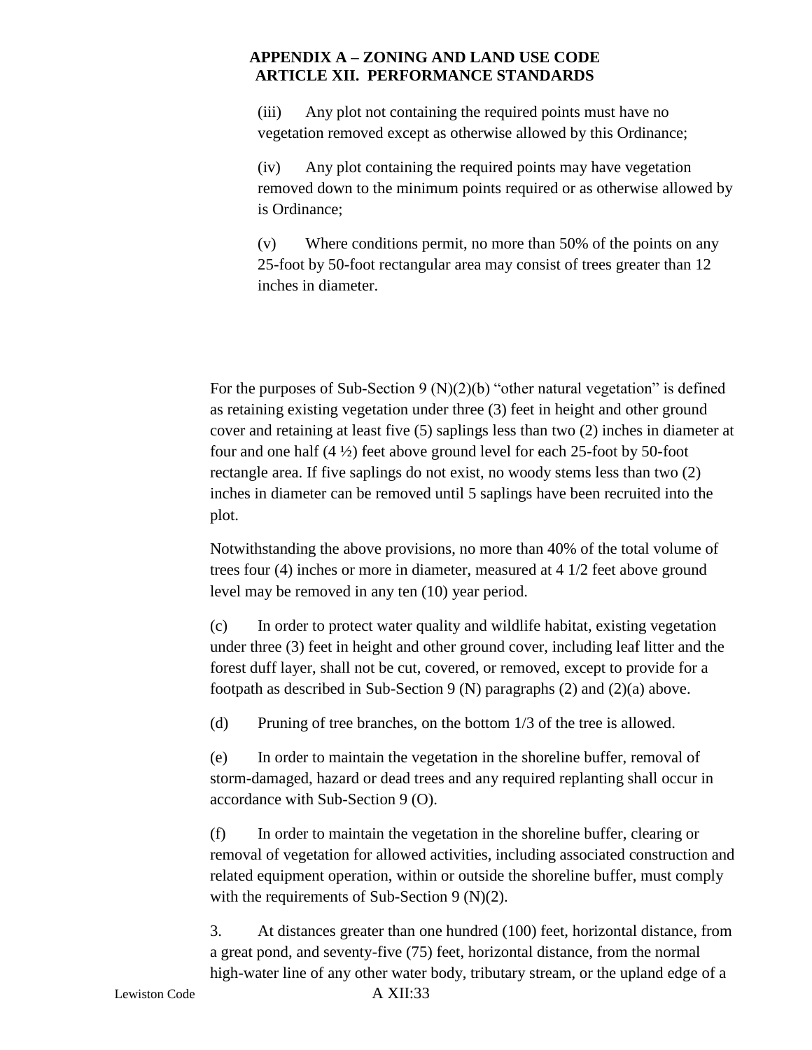(iii) Any plot not containing the required points must have no vegetation removed except as otherwise allowed by this Ordinance;

(iv) Any plot containing the required points may have vegetation removed down to the minimum points required or as otherwise allowed by is Ordinance;

(v) Where conditions permit, no more than 50% of the points on any 25-foot by 50-foot rectangular area may consist of trees greater than 12 inches in diameter.

For the purposes of Sub-Section 9 (N)(2)(b) "other natural vegetation" is defined as retaining existing vegetation under three (3) feet in height and other ground cover and retaining at least five (5) saplings less than two (2) inches in diameter at four and one half (4 ½) feet above ground level for each 25-foot by 50-foot rectangle area. If five saplings do not exist, no woody stems less than two (2) inches in diameter can be removed until 5 saplings have been recruited into the plot.

Notwithstanding the above provisions, no more than 40% of the total volume of trees four (4) inches or more in diameter, measured at 4 1/2 feet above ground level may be removed in any ten (10) year period.

(c) In order to protect water quality and wildlife habitat, existing vegetation under three (3) feet in height and other ground cover, including leaf litter and the forest duff layer, shall not be cut, covered, or removed, except to provide for a footpath as described in Sub-Section 9 (N) paragraphs (2) and (2)(a) above.

(d) Pruning of tree branches, on the bottom 1/3 of the tree is allowed.

(e) In order to maintain the vegetation in the shoreline buffer, removal of storm-damaged, hazard or dead trees and any required replanting shall occur in accordance with Sub-Section 9 (O).

(f) In order to maintain the vegetation in the shoreline buffer, clearing or removal of vegetation for allowed activities, including associated construction and related equipment operation, within or outside the shoreline buffer, must comply with the requirements of Sub-Section 9 (N)(2).

3. At distances greater than one hundred (100) feet, horizontal distance, from a great pond, and seventy-five (75) feet, horizontal distance, from the normal high-water line of any other water body, tributary stream, or the upland edge of a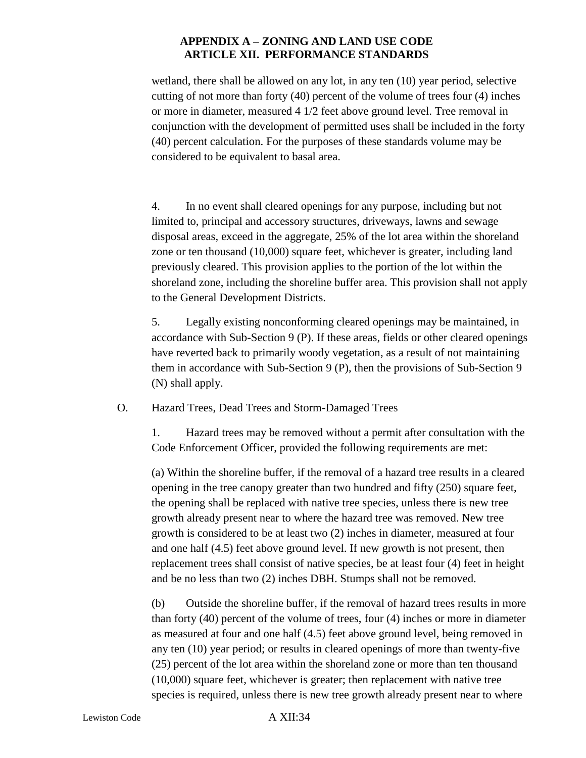wetland, there shall be allowed on any lot, in any ten (10) year period, selective cutting of not more than forty (40) percent of the volume of trees four (4) inches or more in diameter, measured 4 1/2 feet above ground level. Tree removal in conjunction with the development of permitted uses shall be included in the forty (40) percent calculation. For the purposes of these standards volume may be considered to be equivalent to basal area.

4. In no event shall cleared openings for any purpose, including but not limited to, principal and accessory structures, driveways, lawns and sewage disposal areas, exceed in the aggregate, 25% of the lot area within the shoreland zone or ten thousand (10,000) square feet, whichever is greater, including land previously cleared. This provision applies to the portion of the lot within the shoreland zone, including the shoreline buffer area. This provision shall not apply to the General Development Districts.

5. Legally existing nonconforming cleared openings may be maintained, in accordance with Sub-Section 9 (P). If these areas, fields or other cleared openings have reverted back to primarily woody vegetation, as a result of not maintaining them in accordance with Sub-Section 9 (P), then the provisions of Sub-Section 9 (N) shall apply.

O. Hazard Trees, Dead Trees and Storm-Damaged Trees

1. Hazard trees may be removed without a permit after consultation with the Code Enforcement Officer, provided the following requirements are met:

(a) Within the shoreline buffer, if the removal of a hazard tree results in a cleared opening in the tree canopy greater than two hundred and fifty (250) square feet, the opening shall be replaced with native tree species, unless there is new tree growth already present near to where the hazard tree was removed. New tree growth is considered to be at least two (2) inches in diameter, measured at four and one half (4.5) feet above ground level. If new growth is not present, then replacement trees shall consist of native species, be at least four (4) feet in height and be no less than two (2) inches DBH. Stumps shall not be removed.

(b) Outside the shoreline buffer, if the removal of hazard trees results in more than forty (40) percent of the volume of trees, four (4) inches or more in diameter as measured at four and one half (4.5) feet above ground level, being removed in any ten (10) year period; or results in cleared openings of more than twenty-five (25) percent of the lot area within the shoreland zone or more than ten thousand (10,000) square feet, whichever is greater; then replacement with native tree species is required, unless there is new tree growth already present near to where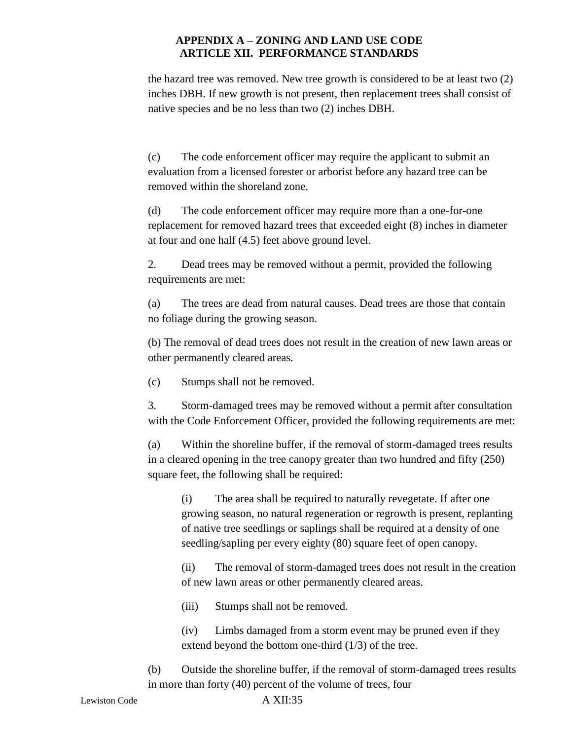the hazard tree was removed. New tree growth is considered to be at least two (2) inches DBH. If new growth is not present, then replacement trees shall consist of native species and be no less than two (2) inches DBH.

(c) The code enforcement officer may require the applicant to submit an evaluation from a licensed forester or arborist before any hazard tree can be removed within the shoreland zone.

(d) The code enforcement officer may require more than a one-for-one replacement for removed hazard trees that exceeded eight (8) inches in diameter at four and one half (4.5) feet above ground level.

2. Dead trees may be removed without a permit, provided the following requirements are met:

(a) The trees are dead from natural causes. Dead trees are those that contain no foliage during the growing season.

(b) The removal of dead trees does not result in the creation of new lawn areas or other permanently cleared areas.

(c) Stumps shall not be removed.

3. Storm-damaged trees may be removed without a permit after consultation with the Code Enforcement Officer, provided the following requirements are met:

(a) Within the shoreline buffer, if the removal of storm-damaged trees results in a cleared opening in the tree canopy greater than two hundred and fifty (250) square feet, the following shall be required:

> (i) The area shall be required to naturally revegetate. If after one growing season, no natural regeneration or regrowth is present, replanting of native tree seedlings or saplings shall be required at a density of one seedling/sapling per every eighty (80) square feet of open canopy.
>
> (ii) The removal of storm-damaged trees does not result in the creation of new lawn areas or other permanently cleared areas.
>
> (iii) Stumps shall not be removed.
>
> (iv) Limbs damaged from a storm event may be pruned even if they extend beyond the bottom one-third (1/3) of the tree.

(b) Outside the shoreline buffer, if the removal of storm-damaged trees results in more than forty (40) percent of the volume of trees, four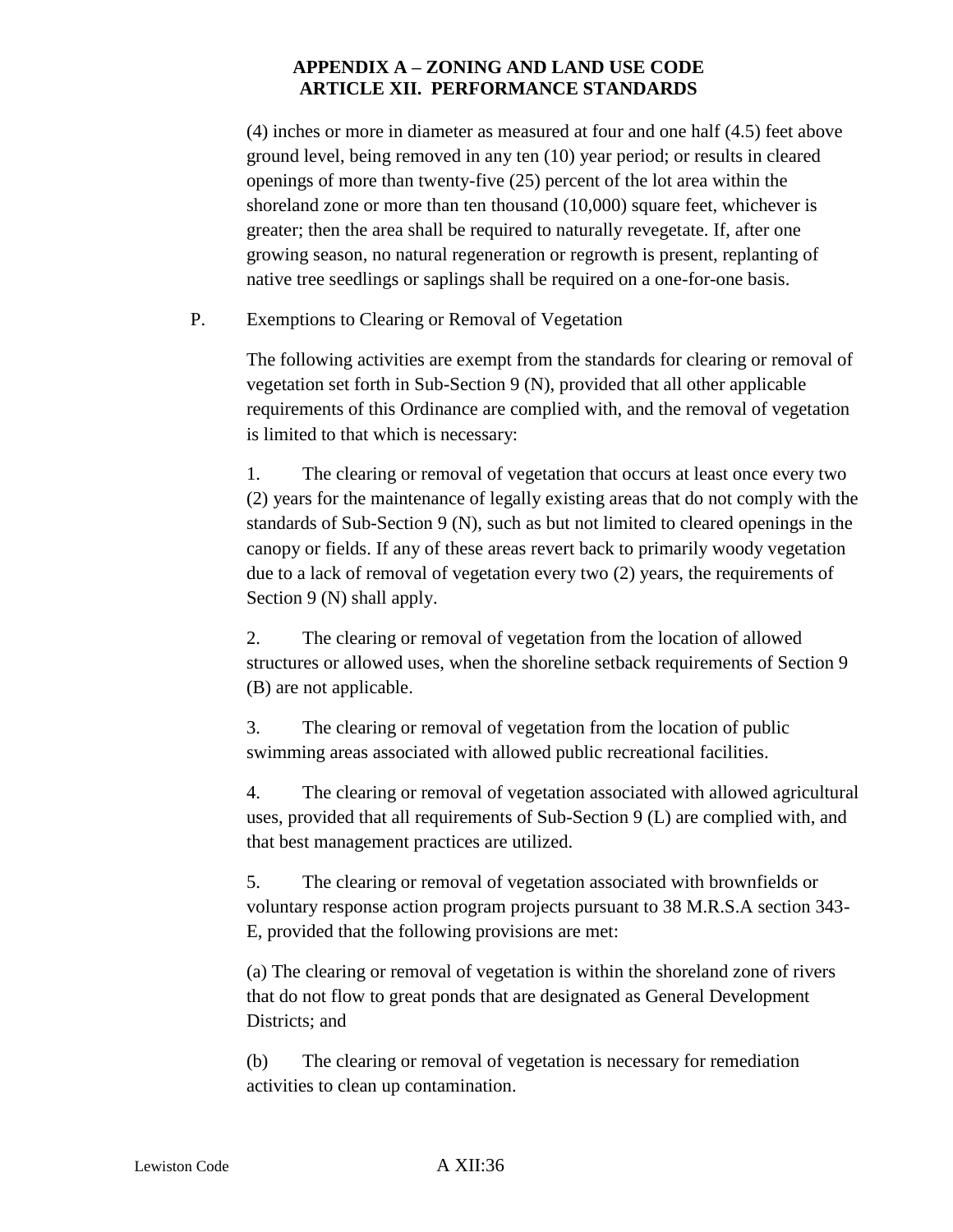(4) inches or more in diameter as measured at four and one half (4.5) feet above ground level, being removed in any ten (10) year period; or results in cleared openings of more than twenty-five (25) percent of the lot area within the shoreland zone or more than ten thousand (10,000) square feet, whichever is greater; then the area shall be required to naturally revegetate. If, after one growing season, no natural regeneration or regrowth is present, replanting of native tree seedlings or saplings shall be required on a one-for-one basis.

P. Exemptions to Clearing or Removal of Vegetation

The following activities are exempt from the standards for clearing or removal of vegetation set forth in Sub-Section 9 (N), provided that all other applicable requirements of this Ordinance are complied with, and the removal of vegetation is limited to that which is necessary:

1. The clearing or removal of vegetation that occurs at least once every two (2) years for the maintenance of legally existing areas that do not comply with the standards of Sub-Section 9 (N), such as but not limited to cleared openings in the canopy or fields. If any of these areas revert back to primarily woody vegetation due to a lack of removal of vegetation every two (2) years, the requirements of Section 9 (N) shall apply.

2. The clearing or removal of vegetation from the location of allowed structures or allowed uses, when the shoreline setback requirements of Section 9 (B) are not applicable.

3. The clearing or removal of vegetation from the location of public swimming areas associated with allowed public recreational facilities.

4. The clearing or removal of vegetation associated with allowed agricultural uses, provided that all requirements of Sub-Section 9 (L) are complied with, and that best management practices are utilized.

5. The clearing or removal of vegetation associated with brownfields or voluntary response action program projects pursuant to 38 M.R.S.A section 343-E, provided that the following provisions are met:

(a) The clearing or removal of vegetation is within the shoreland zone of rivers that do not flow to great ponds that are designated as General Development Districts; and

(b) The clearing or removal of vegetation is necessary for remediation activities to clean up contamination.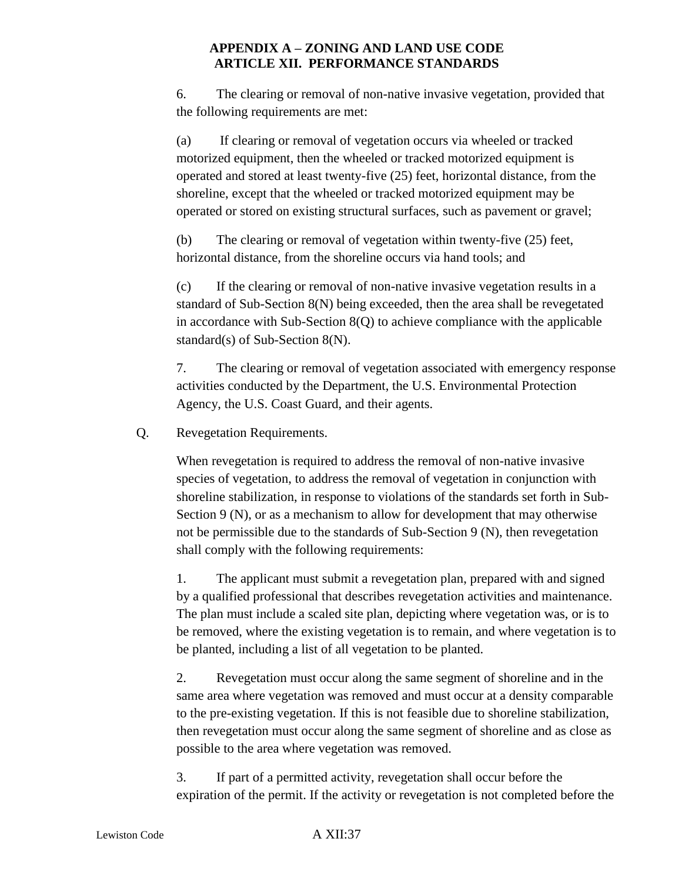6. The clearing or removal of non-native invasive vegetation, provided that the following requirements are met:

(a) If clearing or removal of vegetation occurs via wheeled or tracked motorized equipment, then the wheeled or tracked motorized equipment is operated and stored at least twenty-five (25) feet, horizontal distance, from the shoreline, except that the wheeled or tracked motorized equipment may be operated or stored on existing structural surfaces, such as pavement or gravel;

(b) The clearing or removal of vegetation within twenty-five (25) feet, horizontal distance, from the shoreline occurs via hand tools; and

(c) If the clearing or removal of non-native invasive vegetation results in a standard of Sub-Section 8(N) being exceeded, then the area shall be revegetated in accordance with Sub-Section 8(Q) to achieve compliance with the applicable standard(s) of Sub-Section 8(N).

7. The clearing or removal of vegetation associated with emergency response activities conducted by the Department, the U.S. Environmental Protection Agency, the U.S. Coast Guard, and their agents.

Q. Revegetation Requirements.

When revegetation is required to address the removal of non-native invasive species of vegetation, to address the removal of vegetation in conjunction with shoreline stabilization, in response to violations of the standards set forth in Sub-Section 9 (N), or as a mechanism to allow for development that may otherwise not be permissible due to the standards of Sub-Section 9 (N), then revegetation shall comply with the following requirements:

1. The applicant must submit a revegetation plan, prepared with and signed by a qualified professional that describes revegetation activities and maintenance. The plan must include a scaled site plan, depicting where vegetation was, or is to be removed, where the existing vegetation is to remain, and where vegetation is to be planted, including a list of all vegetation to be planted.

2. Revegetation must occur along the same segment of shoreline and in the same area where vegetation was removed and must occur at a density comparable to the pre-existing vegetation. If this is not feasible due to shoreline stabilization, then revegetation must occur along the same segment of shoreline and as close as possible to the area where vegetation was removed.

3. If part of a permitted activity, revegetation shall occur before the expiration of the permit. If the activity or revegetation is not completed before the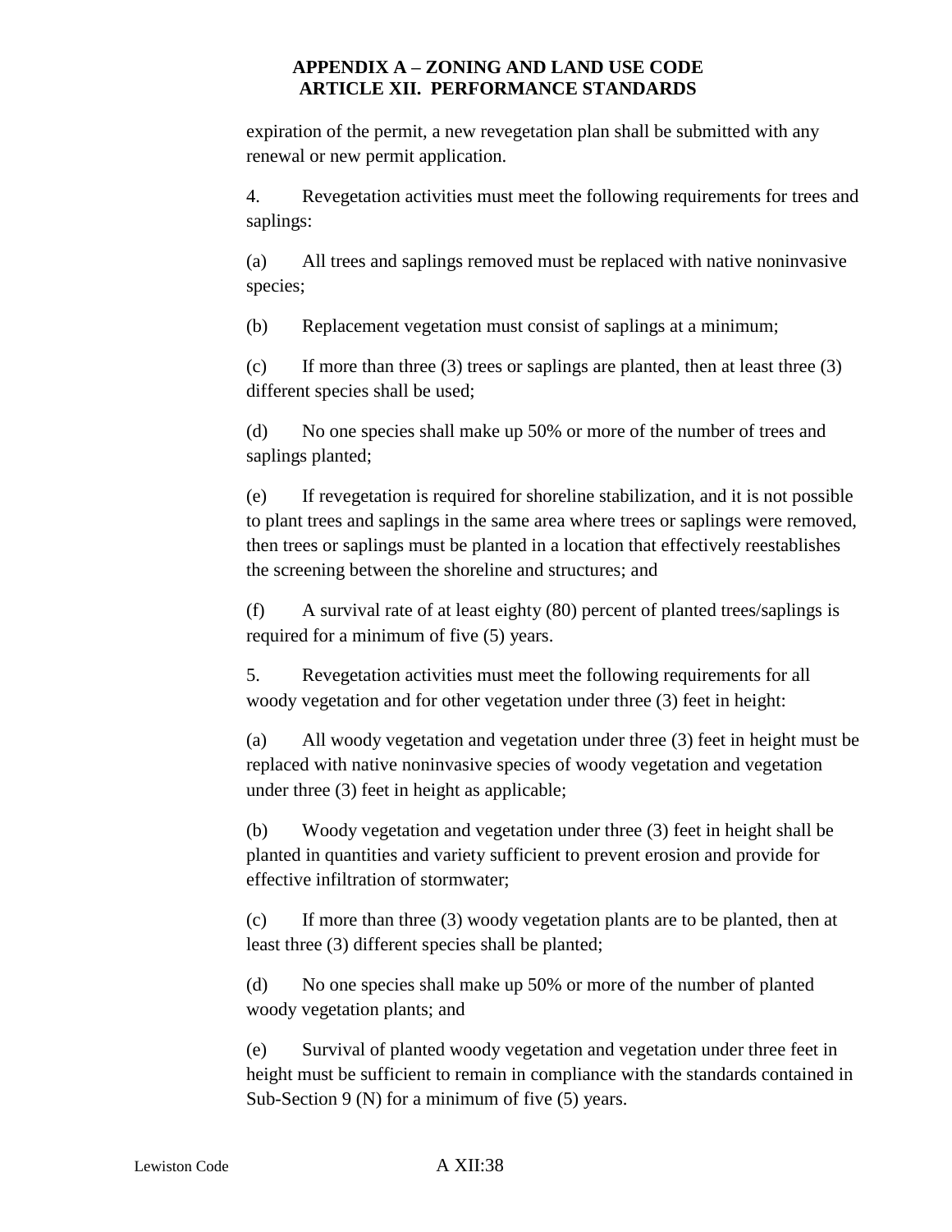expiration of the permit, a new revegetation plan shall be submitted with any renewal or new permit application.

4. Revegetation activities must meet the following requirements for trees and saplings:

(a) All trees and saplings removed must be replaced with native noninvasive species;

(b) Replacement vegetation must consist of saplings at a minimum;

(c) If more than three (3) trees or saplings are planted, then at least three (3) different species shall be used;

(d) No one species shall make up 50% or more of the number of trees and saplings planted;

(e) If revegetation is required for shoreline stabilization, and it is not possible to plant trees and saplings in the same area where trees or saplings were removed, then trees or saplings must be planted in a location that effectively reestablishes the screening between the shoreline and structures; and

(f) A survival rate of at least eighty (80) percent of planted trees/saplings is required for a minimum of five (5) years.

5. Revegetation activities must meet the following requirements for all woody vegetation and for other vegetation under three (3) feet in height:

(a) All woody vegetation and vegetation under three (3) feet in height must be replaced with native noninvasive species of woody vegetation and vegetation under three (3) feet in height as applicable;

(b) Woody vegetation and vegetation under three (3) feet in height shall be planted in quantities and variety sufficient to prevent erosion and provide for effective infiltration of stormwater;

(c) If more than three (3) woody vegetation plants are to be planted, then at least three (3) different species shall be planted;

(d) No one species shall make up 50% or more of the number of planted woody vegetation plants; and

(e) Survival of planted woody vegetation and vegetation under three feet in height must be sufficient to remain in compliance with the standards contained in Sub-Section 9 (N) for a minimum of five (5) years.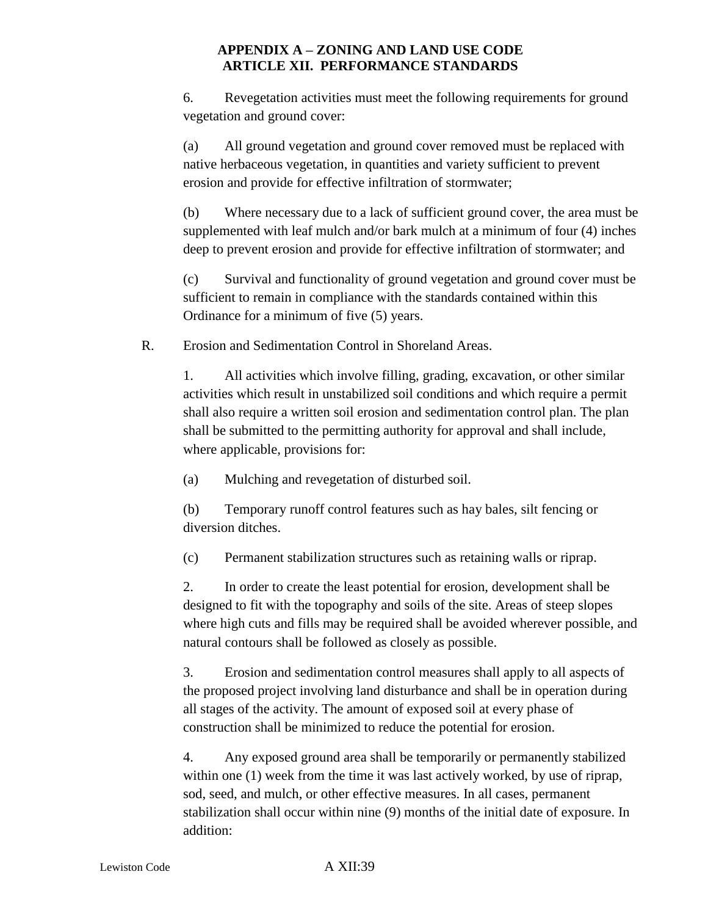6. Revegetation activities must meet the following requirements for ground vegetation and ground cover:

(a) All ground vegetation and ground cover removed must be replaced with native herbaceous vegetation, in quantities and variety sufficient to prevent erosion and provide for effective infiltration of stormwater;

(b) Where necessary due to a lack of sufficient ground cover, the area must be supplemented with leaf mulch and/or bark mulch at a minimum of four (4) inches deep to prevent erosion and provide for effective infiltration of stormwater; and

(c) Survival and functionality of ground vegetation and ground cover must be sufficient to remain in compliance with the standards contained within this Ordinance for a minimum of five (5) years.

R. Erosion and Sedimentation Control in Shoreland Areas.

1. All activities which involve filling, grading, excavation, or other similar activities which result in unstabilized soil conditions and which require a permit shall also require a written soil erosion and sedimentation control plan. The plan shall be submitted to the permitting authority for approval and shall include, where applicable, provisions for:

(a) Mulching and revegetation of disturbed soil.

(b) Temporary runoff control features such as hay bales, silt fencing or diversion ditches.

(c) Permanent stabilization structures such as retaining walls or riprap.

2. In order to create the least potential for erosion, development shall be designed to fit with the topography and soils of the site. Areas of steep slopes where high cuts and fills may be required shall be avoided wherever possible, and natural contours shall be followed as closely as possible.

3. Erosion and sedimentation control measures shall apply to all aspects of the proposed project involving land disturbance and shall be in operation during all stages of the activity. The amount of exposed soil at every phase of construction shall be minimized to reduce the potential for erosion.

4. Any exposed ground area shall be temporarily or permanently stabilized within one (1) week from the time it was last actively worked, by use of riprap, sod, seed, and mulch, or other effective measures. In all cases, permanent stabilization shall occur within nine (9) months of the initial date of exposure. In addition: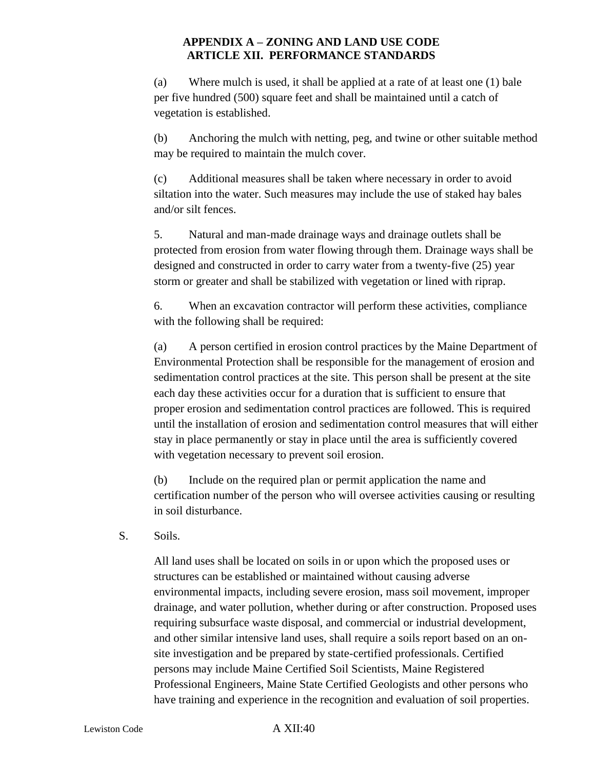(a) Where mulch is used, it shall be applied at a rate of at least one (1) bale per five hundred (500) square feet and shall be maintained until a catch of vegetation is established.

(b) Anchoring the mulch with netting, peg, and twine or other suitable method may be required to maintain the mulch cover.

(c) Additional measures shall be taken where necessary in order to avoid siltation into the water. Such measures may include the use of staked hay bales and/or silt fences.

5. Natural and man-made drainage ways and drainage outlets shall be protected from erosion from water flowing through them. Drainage ways shall be designed and constructed in order to carry water from a twenty-five (25) year storm or greater and shall be stabilized with vegetation or lined with riprap.

6. When an excavation contractor will perform these activities, compliance with the following shall be required:

(a) A person certified in erosion control practices by the Maine Department of Environmental Protection shall be responsible for the management of erosion and sedimentation control practices at the site. This person shall be present at the site each day these activities occur for a duration that is sufficient to ensure that proper erosion and sedimentation control practices are followed. This is required until the installation of erosion and sedimentation control measures that will either stay in place permanently or stay in place until the area is sufficiently covered with vegetation necessary to prevent soil erosion.

(b) Include on the required plan or permit application the name and certification number of the person who will oversee activities causing or resulting in soil disturbance.

S. Soils.

All land uses shall be located on soils in or upon which the proposed uses or structures can be established or maintained without causing adverse environmental impacts, including severe erosion, mass soil movement, improper drainage, and water pollution, whether during or after construction. Proposed uses requiring subsurface waste disposal, and commercial or industrial development, and other similar intensive land uses, shall require a soils report based on an on-site investigation and be prepared by state-certified professionals. Certified persons may include Maine Certified Soil Scientists, Maine Registered Professional Engineers, Maine State Certified Geologists and other persons who have training and experience in the recognition and evaluation of soil properties.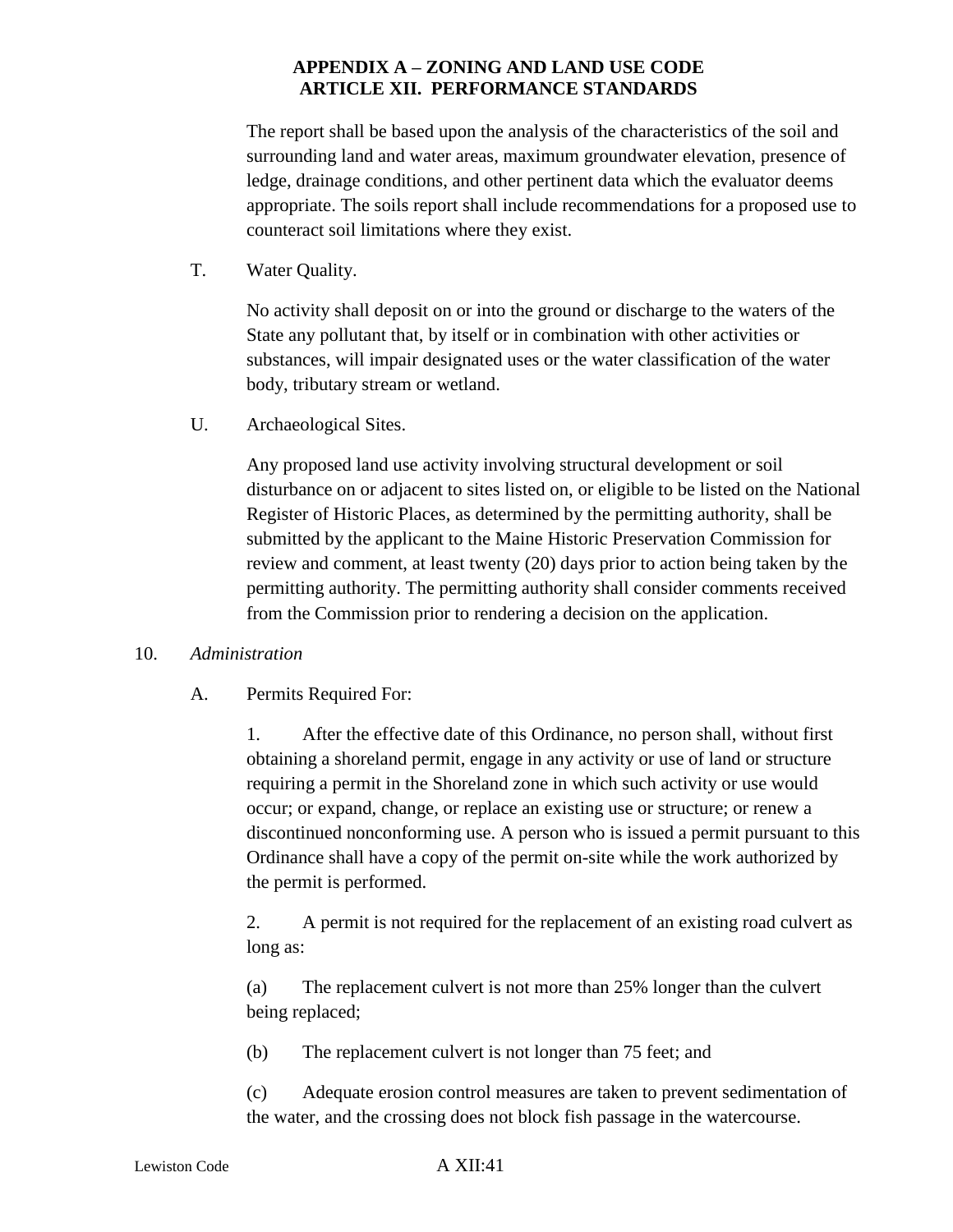The report shall be based upon the analysis of the characteristics of the soil and surrounding land and water areas, maximum groundwater elevation, presence of ledge, drainage conditions, and other pertinent data which the evaluator deems appropriate. The soils report shall include recommendations for a proposed use to counteract soil limitations where they exist.

T. Water Quality.

No activity shall deposit on or into the ground or discharge to the waters of the State any pollutant that, by itself or in combination with other activities or substances, will impair designated uses or the water classification of the water body, tributary stream or wetland.

U. Archaeological Sites.

Any proposed land use activity involving structural development or soil disturbance on or adjacent to sites listed on, or eligible to be listed on the National Register of Historic Places, as determined by the permitting authority, shall be submitted by the applicant to the Maine Historic Preservation Commission for review and comment, at least twenty (20) days prior to action being taken by the permitting authority. The permitting authority shall consider comments received from the Commission prior to rendering a decision on the application.

10. *Administration*

A. Permits Required For:

1. After the effective date of this Ordinance, no person shall, without first obtaining a shoreland permit, engage in any activity or use of land or structure requiring a permit in the Shoreland zone in which such activity or use would occur; or expand, change, or replace an existing use or structure; or renew a discontinued nonconforming use. A person who is issued a permit pursuant to this Ordinance shall have a copy of the permit on-site while the work authorized by the permit is performed.

2. A permit is not required for the replacement of an existing road culvert as long as:

(a) The replacement culvert is not more than 25% longer than the culvert being replaced;

(b) The replacement culvert is not longer than 75 feet; and

(c) Adequate erosion control measures are taken to prevent sedimentation of the water, and the crossing does not block fish passage in the watercourse.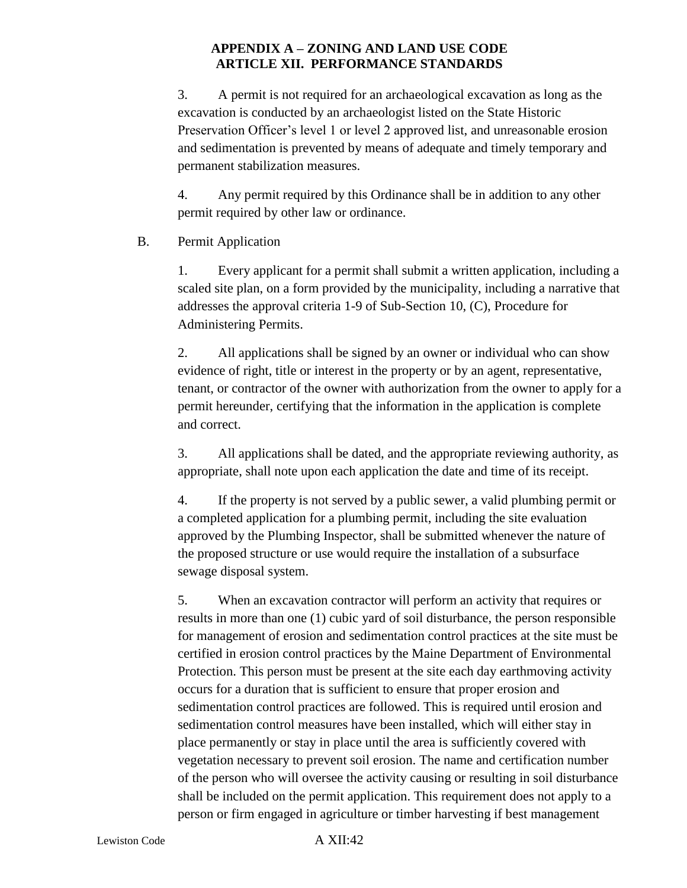3. A permit is not required for an archaeological excavation as long as the excavation is conducted by an archaeologist listed on the State Historic Preservation Officer's level 1 or level 2 approved list, and unreasonable erosion and sedimentation is prevented by means of adequate and timely temporary and permanent stabilization measures.

4. Any permit required by this Ordinance shall be in addition to any other permit required by other law or ordinance.

B. Permit Application

1. Every applicant for a permit shall submit a written application, including a scaled site plan, on a form provided by the municipality, including a narrative that addresses the approval criteria 1-9 of Sub-Section 10, (C), Procedure for Administering Permits.

2. All applications shall be signed by an owner or individual who can show evidence of right, title or interest in the property or by an agent, representative, tenant, or contractor of the owner with authorization from the owner to apply for a permit hereunder, certifying that the information in the application is complete and correct.

3. All applications shall be dated, and the appropriate reviewing authority, as appropriate, shall note upon each application the date and time of its receipt.

4. If the property is not served by a public sewer, a valid plumbing permit or a completed application for a plumbing permit, including the site evaluation approved by the Plumbing Inspector, shall be submitted whenever the nature of the proposed structure or use would require the installation of a subsurface sewage disposal system.

5. When an excavation contractor will perform an activity that requires or results in more than one (1) cubic yard of soil disturbance, the person responsible for management of erosion and sedimentation control practices at the site must be certified in erosion control practices by the Maine Department of Environmental Protection. This person must be present at the site each day earthmoving activity occurs for a duration that is sufficient to ensure that proper erosion and sedimentation control practices are followed. This is required until erosion and sedimentation control measures have been installed, which will either stay in place permanently or stay in place until the area is sufficiently covered with vegetation necessary to prevent soil erosion. The name and certification number of the person who will oversee the activity causing or resulting in soil disturbance shall be included on the permit application. This requirement does not apply to a person or firm engaged in agriculture or timber harvesting if best management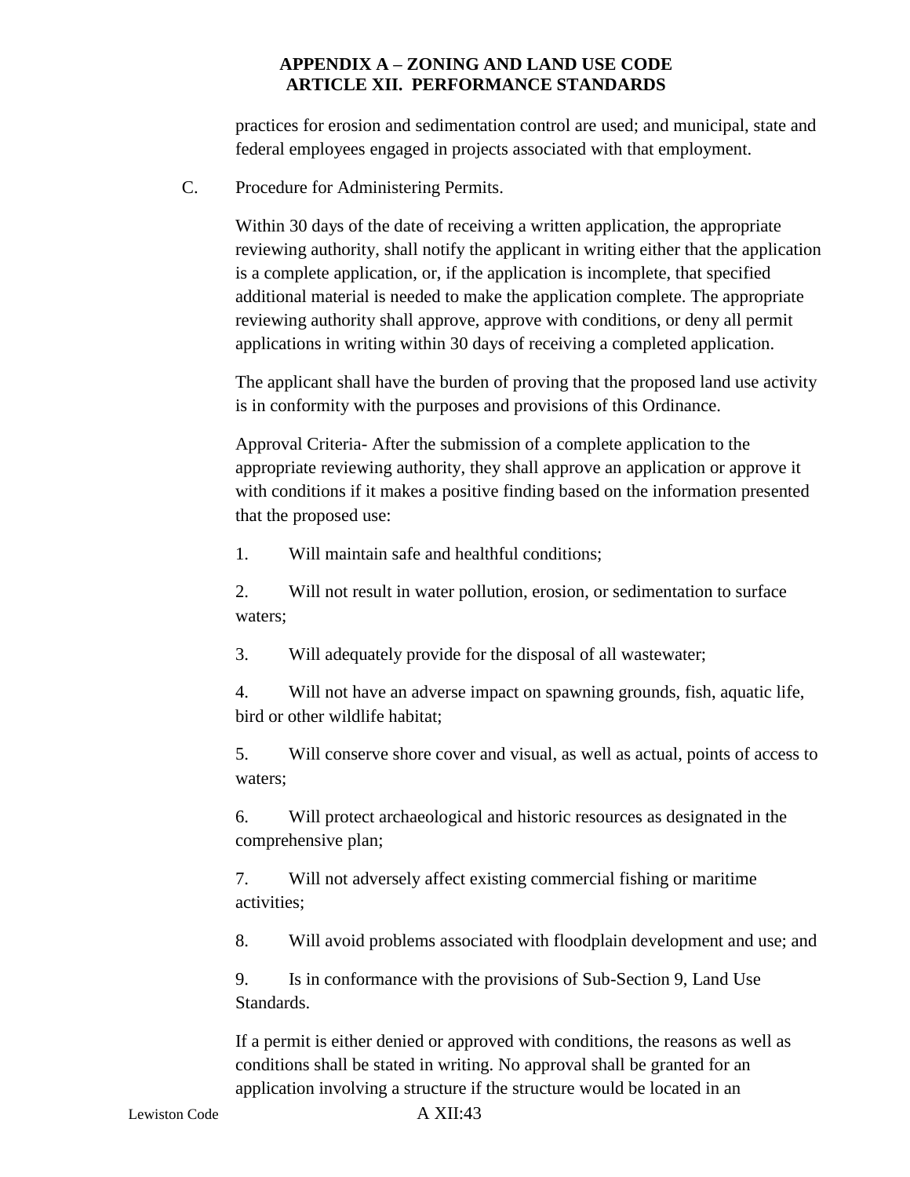practices for erosion and sedimentation control are used; and municipal, state and federal employees engaged in projects associated with that employment.

C. Procedure for Administering Permits.

Within 30 days of the date of receiving a written application, the appropriate reviewing authority, shall notify the applicant in writing either that the application is a complete application, or, if the application is incomplete, that specified additional material is needed to make the application complete. The appropriate reviewing authority shall approve, approve with conditions, or deny all permit applications in writing within 30 days of receiving a completed application.

The applicant shall have the burden of proving that the proposed land use activity is in conformity with the purposes and provisions of this Ordinance.

Approval Criteria- After the submission of a complete application to the appropriate reviewing authority, they shall approve an application or approve it with conditions if it makes a positive finding based on the information presented that the proposed use:

1. Will maintain safe and healthful conditions;

2. Will not result in water pollution, erosion, or sedimentation to surface waters;

3. Will adequately provide for the disposal of all wastewater;

4. Will not have an adverse impact on spawning grounds, fish, aquatic life, bird or other wildlife habitat;

5. Will conserve shore cover and visual, as well as actual, points of access to waters;

6. Will protect archaeological and historic resources as designated in the comprehensive plan;

7. Will not adversely affect existing commercial fishing or maritime activities;

8. Will avoid problems associated with floodplain development and use; and

9. Is in conformance with the provisions of Sub-Section 9, Land Use Standards.

If a permit is either denied or approved with conditions, the reasons as well as conditions shall be stated in writing. No approval shall be granted for an application involving a structure if the structure would be located in an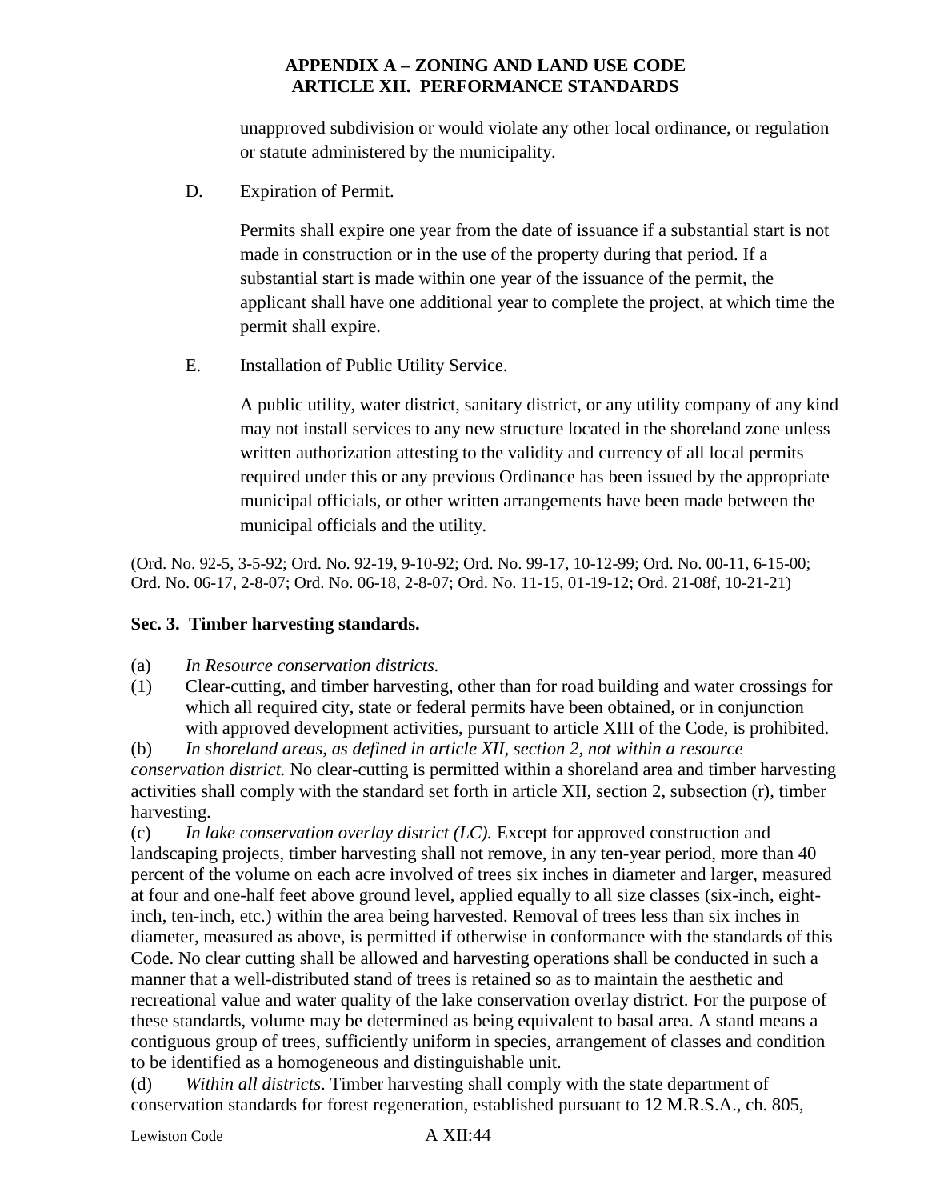unapproved subdivision or would violate any other local ordinance, or regulation or statute administered by the municipality.

D. Expiration of Permit.

Permits shall expire one year from the date of issuance if a substantial start is not made in construction or in the use of the property during that period. If a substantial start is made within one year of the issuance of the permit, the applicant shall have one additional year to complete the project, at which time the permit shall expire.

E. Installation of Public Utility Service.

A public utility, water district, sanitary district, or any utility company of any kind may not install services to any new structure located in the shoreland zone unless written authorization attesting to the validity and currency of all local permits required under this or any previous Ordinance has been issued by the appropriate municipal officials, or other written arrangements have been made between the municipal officials and the utility.

(Ord. No. 92-5, 3-5-92; Ord. No. 92-19, 9-10-92; Ord. No. 99-17, 10-12-99; Ord. No. 00-11, 6-15-00; Ord. No. 06-17, 2-8-07; Ord. No. 06-18, 2-8-07; Ord. No. 11-15, 01-19-12; Ord. 21-08f, 10-21-21)

**Sec. 3. Timber harvesting standards.**

(a) *In Resource conservation districts.*

(1) Clear-cutting, and timber harvesting, other than for road building and water crossings for which all required city, state or federal permits have been obtained, or in conjunction with approved development activities, pursuant to article XIII of the Code, is prohibited.

(b) *In shoreland areas, as defined in article XII, section 2, not within a resource conservation district.* No clear-cutting is permitted within a shoreland area and timber harvesting activities shall comply with the standard set forth in article XII, section 2, subsection (r), timber harvesting.

(c) *In lake conservation overlay district (LC).* Except for approved construction and landscaping projects, timber harvesting shall not remove, in any ten-year period, more than 40 percent of the volume on each acre involved of trees six inches in diameter and larger, measured at four and one-half feet above ground level, applied equally to all size classes (six-inch, eight-inch, ten-inch, etc.) within the area being harvested. Removal of trees less than six inches in diameter, measured as above, is permitted if otherwise in conformance with the standards of this Code. No clear cutting shall be allowed and harvesting operations shall be conducted in such a manner that a well-distributed stand of trees is retained so as to maintain the aesthetic and recreational value and water quality of the lake conservation overlay district. For the purpose of these standards, volume may be determined as being equivalent to basal area. A stand means a contiguous group of trees, sufficiently uniform in species, arrangement of classes and condition to be identified as a homogeneous and distinguishable unit.

(d) *Within all districts*. Timber harvesting shall comply with the state department of conservation standards for forest regeneration, established pursuant to 12 M.R.S.A., ch. 805,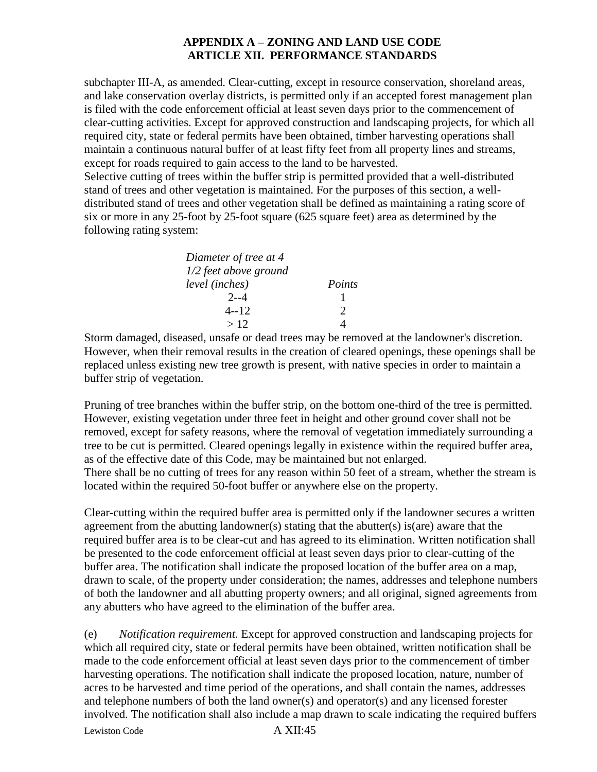subchapter III-A, as amended. Clear-cutting, except in resource conservation, shoreland areas, and lake conservation overlay districts, is permitted only if an accepted forest management plan is filed with the code enforcement official at least seven days prior to the commencement of clear-cutting activities. Except for approved construction and landscaping projects, for which all required city, state or federal permits have been obtained, timber harvesting operations shall maintain a continuous natural buffer of at least fifty feet from all property lines and streams, except for roads required to gain access to the land to be harvested.
Selective cutting of trees within the buffer strip is permitted provided that a well-distributed stand of trees and other vegetation is maintained. For the purposes of this section, a well-distributed stand of trees and other vegetation shall be defined as maintaining a rating score of six or more in any 25-foot by 25-foot square (625 square feet) area as determined by the following rating system:

| *Diameter of tree at 4 1/2 feet above ground level (inches)* | *Points* |
|---|---|
| 2--4 | 1 |
| 4--12 | 2 |
| > 12 | 4 |

Storm damaged, diseased, unsafe or dead trees may be removed at the landowner's discretion. However, when their removal results in the creation of cleared openings, these openings shall be replaced unless existing new tree growth is present, with native species in order to maintain a buffer strip of vegetation.

Pruning of tree branches within the buffer strip, on the bottom one-third of the tree is permitted. However, existing vegetation under three feet in height and other ground cover shall not be removed, except for safety reasons, where the removal of vegetation immediately surrounding a tree to be cut is permitted. Cleared openings legally in existence within the required buffer area, as of the effective date of this Code, may be maintained but not enlarged.
There shall be no cutting of trees for any reason within 50 feet of a stream, whether the stream is located within the required 50-foot buffer or anywhere else on the property.

Clear-cutting within the required buffer area is permitted only if the landowner secures a written agreement from the abutting landowner(s) stating that the abutter(s) is(are) aware that the required buffer area is to be clear-cut and has agreed to its elimination. Written notification shall be presented to the code enforcement official at least seven days prior to clear-cutting of the buffer area. The notification shall indicate the proposed location of the buffer area on a map, drawn to scale, of the property under consideration; the names, addresses and telephone numbers of both the landowner and all abutting property owners; and all original, signed agreements from any abutters who have agreed to the elimination of the buffer area.

(e) *Notification requirement.* Except for approved construction and landscaping projects for which all required city, state or federal permits have been obtained, written notification shall be made to the code enforcement official at least seven days prior to the commencement of timber harvesting operations. The notification shall indicate the proposed location, nature, number of acres to be harvested and time period of the operations, and shall contain the names, addresses and telephone numbers of both the land owner(s) and operator(s) and any licensed forester involved. The notification shall also include a map drawn to scale indicating the required buffers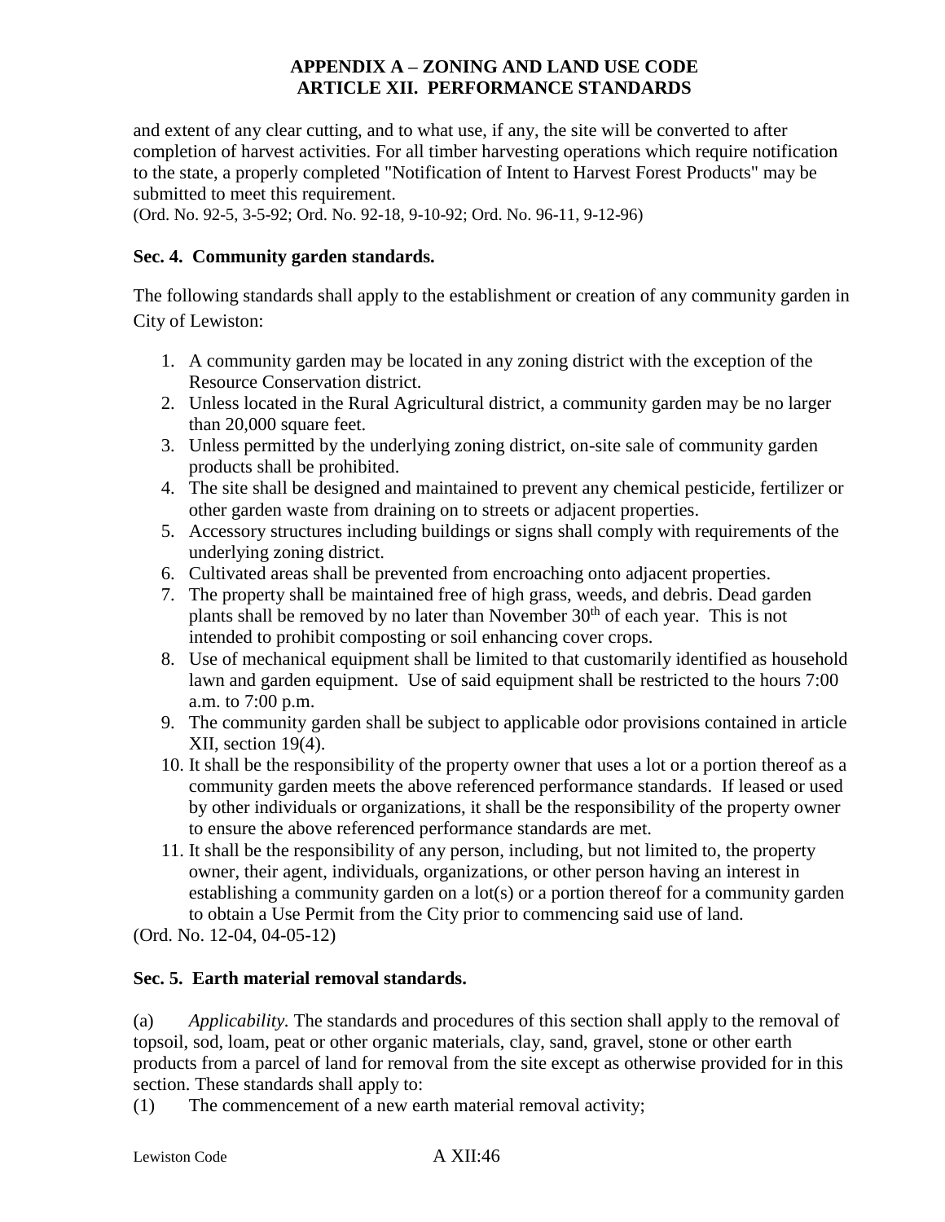and extent of any clear cutting, and to what use, if any, the site will be converted to after completion of harvest activities. For all timber harvesting operations which require notification to the state, a properly completed "Notification of Intent to Harvest Forest Products" may be submitted to meet this requirement.

(Ord. No. 92-5, 3-5-92; Ord. No. 92-18, 9-10-92; Ord. No. 96-11, 9-12-96)

### Sec. 4. Community garden standards.

The following standards shall apply to the establishment or creation of any community garden in City of Lewiston:

1. A community garden may be located in any zoning district with the exception of the Resource Conservation district.
2. Unless located in the Rural Agricultural district, a community garden may be no larger than 20,000 square feet.
3. Unless permitted by the underlying zoning district, on-site sale of community garden products shall be prohibited.
4. The site shall be designed and maintained to prevent any chemical pesticide, fertilizer or other garden waste from draining on to streets or adjacent properties.
5. Accessory structures including buildings or signs shall comply with requirements of the underlying zoning district.
6. Cultivated areas shall be prevented from encroaching onto adjacent properties.
7. The property shall be maintained free of high grass, weeds, and debris. Dead garden plants shall be removed by no later than November 30th of each year. This is not intended to prohibit composting or soil enhancing cover crops.
8. Use of mechanical equipment shall be limited to that customarily identified as household lawn and garden equipment. Use of said equipment shall be restricted to the hours 7:00 a.m. to 7:00 p.m.
9. The community garden shall be subject to applicable odor provisions contained in article XII, section 19(4).
10. It shall be the responsibility of the property owner that uses a lot or a portion thereof as a community garden meets the above referenced performance standards. If leased or used by other individuals or organizations, it shall be the responsibility of the property owner to ensure the above referenced performance standards are met.
11. It shall be the responsibility of any person, including, but not limited to, the property owner, their agent, individuals, organizations, or other person having an interest in establishing a community garden on a lot(s) or a portion thereof for a community garden to obtain a Use Permit from the City prior to commencing said use of land.

(Ord. No. 12-04, 04-05-12)

### Sec. 5. Earth material removal standards.

(a) *Applicability.* The standards and procedures of this section shall apply to the removal of topsoil, sod, loam, peat or other organic materials, clay, sand, gravel, stone or other earth products from a parcel of land for removal from the site except as otherwise provided for in this section. These standards shall apply to:

(1) The commencement of a new earth material removal activity;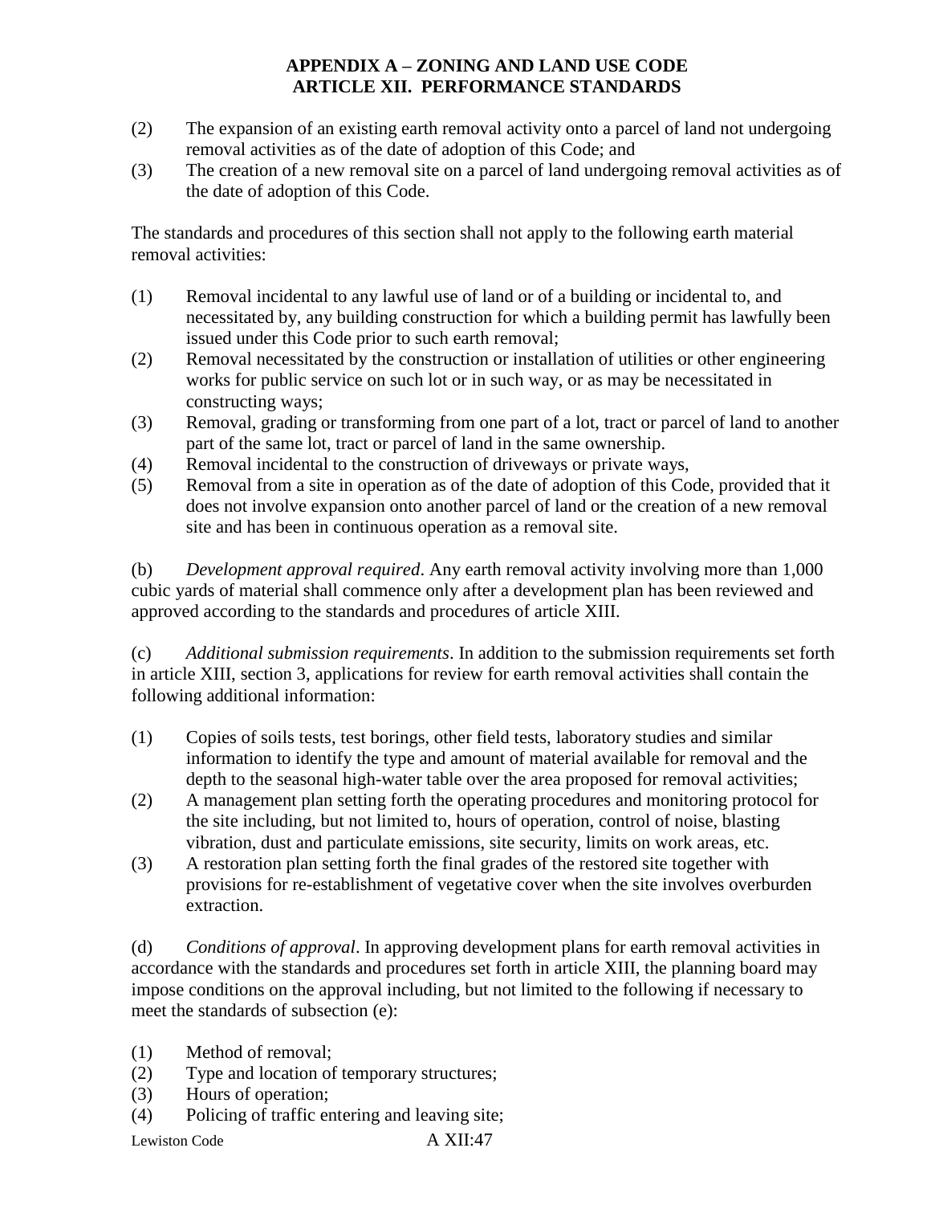(2) The expansion of an existing earth removal activity onto a parcel of land not undergoing removal activities as of the date of adoption of this Code; and
(3) The creation of a new removal site on a parcel of land undergoing removal activities as of the date of adoption of this Code.

The standards and procedures of this section shall not apply to the following earth material removal activities:

(1) Removal incidental to any lawful use of land or of a building or incidental to, and necessitated by, any building construction for which a building permit has lawfully been issued under this Code prior to such earth removal;
(2) Removal necessitated by the construction or installation of utilities or other engineering works for public service on such lot or in such way, or as may be necessitated in constructing ways;
(3) Removal, grading or transforming from one part of a lot, tract or parcel of land to another part of the same lot, tract or parcel of land in the same ownership.
(4) Removal incidental to the construction of driveways or private ways,
(5) Removal from a site in operation as of the date of adoption of this Code, provided that it does not involve expansion onto another parcel of land or the creation of a new removal site and has been in continuous operation as a removal site.

(b) *Development approval required*. Any earth removal activity involving more than 1,000 cubic yards of material shall commence only after a development plan has been reviewed and approved according to the standards and procedures of article XIII.

(c) *Additional submission requirements*. In addition to the submission requirements set forth in article XIII, section 3, applications for review for earth removal activities shall contain the following additional information:

(1) Copies of soils tests, test borings, other field tests, laboratory studies and similar information to identify the type and amount of material available for removal and the depth to the seasonal high-water table over the area proposed for removal activities;
(2) A management plan setting forth the operating procedures and monitoring protocol for the site including, but not limited to, hours of operation, control of noise, blasting vibration, dust and particulate emissions, site security, limits on work areas, etc.
(3) A restoration plan setting forth the final grades of the restored site together with provisions for re-establishment of vegetative cover when the site involves overburden extraction.

(d) *Conditions of approval*. In approving development plans for earth removal activities in accordance with the standards and procedures set forth in article XIII, the planning board may impose conditions on the approval including, but not limited to the following if necessary to meet the standards of subsection (e):

(1) Method of removal;
(2) Type and location of temporary structures;
(3) Hours of operation;
(4) Policing of traffic entering and leaving site;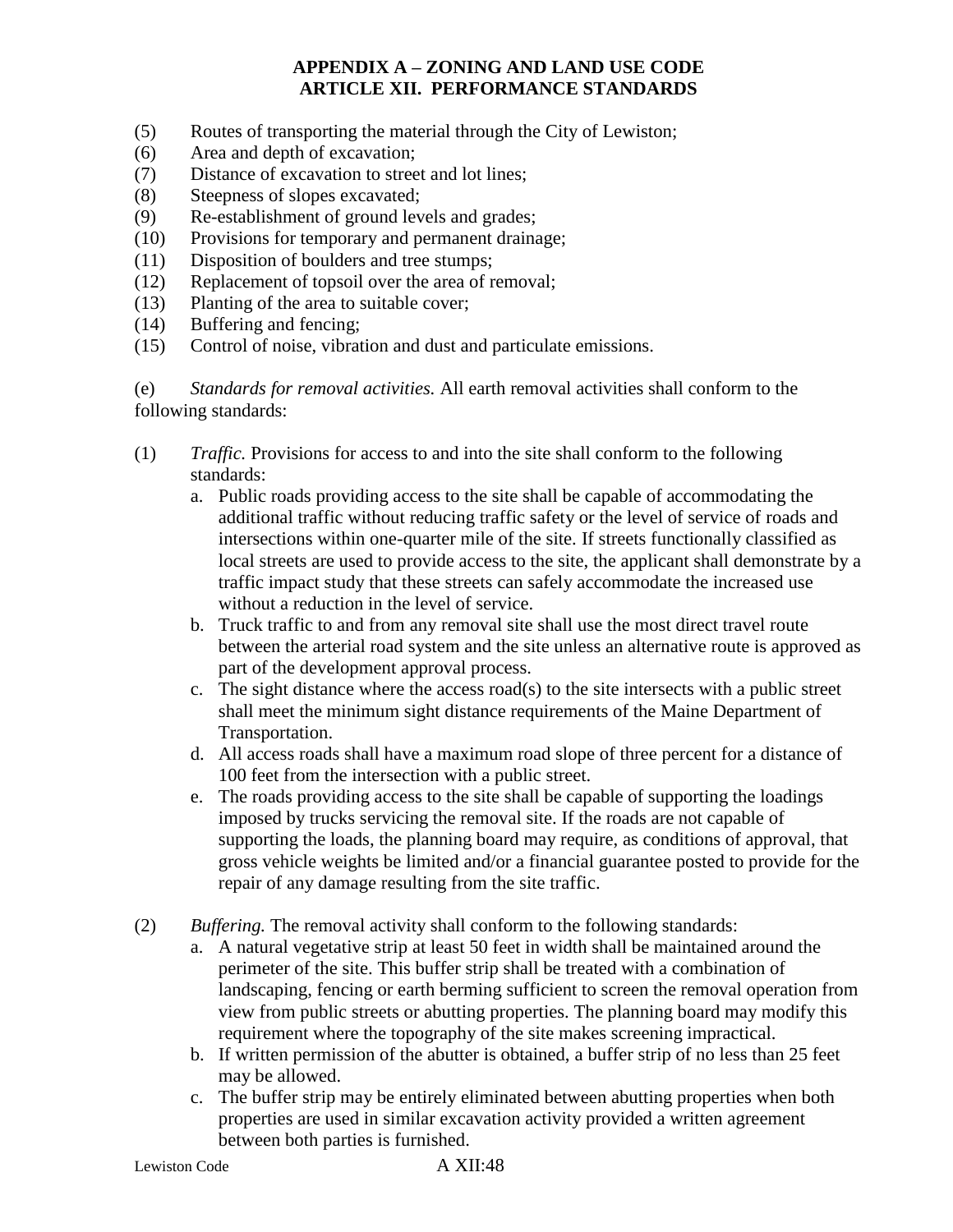(5) Routes of transporting the material through the City of Lewiston;
(6) Area and depth of excavation;
(7) Distance of excavation to street and lot lines;
(8) Steepness of slopes excavated;
(9) Re-establishment of ground levels and grades;
(10) Provisions for temporary and permanent drainage;
(11) Disposition of boulders and tree stumps;
(12) Replacement of topsoil over the area of removal;
(13) Planting of the area to suitable cover;
(14) Buffering and fencing;
(15) Control of noise, vibration and dust and particulate emissions.

(e) *Standards for removal activities.* All earth removal activities shall conform to the following standards:

(1) *Traffic.* Provisions for access to and into the site shall conform to the following standards:

   a. Public roads providing access to the site shall be capable of accommodating the additional traffic without reducing traffic safety or the level of service of roads and intersections within one-quarter mile of the site. If streets functionally classified as local streets are used to provide access to the site, the applicant shall demonstrate by a traffic impact study that these streets can safely accommodate the increased use without a reduction in the level of service.
   b. Truck traffic to and from any removal site shall use the most direct travel route between the arterial road system and the site unless an alternative route is approved as part of the development approval process.
   c. The sight distance where the access road(s) to the site intersects with a public street shall meet the minimum sight distance requirements of the Maine Department of Transportation.
   d. All access roads shall have a maximum road slope of three percent for a distance of 100 feet from the intersection with a public street.
   e. The roads providing access to the site shall be capable of supporting the loadings imposed by trucks servicing the removal site. If the roads are not capable of supporting the loads, the planning board may require, as conditions of approval, that gross vehicle weights be limited and/or a financial guarantee posted to provide for the repair of any damage resulting from the site traffic.

(2) *Buffering.* The removal activity shall conform to the following standards:

   a. A natural vegetative strip at least 50 feet in width shall be maintained around the perimeter of the site. This buffer strip shall be treated with a combination of landscaping, fencing or earth berming sufficient to screen the removal operation from view from public streets or abutting properties. The planning board may modify this requirement where the topography of the site makes screening impractical.
   b. If written permission of the abutter is obtained, a buffer strip of no less than 25 feet may be allowed.
   c. The buffer strip may be entirely eliminated between abutting properties when both properties are used in similar excavation activity provided a written agreement between both parties is furnished.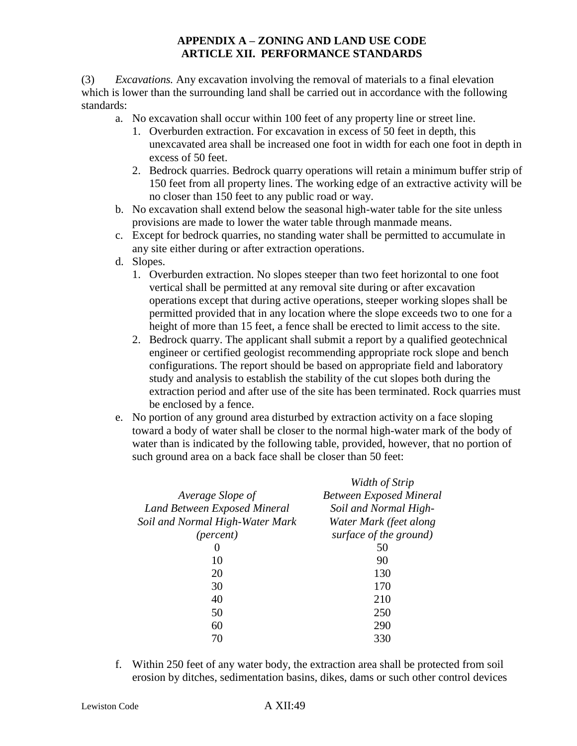# APPENDIX A – ZONING AND LAND USE CODE
## ARTICLE XII. PERFORMANCE STANDARDS

(3) *Excavations.* Any excavation involving the removal of materials to a final elevation which is lower than the surrounding land shall be carried out in accordance with the following standards:

a. No excavation shall occur within 100 feet of any property line or street line.
   1. Overburden extraction. For excavation in excess of 50 feet in depth, this unexcavated area shall be increased one foot in width for each one foot in depth in excess of 50 feet.
   2. Bedrock quarries. Bedrock quarry operations will retain a minimum buffer strip of 150 feet from all property lines. The working edge of an extractive activity will be no closer than 150 feet to any public road or way.

b. No excavation shall extend below the seasonal high-water table for the site unless provisions are made to lower the water table through manmade means.

c. Except for bedrock quarries, no standing water shall be permitted to accumulate in any site either during or after extraction operations.

d. Slopes.
   1. Overburden extraction. No slopes steeper than two feet horizontal to one foot vertical shall be permitted at any removal site during or after excavation operations except that during active operations, steeper working slopes shall be permitted provided that in any location where the slope exceeds two to one for a height of more than 15 feet, a fence shall be erected to limit access to the site.
   2. Bedrock quarry. The applicant shall submit a report by a qualified geotechnical engineer or certified geologist recommending appropriate rock slope and bench configurations. The report should be based on appropriate field and laboratory study and analysis to establish the stability of the cut slopes both during the extraction period and after use of the site has been terminated. Rock quarries must be enclosed by a fence.

e. No portion of any ground area disturbed by extraction activity on a face sloping toward a body of water shall be closer to the normal high-water mark of the body of water than is indicated by the following table, provided, however, that no portion of such ground area on a back face shall be closer than 50 feet:

| *Average Slope of Land Between Exposed Mineral Soil and Normal High-Water Mark (percent)* | *Width of Strip Between Exposed Mineral Soil and Normal High-Water Mark (feet along surface of the ground)* |
|---|---|
| 0 | 50 |
| 10 | 90 |
| 20 | 130 |
| 30 | 170 |
| 40 | 210 |
| 50 | 250 |
| 60 | 290 |
| 70 | 330 |

f. Within 250 feet of any water body, the extraction area shall be protected from soil erosion by ditches, sedimentation basins, dikes, dams or such other control devices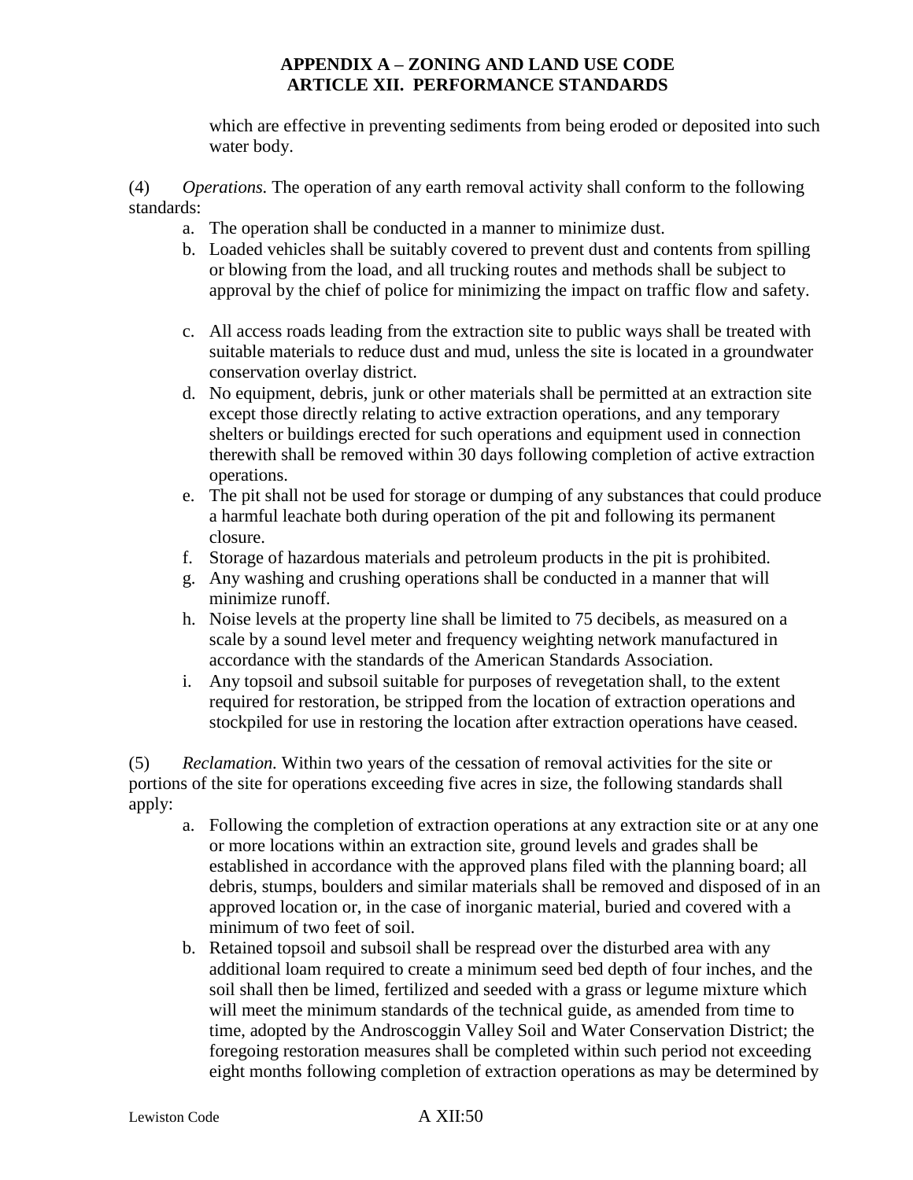which are effective in preventing sediments from being eroded or deposited into such water body.

(4) *Operations.* The operation of any earth removal activity shall conform to the following standards:

a. The operation shall be conducted in a manner to minimize dust.
b. Loaded vehicles shall be suitably covered to prevent dust and contents from spilling or blowing from the load, and all trucking routes and methods shall be subject to approval by the chief of police for minimizing the impact on traffic flow and safety.
c. All access roads leading from the extraction site to public ways shall be treated with suitable materials to reduce dust and mud, unless the site is located in a groundwater conservation overlay district.
d. No equipment, debris, junk or other materials shall be permitted at an extraction site except those directly relating to active extraction operations, and any temporary shelters or buildings erected for such operations and equipment used in connection therewith shall be removed within 30 days following completion of active extraction operations.
e. The pit shall not be used for storage or dumping of any substances that could produce a harmful leachate both during operation of the pit and following its permanent closure.
f. Storage of hazardous materials and petroleum products in the pit is prohibited.
g. Any washing and crushing operations shall be conducted in a manner that will minimize runoff.
h. Noise levels at the property line shall be limited to 75 decibels, as measured on a scale by a sound level meter and frequency weighting network manufactured in accordance with the standards of the American Standards Association.
i. Any topsoil and subsoil suitable for purposes of revegetation shall, to the extent required for restoration, be stripped from the location of extraction operations and stockpiled for use in restoring the location after extraction operations have ceased.

(5) *Reclamation.* Within two years of the cessation of removal activities for the site or portions of the site for operations exceeding five acres in size, the following standards shall apply:

a. Following the completion of extraction operations at any extraction site or at any one or more locations within an extraction site, ground levels and grades shall be established in accordance with the approved plans filed with the planning board; all debris, stumps, boulders and similar materials shall be removed and disposed of in an approved location or, in the case of inorganic material, buried and covered with a minimum of two feet of soil.
b. Retained topsoil and subsoil shall be respread over the disturbed area with any additional loam required to create a minimum seed bed depth of four inches, and the soil shall then be limed, fertilized and seeded with a grass or legume mixture which will meet the minimum standards of the technical guide, as amended from time to time, adopted by the Androscoggin Valley Soil and Water Conservation District; the foregoing restoration measures shall be completed within such period not exceeding eight months following completion of extraction operations as may be determined by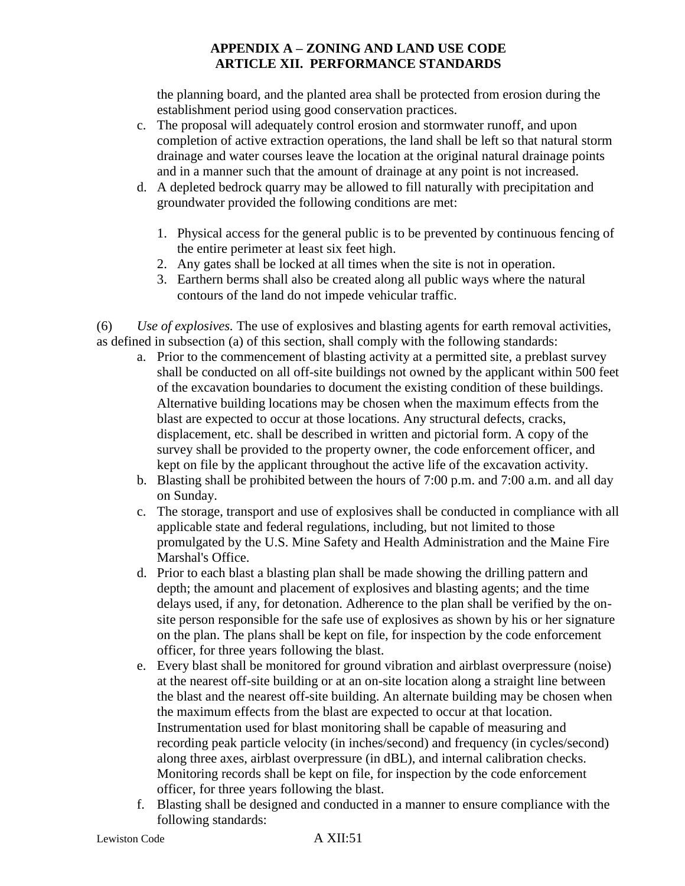the planning board, and the planted area shall be protected from erosion during the establishment period using good conservation practices.

c. The proposal will adequately control erosion and stormwater runoff, and upon completion of active extraction operations, the land shall be left so that natural storm drainage and water courses leave the location at the original natural drainage points and in a manner such that the amount of drainage at any point is not increased.

d. A depleted bedrock quarry may be allowed to fill naturally with precipitation and groundwater provided the following conditions are met:

   1. Physical access for the general public is to be prevented by continuous fencing of the entire perimeter at least six feet high.
   2. Any gates shall be locked at all times when the site is not in operation.
   3. Earthern berms shall also be created along all public ways where the natural contours of the land do not impede vehicular traffic.

(6) *Use of explosives.* The use of explosives and blasting agents for earth removal activities, as defined in subsection (a) of this section, shall comply with the following standards:

a. Prior to the commencement of blasting activity at a permitted site, a preblast survey shall be conducted on all off-site buildings not owned by the applicant within 500 feet of the excavation boundaries to document the existing condition of these buildings. Alternative building locations may be chosen when the maximum effects from the blast are expected to occur at those locations. Any structural defects, cracks, displacement, etc. shall be described in written and pictorial form. A copy of the survey shall be provided to the property owner, the code enforcement officer, and kept on file by the applicant throughout the active life of the excavation activity.

b. Blasting shall be prohibited between the hours of 7:00 p.m. and 7:00 a.m. and all day on Sunday.

c. The storage, transport and use of explosives shall be conducted in compliance with all applicable state and federal regulations, including, but not limited to those promulgated by the U.S. Mine Safety and Health Administration and the Maine Fire Marshal's Office.

d. Prior to each blast a blasting plan shall be made showing the drilling pattern and depth; the amount and placement of explosives and blasting agents; and the time delays used, if any, for detonation. Adherence to the plan shall be verified by the on-site person responsible for the safe use of explosives as shown by his or her signature on the plan. The plans shall be kept on file, for inspection by the code enforcement officer, for three years following the blast.

e. Every blast shall be monitored for ground vibration and airblast overpressure (noise) at the nearest off-site building or at an on-site location along a straight line between the blast and the nearest off-site building. An alternate building may be chosen when the maximum effects from the blast are expected to occur at that location. Instrumentation used for blast monitoring shall be capable of measuring and recording peak particle velocity (in inches/second) and frequency (in cycles/second) along three axes, airblast overpressure (in dBL), and internal calibration checks. Monitoring records shall be kept on file, for inspection by the code enforcement officer, for three years following the blast.

f. Blasting shall be designed and conducted in a manner to ensure compliance with the following standards: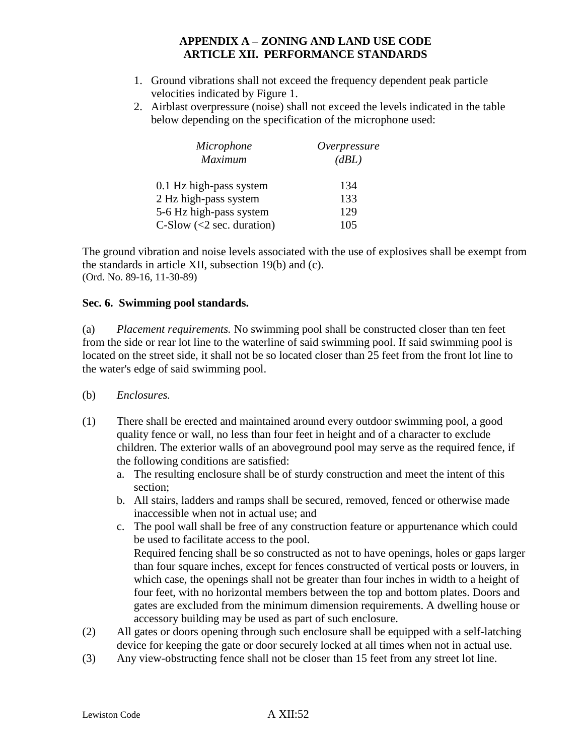1. Ground vibrations shall not exceed the frequency dependent peak particle velocities indicated by Figure 1.
2. Airblast overpressure (noise) shall not exceed the levels indicated in the table below depending on the specification of the microphone used:

| *Microphone Maximum* | *Overpressure (dBL)* |
| --- | --- |
| 0.1 Hz high-pass system | 134 |
| 2 Hz high-pass system | 133 |
| 5-6 Hz high-pass system | 129 |
| C-Slow (<2 sec. duration) | 105 |

The ground vibration and noise levels associated with the use of explosives shall be exempt from the standards in article XII, subsection 19(b) and (c).
(Ord. No. 89-16, 11-30-89)

**Sec. 6. Swimming pool standards.**

(a) *Placement requirements.* No swimming pool shall be constructed closer than ten feet from the side or rear lot line to the waterline of said swimming pool. If said swimming pool is located on the street side, it shall not be so located closer than 25 feet from the front lot line to the water's edge of said swimming pool.

(b) *Enclosures.*

(1) There shall be erected and maintained around every outdoor swimming pool, a good quality fence or wall, no less than four feet in height and of a character to exclude children. The exterior walls of an aboveground pool may serve as the required fence, if the following conditions are satisfied:

   a. The resulting enclosure shall be of sturdy construction and meet the intent of this section;
   b. All stairs, ladders and ramps shall be secured, removed, fenced or otherwise made inaccessible when not in actual use; and
   c. The pool wall shall be free of any construction feature or appurtenance which could be used to facilitate access to the pool.

   Required fencing shall be so constructed as not to have openings, holes or gaps larger than four square inches, except for fences constructed of vertical posts or louvers, in which case, the openings shall not be greater than four inches in width to a height of four feet, with no horizontal members between the top and bottom plates. Doors and gates are excluded from the minimum dimension requirements. A dwelling house or accessory building may be used as part of such enclosure.

(2) All gates or doors opening through such enclosure shall be equipped with a self-latching device for keeping the gate or door securely locked at all times when not in actual use.

(3) Any view-obstructing fence shall not be closer than 15 feet from any street lot line.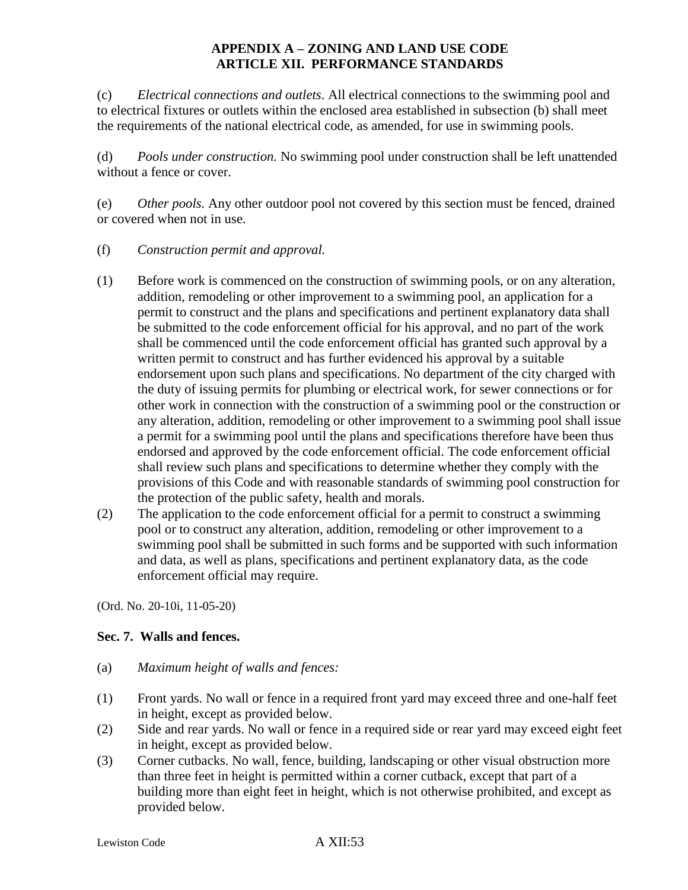(c) *Electrical connections and outlets*. All electrical connections to the swimming pool and to electrical fixtures or outlets within the enclosed area established in subsection (b) shall meet the requirements of the national electrical code, as amended, for use in swimming pools.

(d) *Pools under construction.* No swimming pool under construction shall be left unattended without a fence or cover.

(e) *Other pools.* Any other outdoor pool not covered by this section must be fenced, drained or covered when not in use.

(f) *Construction permit and approval.*

(1) Before work is commenced on the construction of swimming pools, or on any alteration, addition, remodeling or other improvement to a swimming pool, an application for a permit to construct and the plans and specifications and pertinent explanatory data shall be submitted to the code enforcement official for his approval, and no part of the work shall be commenced until the code enforcement official has granted such approval by a written permit to construct and has further evidenced his approval by a suitable endorsement upon such plans and specifications. No department of the city charged with the duty of issuing permits for plumbing or electrical work, for sewer connections or for other work in connection with the construction of a swimming pool or the construction or any alteration, addition, remodeling or other improvement to a swimming pool shall issue a permit for a swimming pool until the plans and specifications therefore have been thus endorsed and approved by the code enforcement official. The code enforcement official shall review such plans and specifications to determine whether they comply with the provisions of this Code and with reasonable standards of swimming pool construction for the protection of the public safety, health and morals.

(2) The application to the code enforcement official for a permit to construct a swimming pool or to construct any alteration, addition, remodeling or other improvement to a swimming pool shall be submitted in such forms and be supported with such information and data, as well as plans, specifications and pertinent explanatory data, as the code enforcement official may require.

(Ord. No. 20-10i, 11-05-20)

**Sec. 7. Walls and fences.**

(a) *Maximum height of walls and fences:*

(1) Front yards. No wall or fence in a required front yard may exceed three and one-half feet in height, except as provided below.

(2) Side and rear yards. No wall or fence in a required side or rear yard may exceed eight feet in height, except as provided below.

(3) Corner cutbacks. No wall, fence, building, landscaping or other visual obstruction more than three feet in height is permitted within a corner cutback, except that part of a building more than eight feet in height, which is not otherwise prohibited, and except as provided below.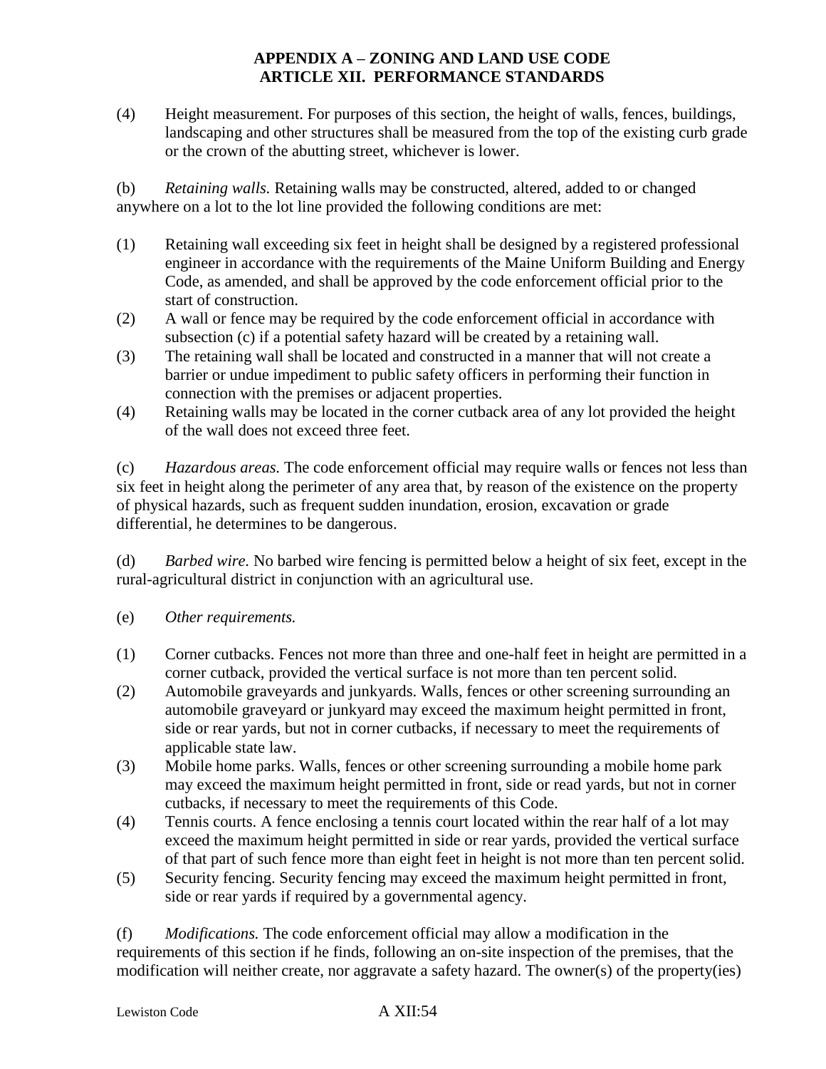(4) Height measurement. For purposes of this section, the height of walls, fences, buildings, landscaping and other structures shall be measured from the top of the existing curb grade or the crown of the abutting street, whichever is lower.

(b) *Retaining walls.* Retaining walls may be constructed, altered, added to or changed anywhere on a lot to the lot line provided the following conditions are met:

(1) Retaining wall exceeding six feet in height shall be designed by a registered professional engineer in accordance with the requirements of the Maine Uniform Building and Energy Code, as amended, and shall be approved by the code enforcement official prior to the start of construction.
(2) A wall or fence may be required by the code enforcement official in accordance with subsection (c) if a potential safety hazard will be created by a retaining wall.
(3) The retaining wall shall be located and constructed in a manner that will not create a barrier or undue impediment to public safety officers in performing their function in connection with the premises or adjacent properties.
(4) Retaining walls may be located in the corner cutback area of any lot provided the height of the wall does not exceed three feet.

(c) *Hazardous areas.* The code enforcement official may require walls or fences not less than six feet in height along the perimeter of any area that, by reason of the existence on the property of physical hazards, such as frequent sudden inundation, erosion, excavation or grade differential, he determines to be dangerous.

(d) *Barbed wire.* No barbed wire fencing is permitted below a height of six feet, except in the rural-agricultural district in conjunction with an agricultural use.

(e) *Other requirements.*

(1) Corner cutbacks. Fences not more than three and one-half feet in height are permitted in a corner cutback, provided the vertical surface is not more than ten percent solid.
(2) Automobile graveyards and junkyards. Walls, fences or other screening surrounding an automobile graveyard or junkyard may exceed the maximum height permitted in front, side or rear yards, but not in corner cutbacks, if necessary to meet the requirements of applicable state law.
(3) Mobile home parks. Walls, fences or other screening surrounding a mobile home park may exceed the maximum height permitted in front, side or read yards, but not in corner cutbacks, if necessary to meet the requirements of this Code.
(4) Tennis courts. A fence enclosing a tennis court located within the rear half of a lot may exceed the maximum height permitted in side or rear yards, provided the vertical surface of that part of such fence more than eight feet in height is not more than ten percent solid.
(5) Security fencing. Security fencing may exceed the maximum height permitted in front, side or rear yards if required by a governmental agency.

(f) *Modifications.* The code enforcement official may allow a modification in the requirements of this section if he finds, following an on-site inspection of the premises, that the modification will neither create, nor aggravate a safety hazard. The owner(s) of the property(ies)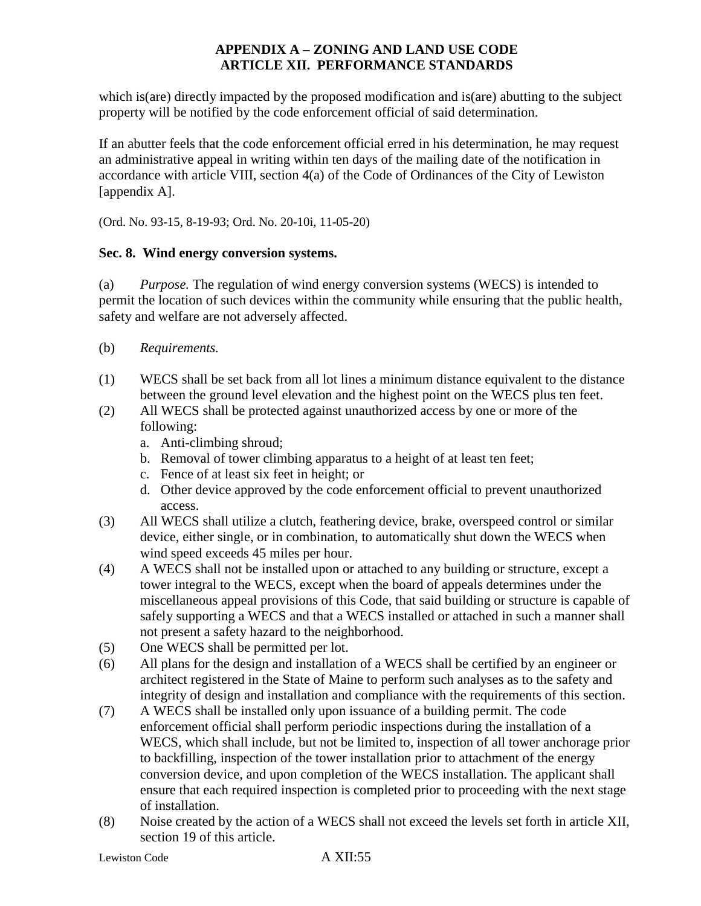which is(are) directly impacted by the proposed modification and is(are) abutting to the subject property will be notified by the code enforcement official of said determination.

If an abutter feels that the code enforcement official erred in his determination, he may request an administrative appeal in writing within ten days of the mailing date of the notification in accordance with article VIII, section 4(a) of the Code of Ordinances of the City of Lewiston [appendix A].

(Ord. No. 93-15, 8-19-93; Ord. No. 20-10i, 11-05-20)

### Sec. 8. Wind energy conversion systems.

(a) *Purpose.* The regulation of wind energy conversion systems (WECS) is intended to permit the location of such devices within the community while ensuring that the public health, safety and welfare are not adversely affected.

(b) *Requirements.*

(1) WECS shall be set back from all lot lines a minimum distance equivalent to the distance between the ground level elevation and the highest point on the WECS plus ten feet.

(2) All WECS shall be protected against unauthorized access by one or more of the following:
   a. Anti-climbing shroud;
   b. Removal of tower climbing apparatus to a height of at least ten feet;
   c. Fence of at least six feet in height; or
   d. Other device approved by the code enforcement official to prevent unauthorized access.

(3) All WECS shall utilize a clutch, feathering device, brake, overspeed control or similar device, either single, or in combination, to automatically shut down the WECS when wind speed exceeds 45 miles per hour.

(4) A WECS shall not be installed upon or attached to any building or structure, except a tower integral to the WECS, except when the board of appeals determines under the miscellaneous appeal provisions of this Code, that said building or structure is capable of safely supporting a WECS and that a WECS installed or attached in such a manner shall not present a safety hazard to the neighborhood.

(5) One WECS shall be permitted per lot.

(6) All plans for the design and installation of a WECS shall be certified by an engineer or architect registered in the State of Maine to perform such analyses as to the safety and integrity of design and installation and compliance with the requirements of this section.

(7) A WECS shall be installed only upon issuance of a building permit. The code enforcement official shall perform periodic inspections during the installation of a WECS, which shall include, but not be limited to, inspection of all tower anchorage prior to backfilling, inspection of the tower installation prior to attachment of the energy conversion device, and upon completion of the WECS installation. The applicant shall ensure that each required inspection is completed prior to proceeding with the next stage of installation.

(8) Noise created by the action of a WECS shall not exceed the levels set forth in article XII, section 19 of this article.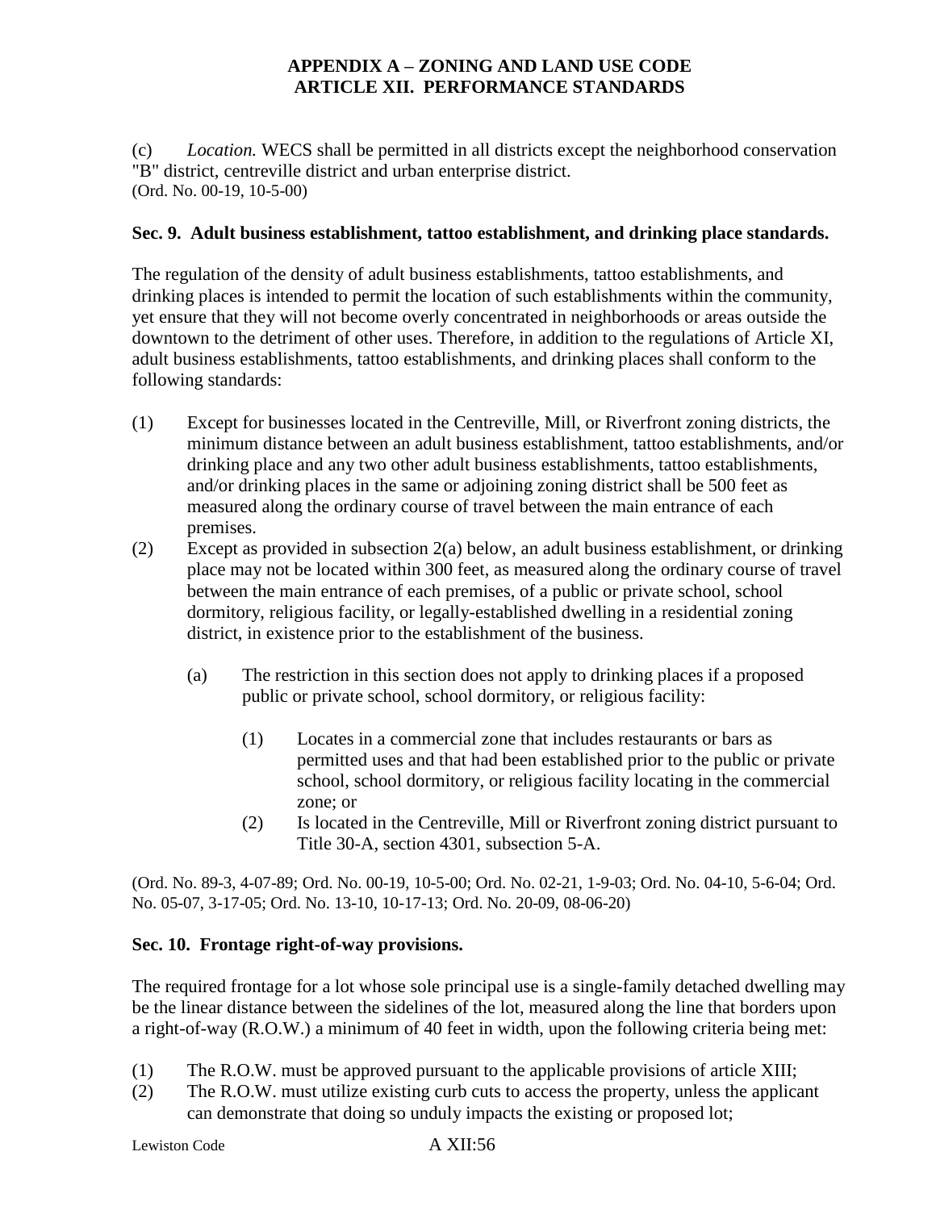(c) *Location.* WECS shall be permitted in all districts except the neighborhood conservation "B" district, centreville district and urban enterprise district.
(Ord. No. 00-19, 10-5-00)

**Sec. 9. Adult business establishment, tattoo establishment, and drinking place standards.**

The regulation of the density of adult business establishments, tattoo establishments, and drinking places is intended to permit the location of such establishments within the community, yet ensure that they will not become overly concentrated in neighborhoods or areas outside the downtown to the detriment of other uses. Therefore, in addition to the regulations of Article XI, adult business establishments, tattoo establishments, and drinking places shall conform to the following standards:

(1) Except for businesses located in the Centreville, Mill, or Riverfront zoning districts, the minimum distance between an adult business establishment, tattoo establishments, and/or drinking place and any two other adult business establishments, tattoo establishments, and/or drinking places in the same or adjoining zoning district shall be 500 feet as measured along the ordinary course of travel between the main entrance of each premises.

(2) Except as provided in subsection 2(a) below, an adult business establishment, or drinking place may not be located within 300 feet, as measured along the ordinary course of travel between the main entrance of each premises, of a public or private school, school dormitory, religious facility, or legally-established dwelling in a residential zoning district, in existence prior to the establishment of the business.

    (a) The restriction in this section does not apply to drinking places if a proposed public or private school, school dormitory, or religious facility:

        (1) Locates in a commercial zone that includes restaurants or bars as permitted uses and that had been established prior to the public or private school, school dormitory, or religious facility locating in the commercial zone; or

        (2) Is located in the Centreville, Mill or Riverfront zoning district pursuant to Title 30-A, section 4301, subsection 5-A.

(Ord. No. 89-3, 4-07-89; Ord. No. 00-19, 10-5-00; Ord. No. 02-21, 1-9-03; Ord. No. 04-10, 5-6-04; Ord. No. 05-07, 3-17-05; Ord. No. 13-10, 10-17-13; Ord. No. 20-09, 08-06-20)

**Sec. 10. Frontage right-of-way provisions.**

The required frontage for a lot whose sole principal use is a single-family detached dwelling may be the linear distance between the sidelines of the lot, measured along the line that borders upon a right-of-way (R.O.W.) a minimum of 40 feet in width, upon the following criteria being met:

(1) The R.O.W. must be approved pursuant to the applicable provisions of article XIII;

(2) The R.O.W. must utilize existing curb cuts to access the property, unless the applicant can demonstrate that doing so unduly impacts the existing or proposed lot;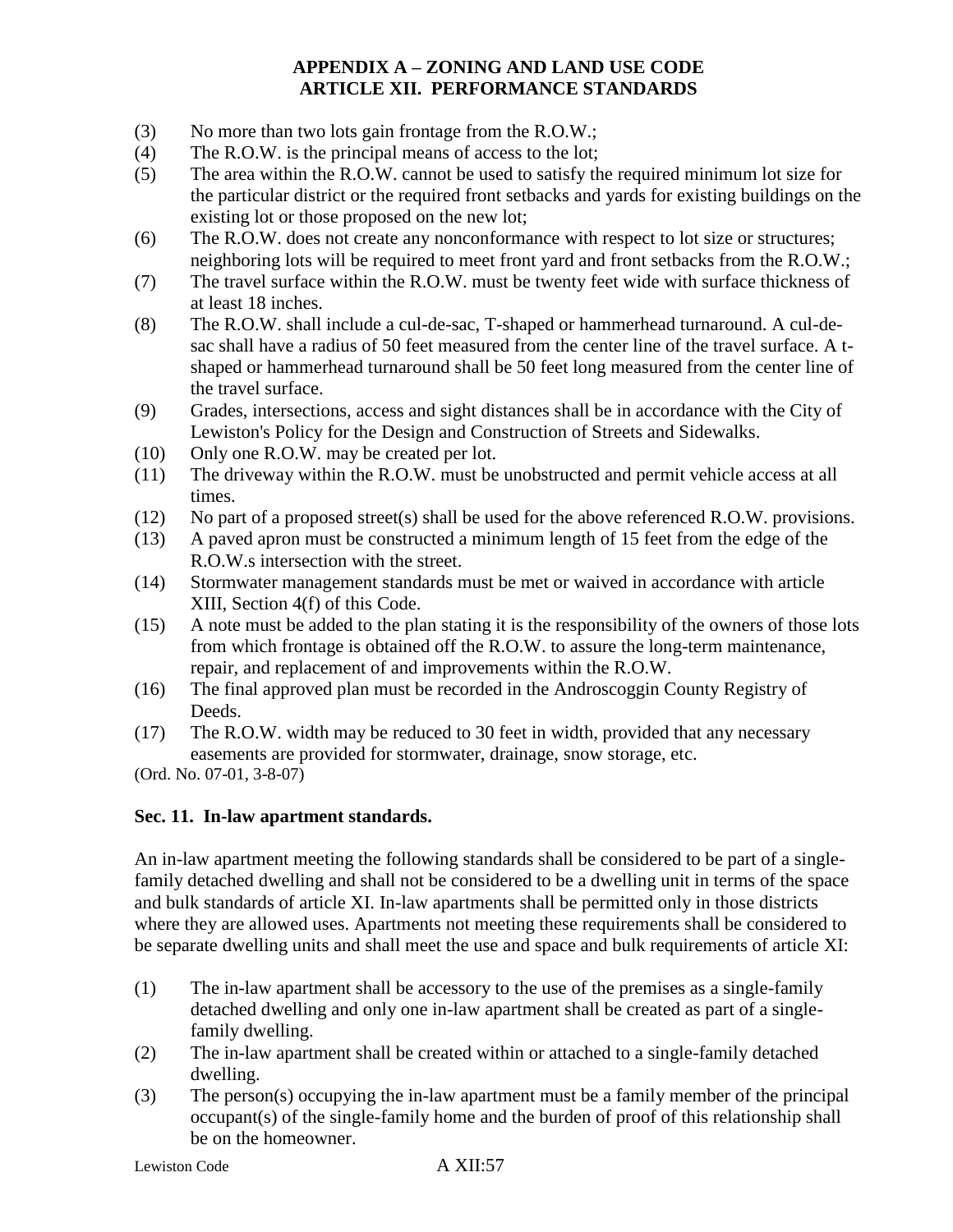(3) No more than two lots gain frontage from the R.O.W.;
(4) The R.O.W. is the principal means of access to the lot;
(5) The area within the R.O.W. cannot be used to satisfy the required minimum lot size for the particular district or the required front setbacks and yards for existing buildings on the existing lot or those proposed on the new lot;
(6) The R.O.W. does not create any nonconformance with respect to lot size or structures; neighboring lots will be required to meet front yard and front setbacks from the R.O.W.;
(7) The travel surface within the R.O.W. must be twenty feet wide with surface thickness of at least 18 inches.
(8) The R.O.W. shall include a cul-de-sac, T-shaped or hammerhead turnaround. A cul-de-sac shall have a radius of 50 feet measured from the center line of the travel surface. A t-shaped or hammerhead turnaround shall be 50 feet long measured from the center line of the travel surface.
(9) Grades, intersections, access and sight distances shall be in accordance with the City of Lewiston's Policy for the Design and Construction of Streets and Sidewalks.
(10) Only one R.O.W. may be created per lot.
(11) The driveway within the R.O.W. must be unobstructed and permit vehicle access at all times.
(12) No part of a proposed street(s) shall be used for the above referenced R.O.W. provisions.
(13) A paved apron must be constructed a minimum length of 15 feet from the edge of the R.O.W.s intersection with the street.
(14) Stormwater management standards must be met or waived in accordance with article XIII, Section 4(f) of this Code.
(15) A note must be added to the plan stating it is the responsibility of the owners of those lots from which frontage is obtained off the R.O.W. to assure the long-term maintenance, repair, and replacement of and improvements within the R.O.W.
(16) The final approved plan must be recorded in the Androscoggin County Registry of Deeds.
(17) The R.O.W. width may be reduced to 30 feet in width, provided that any necessary easements are provided for stormwater, drainage, snow storage, etc.

(Ord. No. 07-01, 3-8-07)

### Sec. 11. In-law apartment standards.

An in-law apartment meeting the following standards shall be considered to be part of a single-family detached dwelling and shall not be considered to be a dwelling unit in terms of the space and bulk standards of article XI. In-law apartments shall be permitted only in those districts where they are allowed uses. Apartments not meeting these requirements shall be considered to be separate dwelling units and shall meet the use and space and bulk requirements of article XI:

(1) The in-law apartment shall be accessory to the use of the premises as a single-family detached dwelling and only one in-law apartment shall be created as part of a single-family dwelling.
(2) The in-law apartment shall be created within or attached to a single-family detached dwelling.
(3) The person(s) occupying the in-law apartment must be a family member of the principal occupant(s) of the single-family home and the burden of proof of this relationship shall be on the homeowner.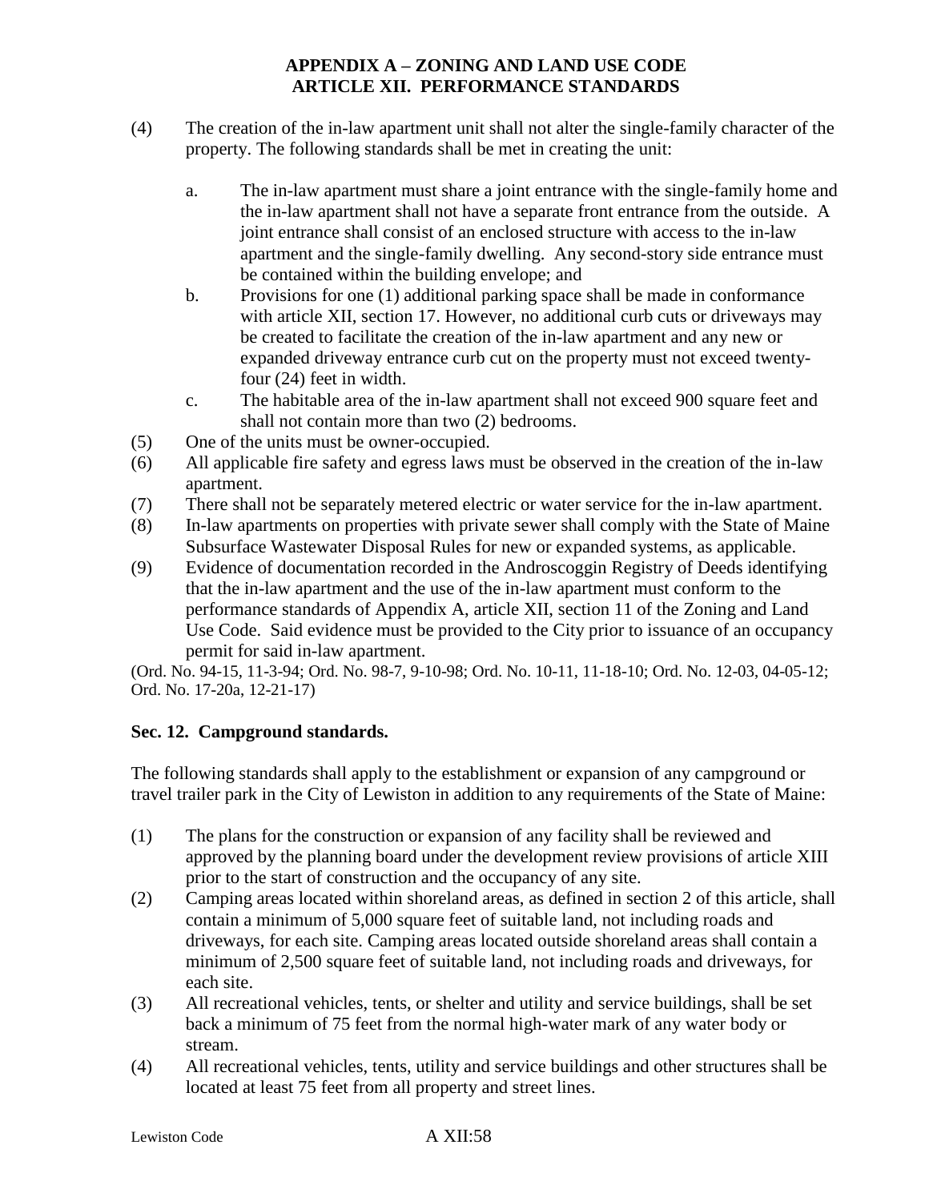(4) The creation of the in-law apartment unit shall not alter the single-family character of the property. The following standards shall be met in creating the unit:

   a. The in-law apartment must share a joint entrance with the single-family home and the in-law apartment shall not have a separate front entrance from the outside. A joint entrance shall consist of an enclosed structure with access to the in-law apartment and the single-family dwelling. Any second-story side entrance must be contained within the building envelope; and

   b. Provisions for one (1) additional parking space shall be made in conformance with article XII, section 17. However, no additional curb cuts or driveways may be created to facilitate the creation of the in-law apartment and any new or expanded driveway entrance curb cut on the property must not exceed twenty-four (24) feet in width.

   c. The habitable area of the in-law apartment shall not exceed 900 square feet and shall not contain more than two (2) bedrooms.

(5) One of the units must be owner-occupied.

(6) All applicable fire safety and egress laws must be observed in the creation of the in-law apartment.

(7) There shall not be separately metered electric or water service for the in-law apartment.

(8) In-law apartments on properties with private sewer shall comply with the State of Maine Subsurface Wastewater Disposal Rules for new or expanded systems, as applicable.

(9) Evidence of documentation recorded in the Androscoggin Registry of Deeds identifying that the in-law apartment and the use of the in-law apartment must conform to the performance standards of Appendix A, article XII, section 11 of the Zoning and Land Use Code. Said evidence must be provided to the City prior to issuance of an occupancy permit for said in-law apartment.

(Ord. No. 94-15, 11-3-94; Ord. No. 98-7, 9-10-98; Ord. No. 10-11, 11-18-10; Ord. No. 12-03, 04-05-12; Ord. No. 17-20a, 12-21-17)

### Sec. 12. Campground standards.

The following standards shall apply to the establishment or expansion of any campground or travel trailer park in the City of Lewiston in addition to any requirements of the State of Maine:

(1) The plans for the construction or expansion of any facility shall be reviewed and approved by the planning board under the development review provisions of article XIII prior to the start of construction and the occupancy of any site.

(2) Camping areas located within shoreland areas, as defined in section 2 of this article, shall contain a minimum of 5,000 square feet of suitable land, not including roads and driveways, for each site. Camping areas located outside shoreland areas shall contain a minimum of 2,500 square feet of suitable land, not including roads and driveways, for each site.

(3) All recreational vehicles, tents, or shelter and utility and service buildings, shall be set back a minimum of 75 feet from the normal high-water mark of any water body or stream.

(4) All recreational vehicles, tents, utility and service buildings and other structures shall be located at least 75 feet from all property and street lines.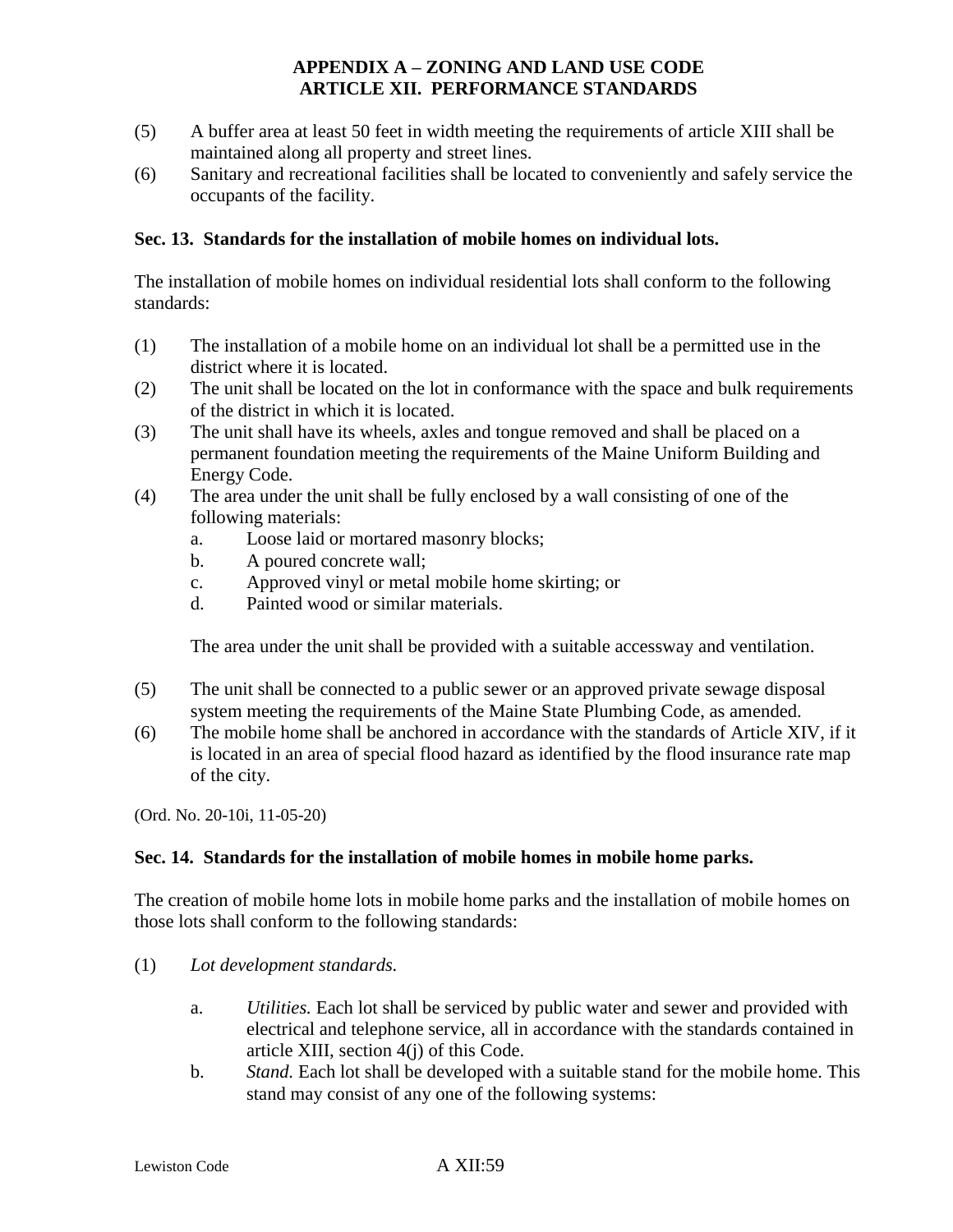(5) A buffer area at least 50 feet in width meeting the requirements of article XIII shall be maintained along all property and street lines.
(6) Sanitary and recreational facilities shall be located to conveniently and safely service the occupants of the facility.

**Sec. 13. Standards for the installation of mobile homes on individual lots.**

The installation of mobile homes on individual residential lots shall conform to the following standards:

(1) The installation of a mobile home on an individual lot shall be a permitted use in the district where it is located.
(2) The unit shall be located on the lot in conformance with the space and bulk requirements of the district in which it is located.
(3) The unit shall have its wheels, axles and tongue removed and shall be placed on a permanent foundation meeting the requirements of the Maine Uniform Building and Energy Code.
(4) The area under the unit shall be fully enclosed by a wall consisting of one of the following materials:
   a. Loose laid or mortared masonry blocks;
   b. A poured concrete wall;
   c. Approved vinyl or metal mobile home skirting; or
   d. Painted wood or similar materials.

   The area under the unit shall be provided with a suitable accessway and ventilation.

(5) The unit shall be connected to a public sewer or an approved private sewage disposal system meeting the requirements of the Maine State Plumbing Code, as amended.
(6) The mobile home shall be anchored in accordance with the standards of Article XIV, if it is located in an area of special flood hazard as identified by the flood insurance rate map of the city.

(Ord. No. 20-10i, 11-05-20)

**Sec. 14. Standards for the installation of mobile homes in mobile home parks.**

The creation of mobile home lots in mobile home parks and the installation of mobile homes on those lots shall conform to the following standards:

(1) *Lot development standards.*

   a. *Utilities.* Each lot shall be serviced by public water and sewer and provided with electrical and telephone service, all in accordance with the standards contained in article XIII, section 4(j) of this Code.
   b. *Stand.* Each lot shall be developed with a suitable stand for the mobile home. This stand may consist of any one of the following systems: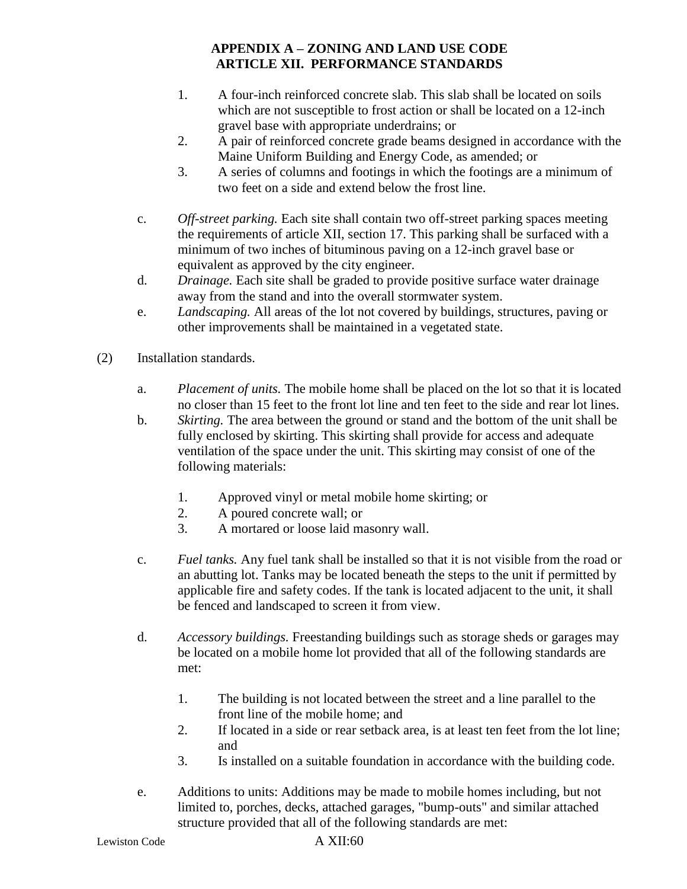1. A four-inch reinforced concrete slab. This slab shall be located on soils which are not susceptible to frost action or shall be located on a 12-inch gravel base with appropriate underdrains; or
2. A pair of reinforced concrete grade beams designed in accordance with the Maine Uniform Building and Energy Code, as amended; or
3. A series of columns and footings in which the footings are a minimum of two feet on a side and extend below the frost line.

c. *Off-street parking.* Each site shall contain two off-street parking spaces meeting the requirements of article XII, section 17. This parking shall be surfaced with a minimum of two inches of bituminous paving on a 12-inch gravel base or equivalent as approved by the city engineer.

d. *Drainage.* Each site shall be graded to provide positive surface water drainage away from the stand and into the overall stormwater system.

e. *Landscaping.* All areas of the lot not covered by buildings, structures, paving or other improvements shall be maintained in a vegetated state.

(2) Installation standards.

a. *Placement of units.* The mobile home shall be placed on the lot so that it is located no closer than 15 feet to the front lot line and ten feet to the side and rear lot lines.

b. *Skirting.* The area between the ground or stand and the bottom of the unit shall be fully enclosed by skirting. This skirting shall provide for access and adequate ventilation of the space under the unit. This skirting may consist of one of the following materials:

1. Approved vinyl or metal mobile home skirting; or
2. A poured concrete wall; or
3. A mortared or loose laid masonry wall.

c. *Fuel tanks.* Any fuel tank shall be installed so that it is not visible from the road or an abutting lot. Tanks may be located beneath the steps to the unit if permitted by applicable fire and safety codes. If the tank is located adjacent to the unit, it shall be fenced and landscaped to screen it from view.

d. *Accessory buildings.* Freestanding buildings such as storage sheds or garages may be located on a mobile home lot provided that all of the following standards are met:

1. The building is not located between the street and a line parallel to the front line of the mobile home; and
2. If located in a side or rear setback area, is at least ten feet from the lot line; and
3. Is installed on a suitable foundation in accordance with the building code.

e. Additions to units: Additions may be made to mobile homes including, but not limited to, porches, decks, attached garages, "bump-outs" and similar attached structure provided that all of the following standards are met: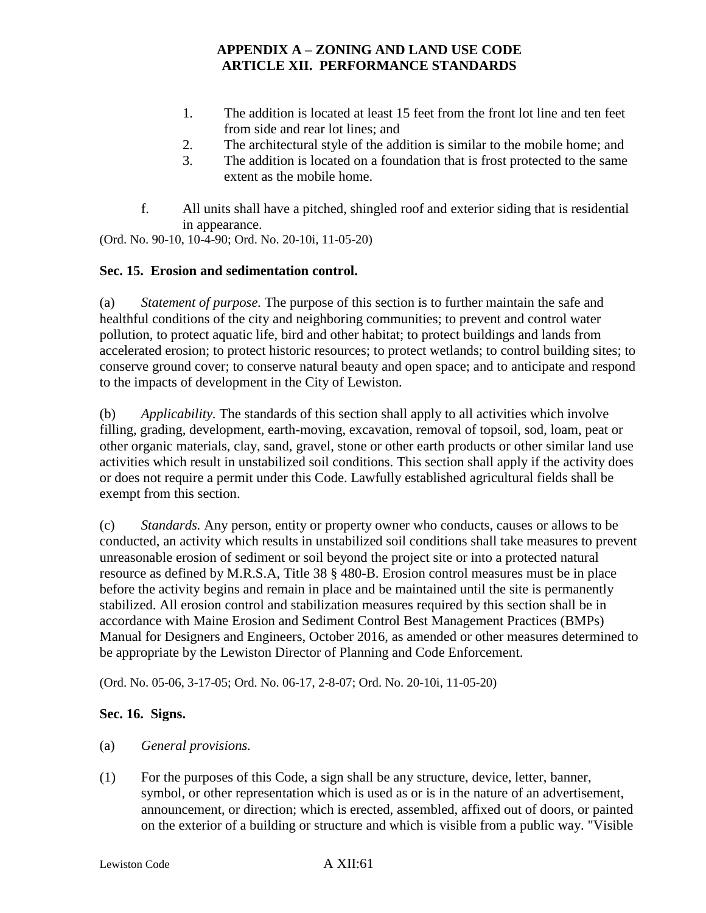1. The addition is located at least 15 feet from the front lot line and ten feet from side and rear lot lines; and
2. The architectural style of the addition is similar to the mobile home; and
3. The addition is located on a foundation that is frost protected to the same extent as the mobile home.

f. All units shall have a pitched, shingled roof and exterior siding that is residential in appearance.

(Ord. No. 90-10, 10-4-90; Ord. No. 20-10i, 11-05-20)

**Sec. 15. Erosion and sedimentation control.**

(a) *Statement of purpose.* The purpose of this section is to further maintain the safe and healthful conditions of the city and neighboring communities; to prevent and control water pollution, to protect aquatic life, bird and other habitat; to protect buildings and lands from accelerated erosion; to protect historic resources; to protect wetlands; to control building sites; to conserve ground cover; to conserve natural beauty and open space; and to anticipate and respond to the impacts of development in the City of Lewiston.

(b) *Applicability.* The standards of this section shall apply to all activities which involve filling, grading, development, earth-moving, excavation, removal of topsoil, sod, loam, peat or other organic materials, clay, sand, gravel, stone or other earth products or other similar land use activities which result in unstabilized soil conditions. This section shall apply if the activity does or does not require a permit under this Code. Lawfully established agricultural fields shall be exempt from this section.

(c) *Standards.* Any person, entity or property owner who conducts, causes or allows to be conducted, an activity which results in unstabilized soil conditions shall take measures to prevent unreasonable erosion of sediment or soil beyond the project site or into a protected natural resource as defined by M.R.S.A, Title 38 § 480-B. Erosion control measures must be in place before the activity begins and remain in place and be maintained until the site is permanently stabilized. All erosion control and stabilization measures required by this section shall be in accordance with Maine Erosion and Sediment Control Best Management Practices (BMPs) Manual for Designers and Engineers, October 2016, as amended or other measures determined to be appropriate by the Lewiston Director of Planning and Code Enforcement.

(Ord. No. 05-06, 3-17-05; Ord. No. 06-17, 2-8-07; Ord. No. 20-10i, 11-05-20)

**Sec. 16. Signs.**

(a) *General provisions.*

(1) For the purposes of this Code, a sign shall be any structure, device, letter, banner, symbol, or other representation which is used as or is in the nature of an advertisement, announcement, or direction; which is erected, assembled, affixed out of doors, or painted on the exterior of a building or structure and which is visible from a public way. "Visible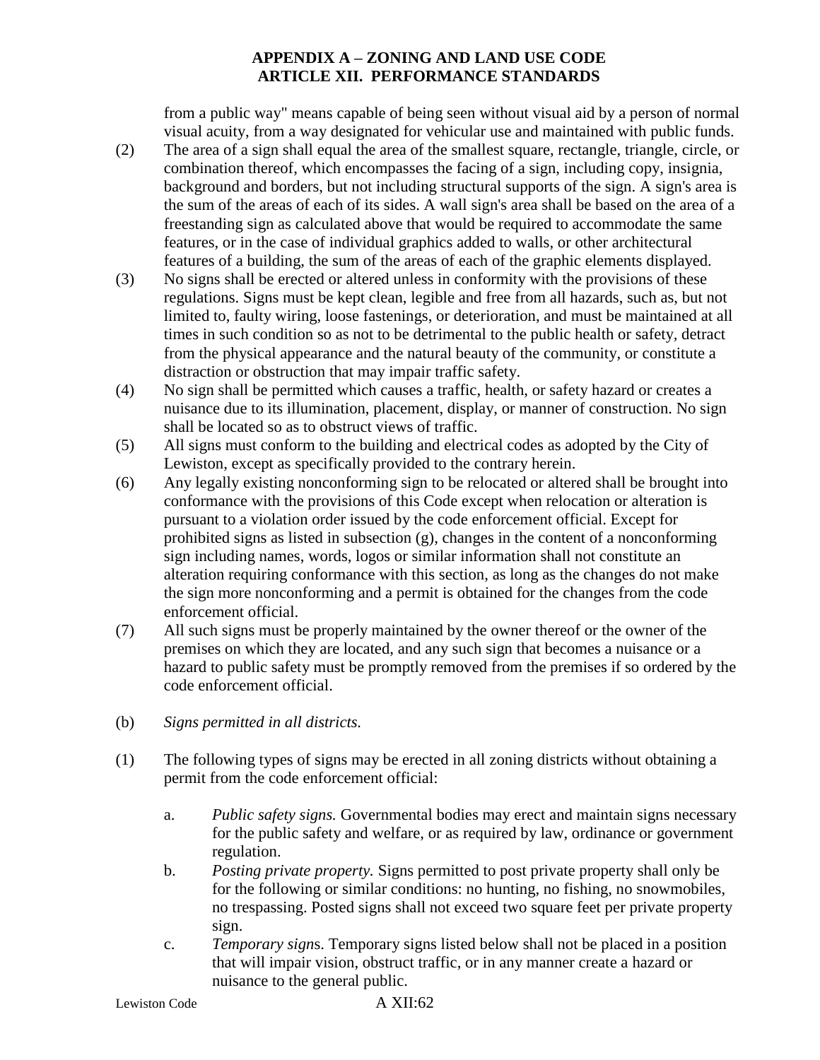from a public way" means capable of being seen without visual aid by a person of normal visual acuity, from a way designated for vehicular use and maintained with public funds.

(2) The area of a sign shall equal the area of the smallest square, rectangle, triangle, circle, or combination thereof, which encompasses the facing of a sign, including copy, insignia, background and borders, but not including structural supports of the sign. A sign's area is the sum of the areas of each of its sides. A wall sign's area shall be based on the area of a freestanding sign as calculated above that would be required to accommodate the same features, or in the case of individual graphics added to walls, or other architectural features of a building, the sum of the areas of each of the graphic elements displayed.

(3) No signs shall be erected or altered unless in conformity with the provisions of these regulations. Signs must be kept clean, legible and free from all hazards, such as, but not limited to, faulty wiring, loose fastenings, or deterioration, and must be maintained at all times in such condition so as not to be detrimental to the public health or safety, detract from the physical appearance and the natural beauty of the community, or constitute a distraction or obstruction that may impair traffic safety.

(4) No sign shall be permitted which causes a traffic, health, or safety hazard or creates a nuisance due to its illumination, placement, display, or manner of construction. No sign shall be located so as to obstruct views of traffic.

(5) All signs must conform to the building and electrical codes as adopted by the City of Lewiston, except as specifically provided to the contrary herein.

(6) Any legally existing nonconforming sign to be relocated or altered shall be brought into conformance with the provisions of this Code except when relocation or alteration is pursuant to a violation order issued by the code enforcement official. Except for prohibited signs as listed in subsection (g), changes in the content of a nonconforming sign including names, words, logos or similar information shall not constitute an alteration requiring conformance with this section, as long as the changes do not make the sign more nonconforming and a permit is obtained for the changes from the code enforcement official.

(7) All such signs must be properly maintained by the owner thereof or the owner of the premises on which they are located, and any such sign that becomes a nuisance or a hazard to public safety must be promptly removed from the premises if so ordered by the code enforcement official.

(b) *Signs permitted in all districts.*

(1) The following types of signs may be erected in all zoning districts without obtaining a permit from the code enforcement official:

a. *Public safety signs.* Governmental bodies may erect and maintain signs necessary for the public safety and welfare, or as required by law, ordinance or government regulation.

b. *Posting private property.* Signs permitted to post private property shall only be for the following or similar conditions: no hunting, no fishing, no snowmobiles, no trespassing. Posted signs shall not exceed two square feet per private property sign.

c. *Temporary signs.* Temporary signs listed below shall not be placed in a position that will impair vision, obstruct traffic, or in any manner create a hazard or nuisance to the general public.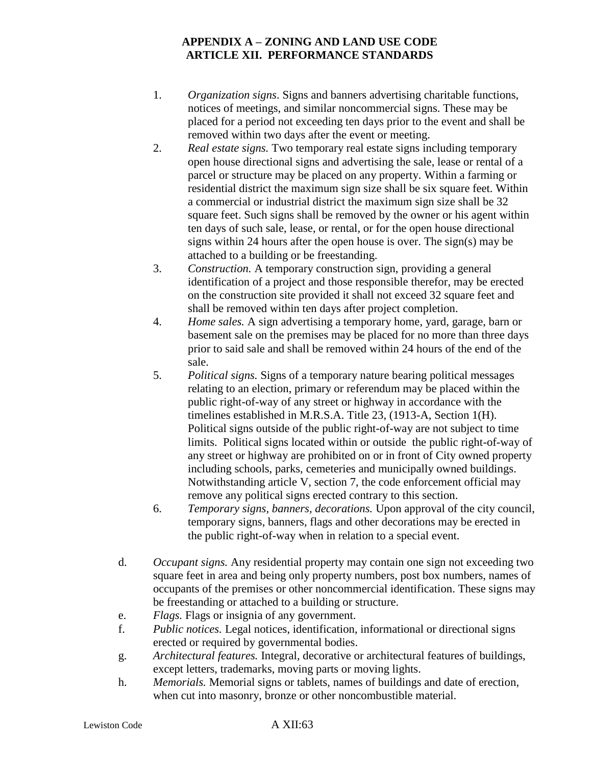1. *Organization signs*. Signs and banners advertising charitable functions, notices of meetings, and similar noncommercial signs. These may be placed for a period not exceeding ten days prior to the event and shall be removed within two days after the event or meeting.
2. *Real estate signs.* Two temporary real estate signs including temporary open house directional signs and advertising the sale, lease or rental of a parcel or structure may be placed on any property. Within a farming or residential district the maximum sign size shall be six square feet. Within a commercial or industrial district the maximum sign size shall be 32 square feet. Such signs shall be removed by the owner or his agent within ten days of such sale, lease, or rental, or for the open house directional signs within 24 hours after the open house is over. The sign(s) may be attached to a building or be freestanding.
3. *Construction.* A temporary construction sign, providing a general identification of a project and those responsible therefor, may be erected on the construction site provided it shall not exceed 32 square feet and shall be removed within ten days after project completion.
4. *Home sales.* A sign advertising a temporary home, yard, garage, barn or basement sale on the premises may be placed for no more than three days prior to said sale and shall be removed within 24 hours of the end of the sale.
5. *Political signs.* Signs of a temporary nature bearing political messages relating to an election, primary or referendum may be placed within the public right-of-way of any street or highway in accordance with the timelines established in M.R.S.A. Title 23, (1913-A, Section 1(H). Political signs outside of the public right-of-way are not subject to time limits. Political signs located within or outside the public right-of-way of any street or highway are prohibited on or in front of City owned property including schools, parks, cemeteries and municipally owned buildings. Notwithstanding article V, section 7, the code enforcement official may remove any political signs erected contrary to this section.
6. *Temporary signs, banners, decorations.* Upon approval of the city council, temporary signs, banners, flags and other decorations may be erected in the public right-of-way when in relation to a special event.

d. *Occupant signs.* Any residential property may contain one sign not exceeding two square feet in area and being only property numbers, post box numbers, names of occupants of the premises or other noncommercial identification. These signs may be freestanding or attached to a building or structure.

e. *Flags.* Flags or insignia of any government.

f. *Public notices.* Legal notices, identification, informational or directional signs erected or required by governmental bodies.

g. *Architectural features.* Integral, decorative or architectural features of buildings, except letters, trademarks, moving parts or moving lights.

h. *Memorials.* Memorial signs or tablets, names of buildings and date of erection, when cut into masonry, bronze or other noncombustible material.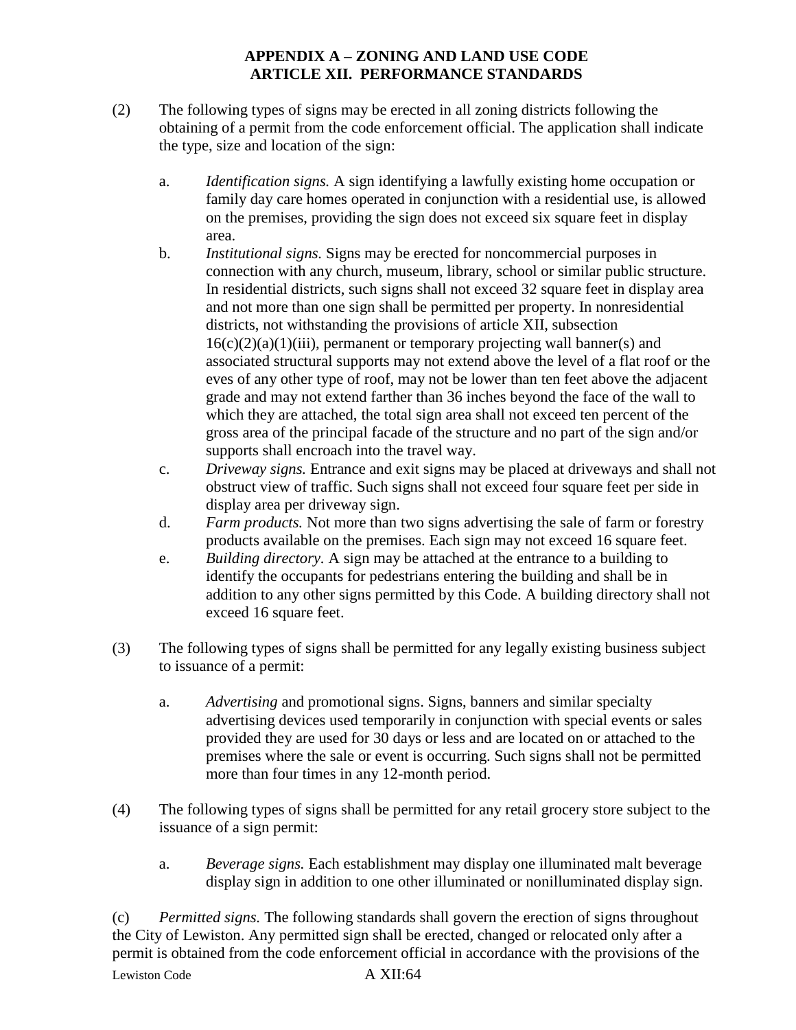**APPENDIX A – ZONING AND LAND USE CODE**
**ARTICLE XII. PERFORMANCE STANDARDS**

(2) The following types of signs may be erected in all zoning districts following the obtaining of a permit from the code enforcement official. The application shall indicate the type, size and location of the sign:

a. *Identification signs.* A sign identifying a lawfully existing home occupation or family day care homes operated in conjunction with a residential use, is allowed on the premises, providing the sign does not exceed six square feet in display area.

b. *Institutional signs.* Signs may be erected for noncommercial purposes in connection with any church, museum, library, school or similar public structure. In residential districts, such signs shall not exceed 32 square feet in display area and not more than one sign shall be permitted per property. In nonresidential districts, not withstanding the provisions of article XII, subsection 16(c)(2)(a)(1)(iii), permanent or temporary projecting wall banner(s) and associated structural supports may not extend above the level of a flat roof or the eves of any other type of roof, may not be lower than ten feet above the adjacent grade and may not extend farther than 36 inches beyond the face of the wall to which they are attached, the total sign area shall not exceed ten percent of the gross area of the principal facade of the structure and no part of the sign and/or supports shall encroach into the travel way.

c. *Driveway signs.* Entrance and exit signs may be placed at driveways and shall not obstruct view of traffic. Such signs shall not exceed four square feet per side in display area per driveway sign.

d. *Farm products.* Not more than two signs advertising the sale of farm or forestry products available on the premises. Each sign may not exceed 16 square feet.

e. *Building directory.* A sign may be attached at the entrance to a building to identify the occupants for pedestrians entering the building and shall be in addition to any other signs permitted by this Code. A building directory shall not exceed 16 square feet.

(3) The following types of signs shall be permitted for any legally existing business subject to issuance of a permit:

a. *Advertising* and promotional signs. Signs, banners and similar specialty advertising devices used temporarily in conjunction with special events or sales provided they are used for 30 days or less and are located on or attached to the premises where the sale or event is occurring. Such signs shall not be permitted more than four times in any 12-month period.

(4) The following types of signs shall be permitted for any retail grocery store subject to the issuance of a sign permit:

a. *Beverage signs.* Each establishment may display one illuminated malt beverage display sign in addition to one other illuminated or nonilluminated display sign.

(c) *Permitted signs.* The following standards shall govern the erection of signs throughout the City of Lewiston. Any permitted sign shall be erected, changed or relocated only after a permit is obtained from the code enforcement official in accordance with the provisions of the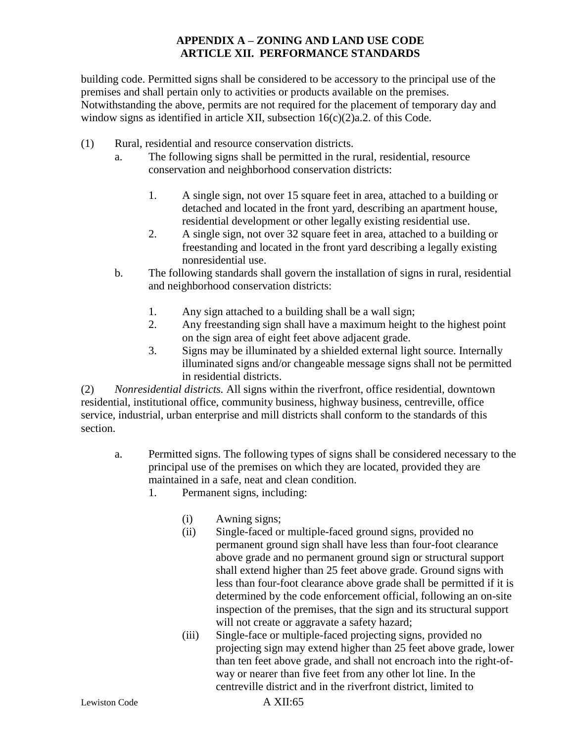building code. Permitted signs shall be considered to be accessory to the principal use of the premises and shall pertain only to activities or products available on the premises. Notwithstanding the above, permits are not required for the placement of temporary day and window signs as identified in article XII, subsection 16(c)(2)a.2. of this Code.

(1) Rural, residential and resource conservation districts.

a. The following signs shall be permitted in the rural, residential, resource conservation and neighborhood conservation districts:

1. A single sign, not over 15 square feet in area, attached to a building or detached and located in the front yard, describing an apartment house, residential development or other legally existing residential use.
2. A single sign, not over 32 square feet in area, attached to a building or freestanding and located in the front yard describing a legally existing nonresidential use.

b. The following standards shall govern the installation of signs in rural, residential and neighborhood conservation districts:

1. Any sign attached to a building shall be a wall sign;
2. Any freestanding sign shall have a maximum height to the highest point on the sign area of eight feet above adjacent grade.
3. Signs may be illuminated by a shielded external light source. Internally illuminated signs and/or changeable message signs shall not be permitted in residential districts.

(2) *Nonresidential districts.* All signs within the riverfront, office residential, downtown residential, institutional office, community business, highway business, centreville, office service, industrial, urban enterprise and mill districts shall conform to the standards of this section.

a. Permitted signs. The following types of signs shall be considered necessary to the principal use of the premises on which they are located, provided they are maintained in a safe, neat and clean condition.

1. Permanent signs, including:

(i) Awning signs;

(ii) Single-faced or multiple-faced ground signs, provided no permanent ground sign shall have less than four-foot clearance above grade and no permanent ground sign or structural support shall extend higher than 25 feet above grade. Ground signs with less than four-foot clearance above grade shall be permitted if it is determined by the code enforcement official, following an on-site inspection of the premises, that the sign and its structural support will not create or aggravate a safety hazard;

(iii) Single-face or multiple-faced projecting signs, provided no projecting sign may extend higher than 25 feet above grade, lower than ten feet above grade, and shall not encroach into the right-of-way or nearer than five feet from any other lot line. In the centreville district and in the riverfront district, limited to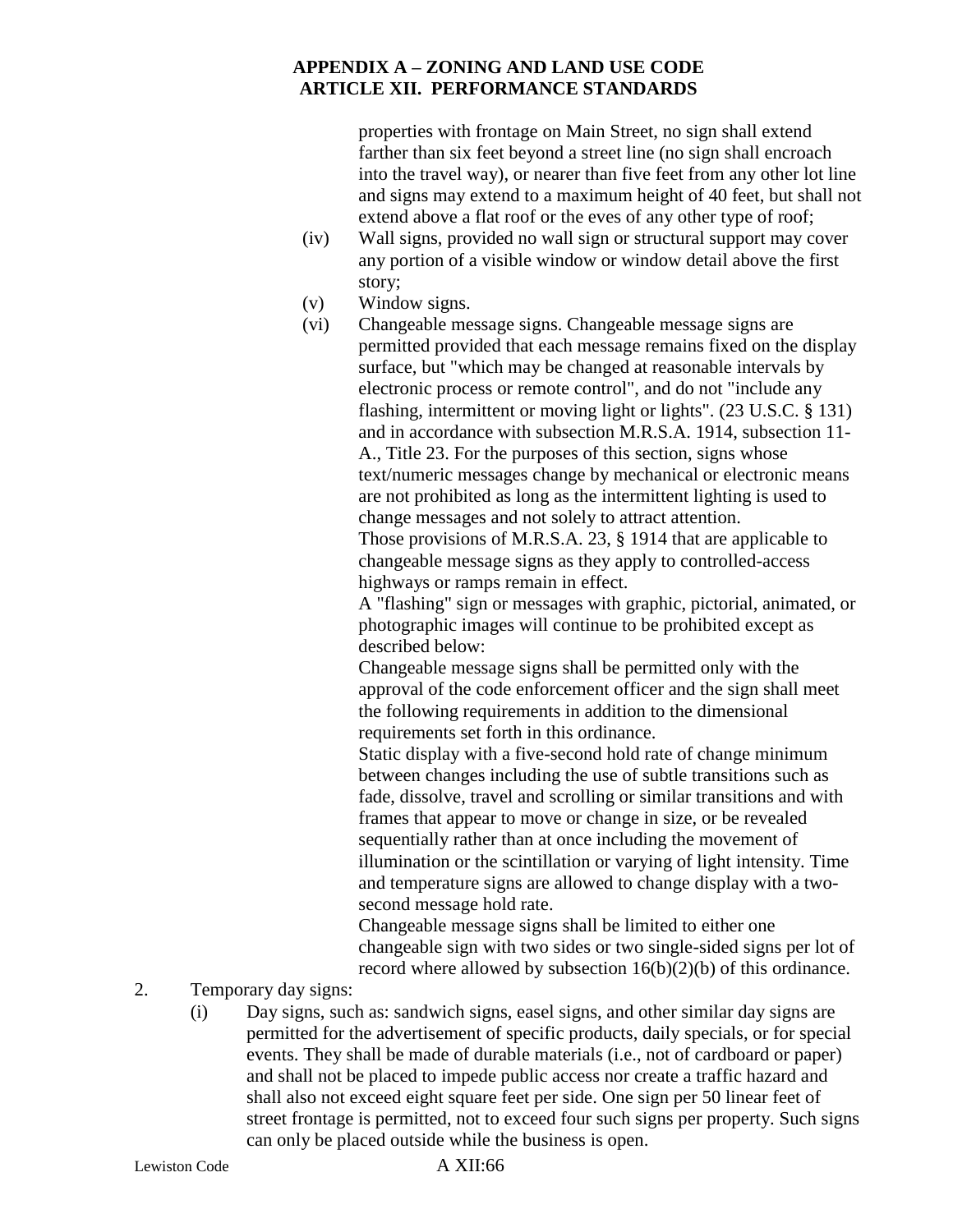properties with frontage on Main Street, no sign shall extend farther than six feet beyond a street line (no sign shall encroach into the travel way), or nearer than five feet from any other lot line and signs may extend to a maximum height of 40 feet, but shall not extend above a flat roof or the eves of any other type of roof;

(iv) Wall signs, provided no wall sign or structural support may cover any portion of a visible window or window detail above the first story;

(v) Window signs.

(vi) Changeable message signs. Changeable message signs are permitted provided that each message remains fixed on the display surface, but "which may be changed at reasonable intervals by electronic process or remote control", and do not "include any flashing, intermittent or moving light or lights". (23 U.S.C. § 131) and in accordance with subsection M.R.S.A. 1914, subsection 11-A., Title 23. For the purposes of this section, signs whose text/numeric messages change by mechanical or electronic means are not prohibited as long as the intermittent lighting is used to change messages and not solely to attract attention.

Those provisions of M.R.S.A. 23, § 1914 that are applicable to changeable message signs as they apply to controlled-access highways or ramps remain in effect.

A "flashing" sign or messages with graphic, pictorial, animated, or photographic images will continue to be prohibited except as described below:

Changeable message signs shall be permitted only with the approval of the code enforcement officer and the sign shall meet the following requirements in addition to the dimensional requirements set forth in this ordinance.

Static display with a five-second hold rate of change minimum between changes including the use of subtle transitions such as fade, dissolve, travel and scrolling or similar transitions and with frames that appear to move or change in size, or be revealed sequentially rather than at once including the movement of illumination or the scintillation or varying of light intensity. Time and temperature signs are allowed to change display with a two-second message hold rate.

Changeable message signs shall be limited to either one changeable sign with two sides or two single-sided signs per lot of record where allowed by subsection 16(b)(2)(b) of this ordinance.

2. Temporary day signs:

(i) Day signs, such as: sandwich signs, easel signs, and other similar day signs are permitted for the advertisement of specific products, daily specials, or for special events. They shall be made of durable materials (i.e., not of cardboard or paper) and shall not be placed to impede public access nor create a traffic hazard and shall also not exceed eight square feet per side. One sign per 50 linear feet of street frontage is permitted, not to exceed four such signs per property. Such signs can only be placed outside while the business is open.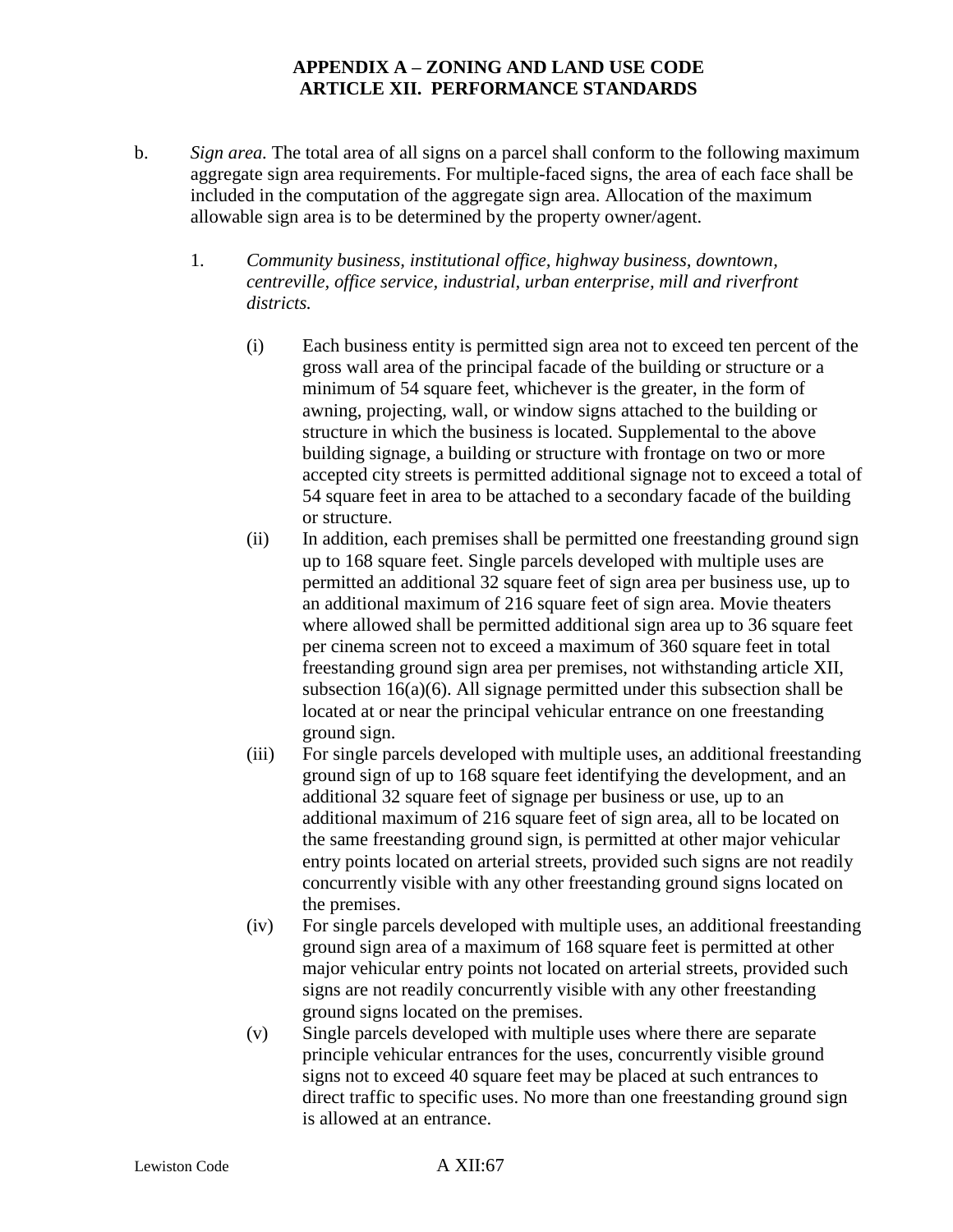b. *Sign area.* The total area of all signs on a parcel shall conform to the following maximum aggregate sign area requirements. For multiple-faced signs, the area of each face shall be included in the computation of the aggregate sign area. Allocation of the maximum allowable sign area is to be determined by the property owner/agent.

1. *Community business, institutional office, highway business, downtown, centreville, office service, industrial, urban enterprise, mill and riverfront districts.*

    (i) Each business entity is permitted sign area not to exceed ten percent of the gross wall area of the principal facade of the building or structure or a minimum of 54 square feet, whichever is the greater, in the form of awning, projecting, wall, or window signs attached to the building or structure in which the business is located. Supplemental to the above building signage, a building or structure with frontage on two or more accepted city streets is permitted additional signage not to exceed a total of 54 square feet in area to be attached to a secondary facade of the building or structure.

    (ii) In addition, each premises shall be permitted one freestanding ground sign up to 168 square feet. Single parcels developed with multiple uses are permitted an additional 32 square feet of sign area per business use, up to an additional maximum of 216 square feet of sign area. Movie theaters where allowed shall be permitted additional sign area up to 36 square feet per cinema screen not to exceed a maximum of 360 square feet in total freestanding ground sign area per premises, not withstanding article XII, subsection 16(a)(6). All signage permitted under this subsection shall be located at or near the principal vehicular entrance on one freestanding ground sign.

    (iii) For single parcels developed with multiple uses, an additional freestanding ground sign of up to 168 square feet identifying the development, and an additional 32 square feet of signage per business or use, up to an additional maximum of 216 square feet of sign area, all to be located on the same freestanding ground sign, is permitted at other major vehicular entry points located on arterial streets, provided such signs are not readily concurrently visible with any other freestanding ground signs located on the premises.

    (iv) For single parcels developed with multiple uses, an additional freestanding ground sign area of a maximum of 168 square feet is permitted at other major vehicular entry points not located on arterial streets, provided such signs are not readily concurrently visible with any other freestanding ground signs located on the premises.

    (v) Single parcels developed with multiple uses where there are separate principle vehicular entrances for the uses, concurrently visible ground signs not to exceed 40 square feet may be placed at such entrances to direct traffic to specific uses. No more than one freestanding ground sign is allowed at an entrance.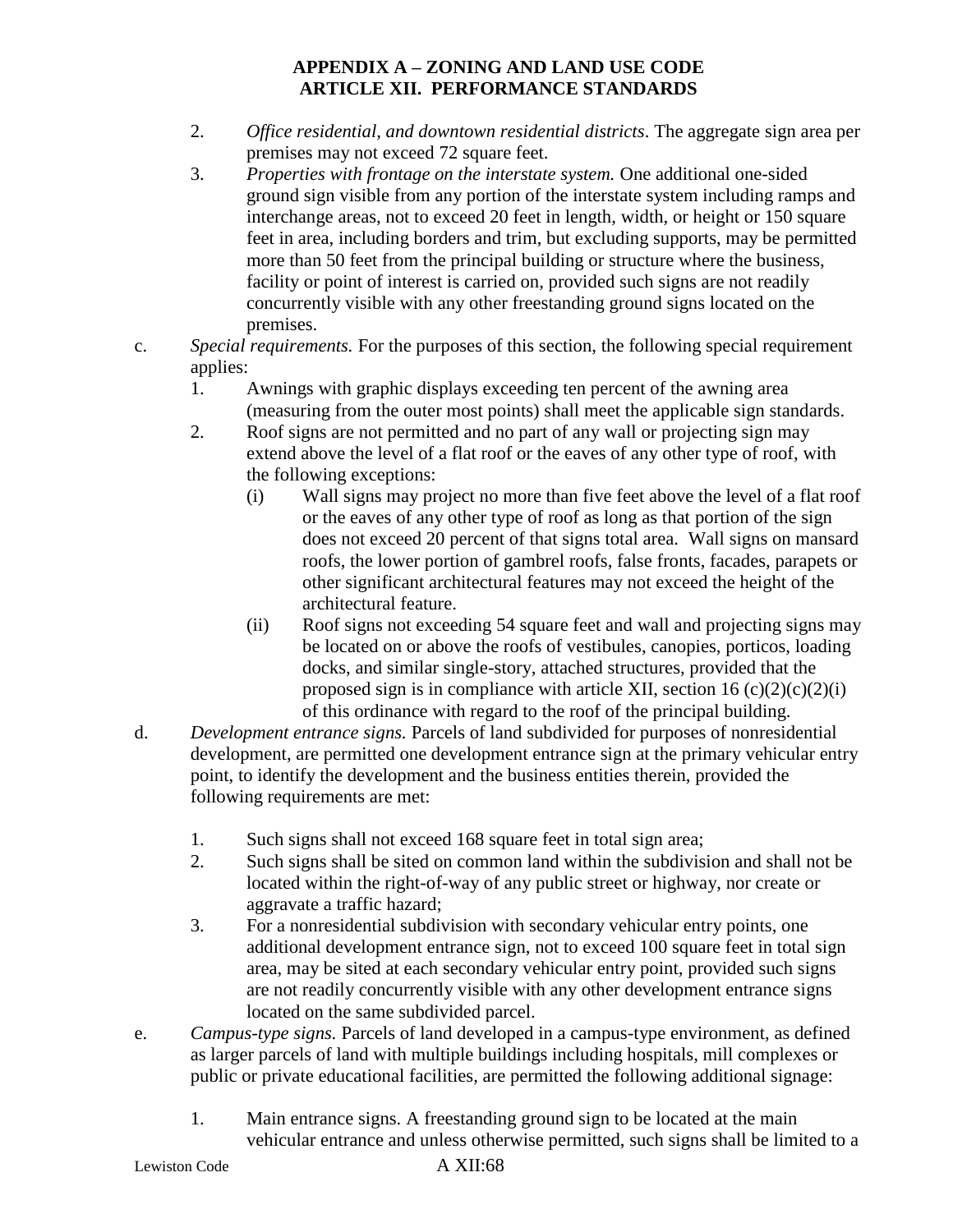2. *Office residential, and downtown residential districts*. The aggregate sign area per premises may not exceed 72 square feet.
3. *Properties with frontage on the interstate system.* One additional one-sided ground sign visible from any portion of the interstate system including ramps and interchange areas, not to exceed 20 feet in length, width, or height or 150 square feet in area, including borders and trim, but excluding supports, may be permitted more than 50 feet from the principal building or structure where the business, facility or point of interest is carried on, provided such signs are not readily concurrently visible with any other freestanding ground signs located on the premises.

c. *Special requirements.* For the purposes of this section, the following special requirement applies:
   1. Awnings with graphic displays exceeding ten percent of the awning area (measuring from the outer most points) shall meet the applicable sign standards.
   2. Roof signs are not permitted and no part of any wall or projecting sign may extend above the level of a flat roof or the eaves of any other type of roof, with the following exceptions:
      (i) Wall signs may project no more than five feet above the level of a flat roof or the eaves of any other type of roof as long as that portion of the sign does not exceed 20 percent of that signs total area. Wall signs on mansard roofs, the lower portion of gambrel roofs, false fronts, facades, parapets or other significant architectural features may not exceed the height of the architectural feature.
      (ii) Roof signs not exceeding 54 square feet and wall and projecting signs may be located on or above the roofs of vestibules, canopies, porticos, loading docks, and similar single-story, attached structures, provided that the proposed sign is in compliance with article XII, section 16 (c)(2)(c)(2)(i) of this ordinance with regard to the roof of the principal building.

d. *Development entrance signs.* Parcels of land subdivided for purposes of nonresidential development, are permitted one development entrance sign at the primary vehicular entry point, to identify the development and the business entities therein, provided the following requirements are met:
   1. Such signs shall not exceed 168 square feet in total sign area;
   2. Such signs shall be sited on common land within the subdivision and shall not be located within the right-of-way of any public street or highway, nor create or aggravate a traffic hazard;
   3. For a nonresidential subdivision with secondary vehicular entry points, one additional development entrance sign, not to exceed 100 square feet in total sign area, may be sited at each secondary vehicular entry point, provided such signs are not readily concurrently visible with any other development entrance signs located on the same subdivided parcel.

e. *Campus-type signs.* Parcels of land developed in a campus-type environment, as defined as larger parcels of land with multiple buildings including hospitals, mill complexes or public or private educational facilities, are permitted the following additional signage:
   1. Main entrance signs. A freestanding ground sign to be located at the main vehicular entrance and unless otherwise permitted, such signs shall be limited to a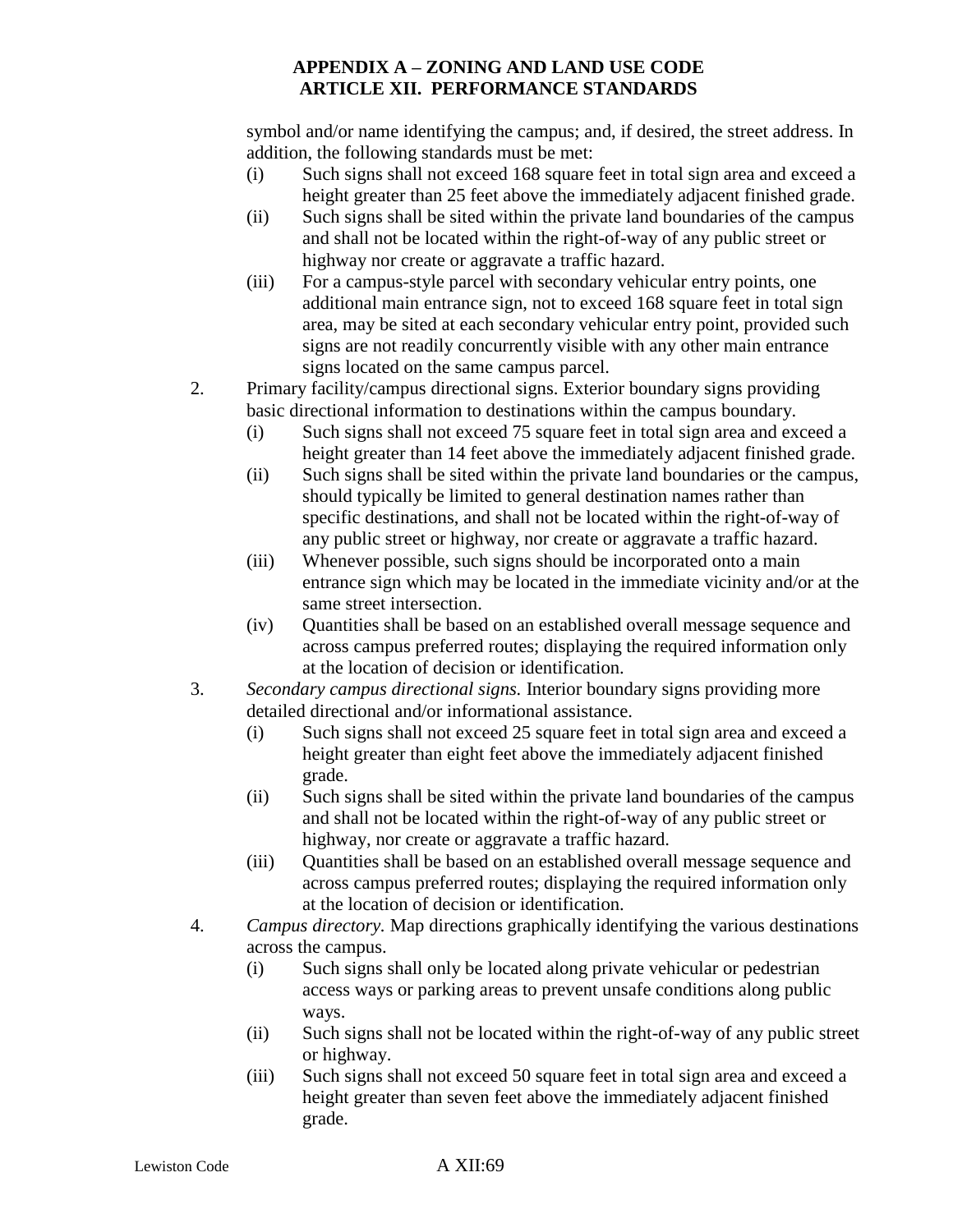symbol and/or name identifying the campus; and, if desired, the street address. In addition, the following standards must be met:

(i) Such signs shall not exceed 168 square feet in total sign area and exceed a height greater than 25 feet above the immediately adjacent finished grade.

(ii) Such signs shall be sited within the private land boundaries of the campus and shall not be located within the right-of-way of any public street or highway nor create or aggravate a traffic hazard.

(iii) For a campus-style parcel with secondary vehicular entry points, one additional main entrance sign, not to exceed 168 square feet in total sign area, may be sited at each secondary vehicular entry point, provided such signs are not readily concurrently visible with any other main entrance signs located on the same campus parcel.

2. Primary facility/campus directional signs. Exterior boundary signs providing basic directional information to destinations within the campus boundary.

   (i) Such signs shall not exceed 75 square feet in total sign area and exceed a height greater than 14 feet above the immediately adjacent finished grade.

   (ii) Such signs shall be sited within the private land boundaries or the campus, should typically be limited to general destination names rather than specific destinations, and shall not be located within the right-of-way of any public street or highway, nor create or aggravate a traffic hazard.

   (iii) Whenever possible, such signs should be incorporated onto a main entrance sign which may be located in the immediate vicinity and/or at the same street intersection.

   (iv) Quantities shall be based on an established overall message sequence and across campus preferred routes; displaying the required information only at the location of decision or identification.

3. *Secondary campus directional signs.* Interior boundary signs providing more detailed directional and/or informational assistance.

   (i) Such signs shall not exceed 25 square feet in total sign area and exceed a height greater than eight feet above the immediately adjacent finished grade.

   (ii) Such signs shall be sited within the private land boundaries of the campus and shall not be located within the right-of-way of any public street or highway, nor create or aggravate a traffic hazard.

   (iii) Quantities shall be based on an established overall message sequence and across campus preferred routes; displaying the required information only at the location of decision or identification.

4. *Campus directory.* Map directions graphically identifying the various destinations across the campus.

   (i) Such signs shall only be located along private vehicular or pedestrian access ways or parking areas to prevent unsafe conditions along public ways.

   (ii) Such signs shall not be located within the right-of-way of any public street or highway.

   (iii) Such signs shall not exceed 50 square feet in total sign area and exceed a height greater than seven feet above the immediately adjacent finished grade.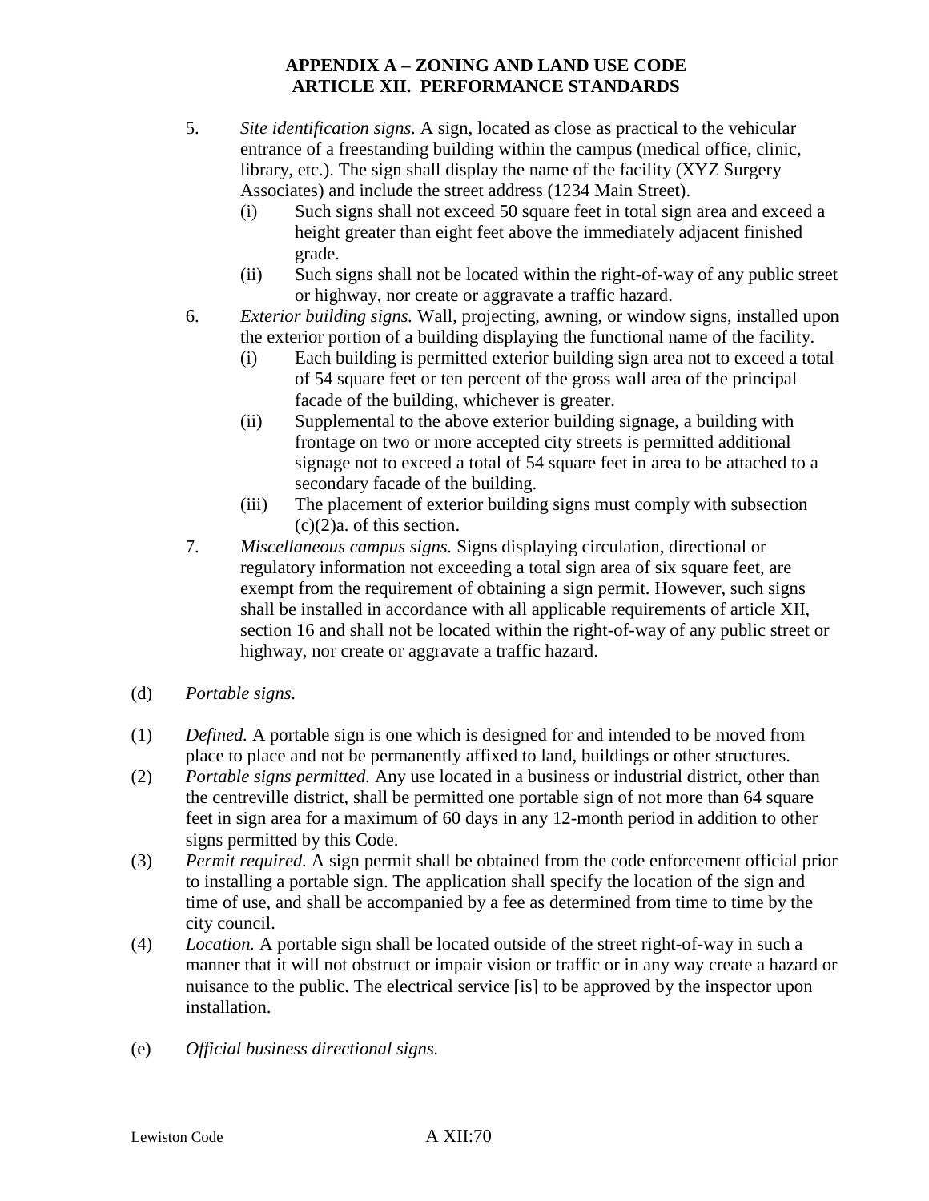5. *Site identification signs.* A sign, located as close as practical to the vehicular entrance of a freestanding building within the campus (medical office, clinic, library, etc.). The sign shall display the name of the facility (XYZ Surgery Associates) and include the street address (1234 Main Street).
   - (i) Such signs shall not exceed 50 square feet in total sign area and exceed a height greater than eight feet above the immediately adjacent finished grade.
   - (ii) Such signs shall not be located within the right-of-way of any public street or highway, nor create or aggravate a traffic hazard.
6. *Exterior building signs.* Wall, projecting, awning, or window signs, installed upon the exterior portion of a building displaying the functional name of the facility.
   - (i) Each building is permitted exterior building sign area not to exceed a total of 54 square feet or ten percent of the gross wall area of the principal facade of the building, whichever is greater.
   - (ii) Supplemental to the above exterior building signage, a building with frontage on two or more accepted city streets is permitted additional signage not to exceed a total of 54 square feet in area to be attached to a secondary facade of the building.
   - (iii) The placement of exterior building signs must comply with subsection (c)(2)a. of this section.
7. *Miscellaneous campus signs.* Signs displaying circulation, directional or regulatory information not exceeding a total sign area of six square feet, are exempt from the requirement of obtaining a sign permit. However, such signs shall be installed in accordance with all applicable requirements of article XII, section 16 and shall not be located within the right-of-way of any public street or highway, nor create or aggravate a traffic hazard.

(d) *Portable signs.*

(1) *Defined.* A portable sign is one which is designed for and intended to be moved from place to place and not be permanently affixed to land, buildings or other structures.

(2) *Portable signs permitted.* Any use located in a business or industrial district, other than the centreville district, shall be permitted one portable sign of not more than 64 square feet in sign area for a maximum of 60 days in any 12-month period in addition to other signs permitted by this Code.

(3) *Permit required.* A sign permit shall be obtained from the code enforcement official prior to installing a portable sign. The application shall specify the location of the sign and time of use, and shall be accompanied by a fee as determined from time to time by the city council.

(4) *Location.* A portable sign shall be located outside of the street right-of-way in such a manner that it will not obstruct or impair vision or traffic or in any way create a hazard or nuisance to the public. The electrical service [is] to be approved by the inspector upon installation.

(e) *Official business directional signs.*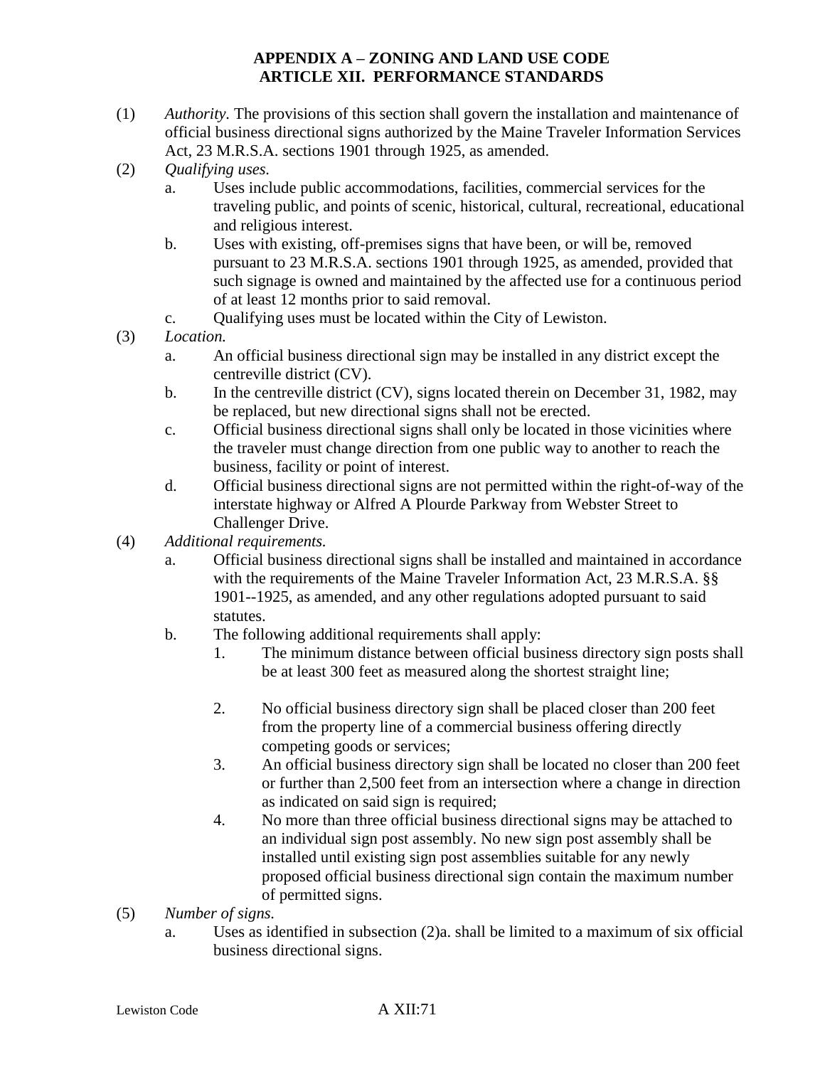**APPENDIX A – ZONING AND LAND USE CODE**
**ARTICLE XII. PERFORMANCE STANDARDS**

(1) *Authority.* The provisions of this section shall govern the installation and maintenance of official business directional signs authorized by the Maine Traveler Information Services Act, 23 M.R.S.A. sections 1901 through 1925, as amended.

(2) *Qualifying uses.*

 a. Uses include public accommodations, facilities, commercial services for the traveling public, and points of scenic, historical, cultural, recreational, educational and religious interest.

 b. Uses with existing, off-premises signs that have been, or will be, removed pursuant to 23 M.R.S.A. sections 1901 through 1925, as amended, provided that such signage is owned and maintained by the affected use for a continuous period of at least 12 months prior to said removal.

 c. Qualifying uses must be located within the City of Lewiston.

(3) *Location.*

 a. An official business directional sign may be installed in any district except the centreville district (CV).

 b. In the centreville district (CV), signs located therein on December 31, 1982, may be replaced, but new directional signs shall not be erected.

 c. Official business directional signs shall only be located in those vicinities where the traveler must change direction from one public way to another to reach the business, facility or point of interest.

 d. Official business directional signs are not permitted within the right-of-way of the interstate highway or Alfred A Plourde Parkway from Webster Street to Challenger Drive.

(4) *Additional requirements.*

 a. Official business directional signs shall be installed and maintained in accordance with the requirements of the Maine Traveler Information Act, 23 M.R.S.A. §§ 1901--1925, as amended, and any other regulations adopted pursuant to said statutes.

 b. The following additional requirements shall apply:

  1. The minimum distance between official business directory sign posts shall be at least 300 feet as measured along the shortest straight line;

  2. No official business directory sign shall be placed closer than 200 feet from the property line of a commercial business offering directly competing goods or services;

  3. An official business directory sign shall be located no closer than 200 feet or further than 2,500 feet from an intersection where a change in direction as indicated on said sign is required;

  4. No more than three official business directional signs may be attached to an individual sign post assembly. No new sign post assembly shall be installed until existing sign post assemblies suitable for any newly proposed official business directional sign contain the maximum number of permitted signs.

(5) *Number of signs.*

 a. Uses as identified in subsection (2)a. shall be limited to a maximum of six official business directional signs.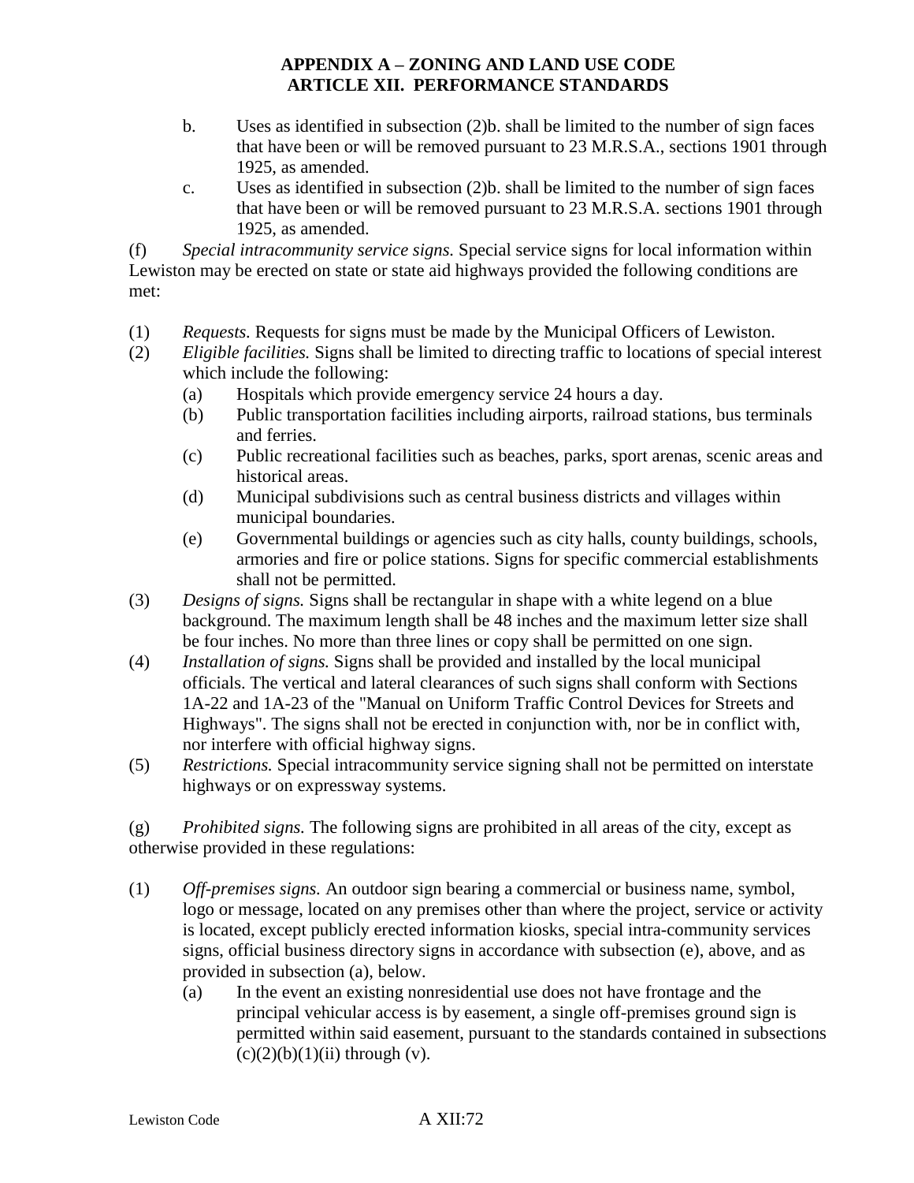b. Uses as identified in subsection (2)b. shall be limited to the number of sign faces that have been or will be removed pursuant to 23 M.R.S.A., sections 1901 through 1925, as amended.

c. Uses as identified in subsection (2)b. shall be limited to the number of sign faces that have been or will be removed pursuant to 23 M.R.S.A. sections 1901 through 1925, as amended.

(f) *Special intracommunity service signs.* Special service signs for local information within Lewiston may be erected on state or state aid highways provided the following conditions are met:

(1) *Requests.* Requests for signs must be made by the Municipal Officers of Lewiston.

(2) *Eligible facilities.* Signs shall be limited to directing traffic to locations of special interest which include the following:

  (a) Hospitals which provide emergency service 24 hours a day.

  (b) Public transportation facilities including airports, railroad stations, bus terminals and ferries.

  (c) Public recreational facilities such as beaches, parks, sport arenas, scenic areas and historical areas.

  (d) Municipal subdivisions such as central business districts and villages within municipal boundaries.

  (e) Governmental buildings or agencies such as city halls, county buildings, schools, armories and fire or police stations. Signs for specific commercial establishments shall not be permitted.

(3) *Designs of signs.* Signs shall be rectangular in shape with a white legend on a blue background. The maximum length shall be 48 inches and the maximum letter size shall be four inches. No more than three lines or copy shall be permitted on one sign.

(4) *Installation of signs.* Signs shall be provided and installed by the local municipal officials. The vertical and lateral clearances of such signs shall conform with Sections 1A-22 and 1A-23 of the "Manual on Uniform Traffic Control Devices for Streets and Highways". The signs shall not be erected in conjunction with, nor be in conflict with, nor interfere with official highway signs.

(5) *Restrictions.* Special intracommunity service signing shall not be permitted on interstate highways or on expressway systems.

(g) *Prohibited signs.* The following signs are prohibited in all areas of the city, except as otherwise provided in these regulations:

(1) *Off-premises signs.* An outdoor sign bearing a commercial or business name, symbol, logo or message, located on any premises other than where the project, service or activity is located, except publicly erected information kiosks, special intra-community services signs, official business directory signs in accordance with subsection (e), above, and as provided in subsection (a), below.

  (a) In the event an existing nonresidential use does not have frontage and the principal vehicular access is by easement, a single off-premises ground sign is permitted within said easement, pursuant to the standards contained in subsections (c)(2)(b)(1)(ii) through (v).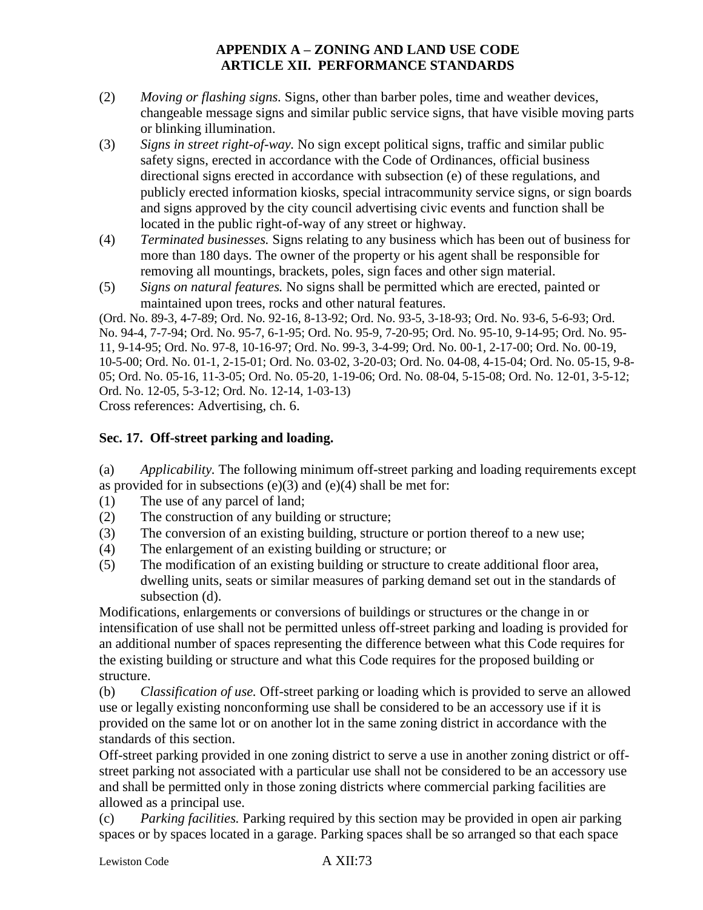(2) *Moving or flashing signs.* Signs, other than barber poles, time and weather devices, changeable message signs and similar public service signs, that have visible moving parts or blinking illumination.

(3) *Signs in street right-of-way.* No sign except political signs, traffic and similar public safety signs, erected in accordance with the Code of Ordinances, official business directional signs erected in accordance with subsection (e) of these regulations, and publicly erected information kiosks, special intracommunity service signs, or sign boards and signs approved by the city council advertising civic events and function shall be located in the public right-of-way of any street or highway.

(4) *Terminated businesses.* Signs relating to any business which has been out of business for more than 180 days. The owner of the property or his agent shall be responsible for removing all mountings, brackets, poles, sign faces and other sign material.

(5) *Signs on natural features.* No signs shall be permitted which are erected, painted or maintained upon trees, rocks and other natural features.

(Ord. No. 89-3, 4-7-89; Ord. No. 92-16, 8-13-92; Ord. No. 93-5, 3-18-93; Ord. No. 93-6, 5-6-93; Ord. No. 94-4, 7-7-94; Ord. No. 95-7, 6-1-95; Ord. No. 95-9, 7-20-95; Ord. No. 95-10, 9-14-95; Ord. No. 95-11, 9-14-95; Ord. No. 97-8, 10-16-97; Ord. No. 99-3, 3-4-99; Ord. No. 00-1, 2-17-00; Ord. No. 00-19, 10-5-00; Ord. No. 01-1, 2-15-01; Ord. No. 03-02, 3-20-03; Ord. No. 04-08, 4-15-04; Ord. No. 05-15, 9-8-05; Ord. No. 05-16, 11-3-05; Ord. No. 05-20, 1-19-06; Ord. No. 08-04, 5-15-08; Ord. No. 12-01, 3-5-12; Ord. No. 12-05, 5-3-12; Ord. No. 12-14, 1-03-13)

Cross references: Advertising, ch. 6.

## Sec. 17. Off-street parking and loading.

(a) *Applicability.* The following minimum off-street parking and loading requirements except as provided for in subsections (e)(3) and (e)(4) shall be met for:

(1) The use of any parcel of land;
(2) The construction of any building or structure;
(3) The conversion of an existing building, structure or portion thereof to a new use;
(4) The enlargement of an existing building or structure; or
(5) The modification of an existing building or structure to create additional floor area, dwelling units, seats or similar measures of parking demand set out in the standards of subsection (d).

Modifications, enlargements or conversions of buildings or structures or the change in or intensification of use shall not be permitted unless off-street parking and loading is provided for an additional number of spaces representing the difference between what this Code requires for the existing building or structure and what this Code requires for the proposed building or structure.

(b) *Classification of use.* Off-street parking or loading which is provided to serve an allowed use or legally existing nonconforming use shall be considered to be an accessory use if it is provided on the same lot or on another lot in the same zoning district in accordance with the standards of this section.

Off-street parking provided in one zoning district to serve a use in another zoning district or off-street parking not associated with a particular use shall not be considered to be an accessory use and shall be permitted only in those zoning districts where commercial parking facilities are allowed as a principal use.

(c) *Parking facilities.* Parking required by this section may be provided in open air parking spaces or by spaces located in a garage. Parking spaces shall be so arranged so that each space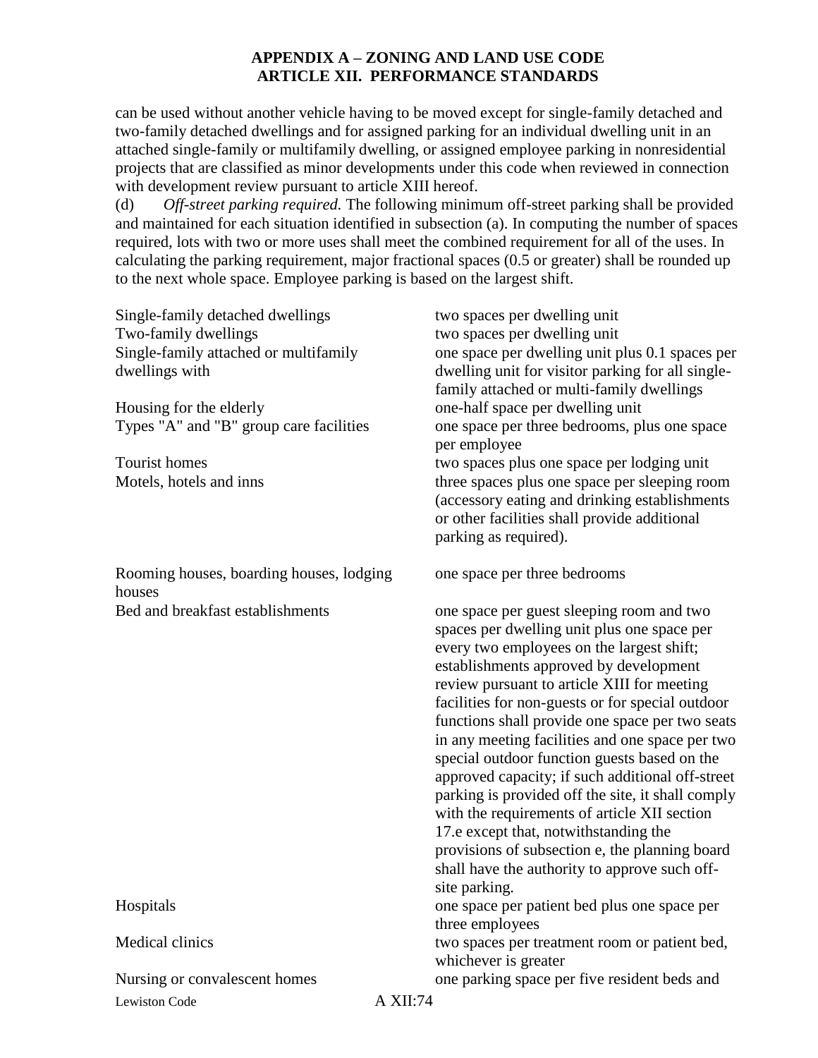can be used without another vehicle having to be moved except for single-family detached and two-family detached dwellings and for assigned parking for an individual dwelling unit in an attached single-family or multifamily dwelling, or assigned employee parking in nonresidential projects that are classified as minor developments under this code when reviewed in connection with development review pursuant to article XIII hereof.

(d) *Off-street parking required.* The following minimum off-street parking shall be provided and maintained for each situation identified in subsection (a). In computing the number of spaces required, lots with two or more uses shall meet the combined requirement for all of the uses. In calculating the parking requirement, major fractional spaces (0.5 or greater) shall be rounded up to the next whole space. Employee parking is based on the largest shift.

| | |
|---|---|
| Single-family detached dwellings | two spaces per dwelling unit |
| Two-family dwellings | two spaces per dwelling unit |
| Single-family attached or multifamily dwellings with | one space per dwelling unit plus 0.1 spaces per dwelling unit for visitor parking for all single-family attached or multi-family dwellings |
| Housing for the elderly | one-half space per dwelling unit |
| Types "A" and "B" group care facilities | one space per three bedrooms, plus one space per employee |
| Tourist homes | two spaces plus one space per lodging unit |
| Motels, hotels and inns | three spaces plus one space per sleeping room (accessory eating and drinking establishments or other facilities shall provide additional parking as required). |
| Rooming houses, boarding houses, lodging houses | one space per three bedrooms |
| Bed and breakfast establishments | one space per guest sleeping room and two spaces per dwelling unit plus one space per every two employees on the largest shift; establishments approved by development review pursuant to article XIII for meeting facilities for non-guests or for special outdoor functions shall provide one space per two seats in any meeting facilities and one space per two special outdoor function guests based on the approved capacity; if such additional off-street parking is provided off the site, it shall comply with the requirements of article XII section 17.e except that, notwithstanding the provisions of subsection e, the planning board shall have the authority to approve such off-site parking. |
| Hospitals | one space per patient bed plus one space per three employees |
| Medical clinics | two spaces per treatment room or patient bed, whichever is greater |
| Nursing or convalescent homes | one parking space per five resident beds and |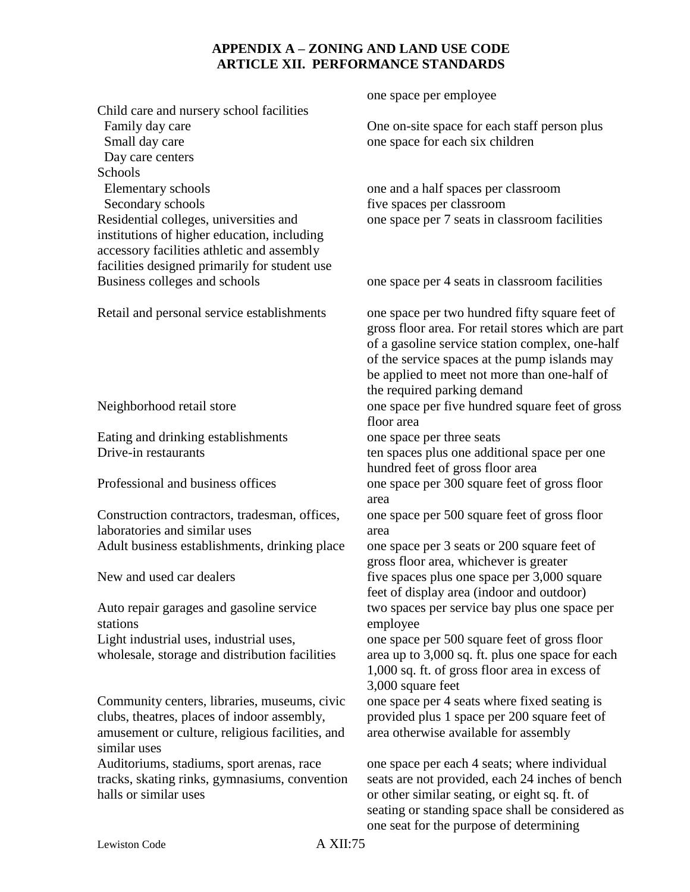**APPENDIX A – ZONING AND LAND USE CODE**
**ARTICLE XII. PERFORMANCE STANDARDS**

| | |
|---|---|
| | one space per employee |
| Child care and nursery school facilities | |
| Family day care | One on-site space for each staff person plus |
| Small day care | one space for each six children |
| Day care centers | |
| Schools | |
| Elementary schools | one and a half spaces per classroom |
| Secondary schools | five spaces per classroom |
| Residential colleges, universities and institutions of higher education, including accessory facilities athletic and assembly facilities designed primarily for student use | one space per 7 seats in classroom facilities |
| Business colleges and schools | one space per 4 seats in classroom facilities |
| Retail and personal service establishments | one space per two hundred fifty square feet of gross floor area. For retail stores which are part of a gasoline service station complex, one-half of the service spaces at the pump islands may be applied to meet not more than one-half of the required parking demand |
| Neighborhood retail store | one space per five hundred square feet of gross floor area |
| Eating and drinking establishments | one space per three seats |
| Drive-in restaurants | ten spaces plus one additional space per one hundred feet of gross floor area |
| Professional and business offices | one space per 300 square feet of gross floor area |
| Construction contractors, tradesman, offices, laboratories and similar uses | one space per 500 square feet of gross floor area |
| Adult business establishments, drinking place | one space per 3 seats or 200 square feet of gross floor area, whichever is greater |
| New and used car dealers | five spaces plus one space per 3,000 square feet of display area (indoor and outdoor) |
| Auto repair garages and gasoline service stations | two spaces per service bay plus one space per employee |
| Light industrial uses, industrial uses, wholesale, storage and distribution facilities | one space per 500 square feet of gross floor area up to 3,000 sq. ft. plus one space for each 1,000 sq. ft. of gross floor area in excess of 3,000 square feet |
| Community centers, libraries, museums, civic clubs, theatres, places of indoor assembly, amusement or culture, religious facilities, and similar uses | one space per 4 seats where fixed seating is provided plus 1 space per 200 square feet of area otherwise available for assembly |
| Auditoriums, stadiums, sport arenas, race tracks, skating rinks, gymnasiums, convention halls or similar uses | one space per each 4 seats; where individual seats are not provided, each 24 inches of bench or other similar seating, or eight sq. ft. of seating or standing space shall be considered as one seat for the purpose of determining |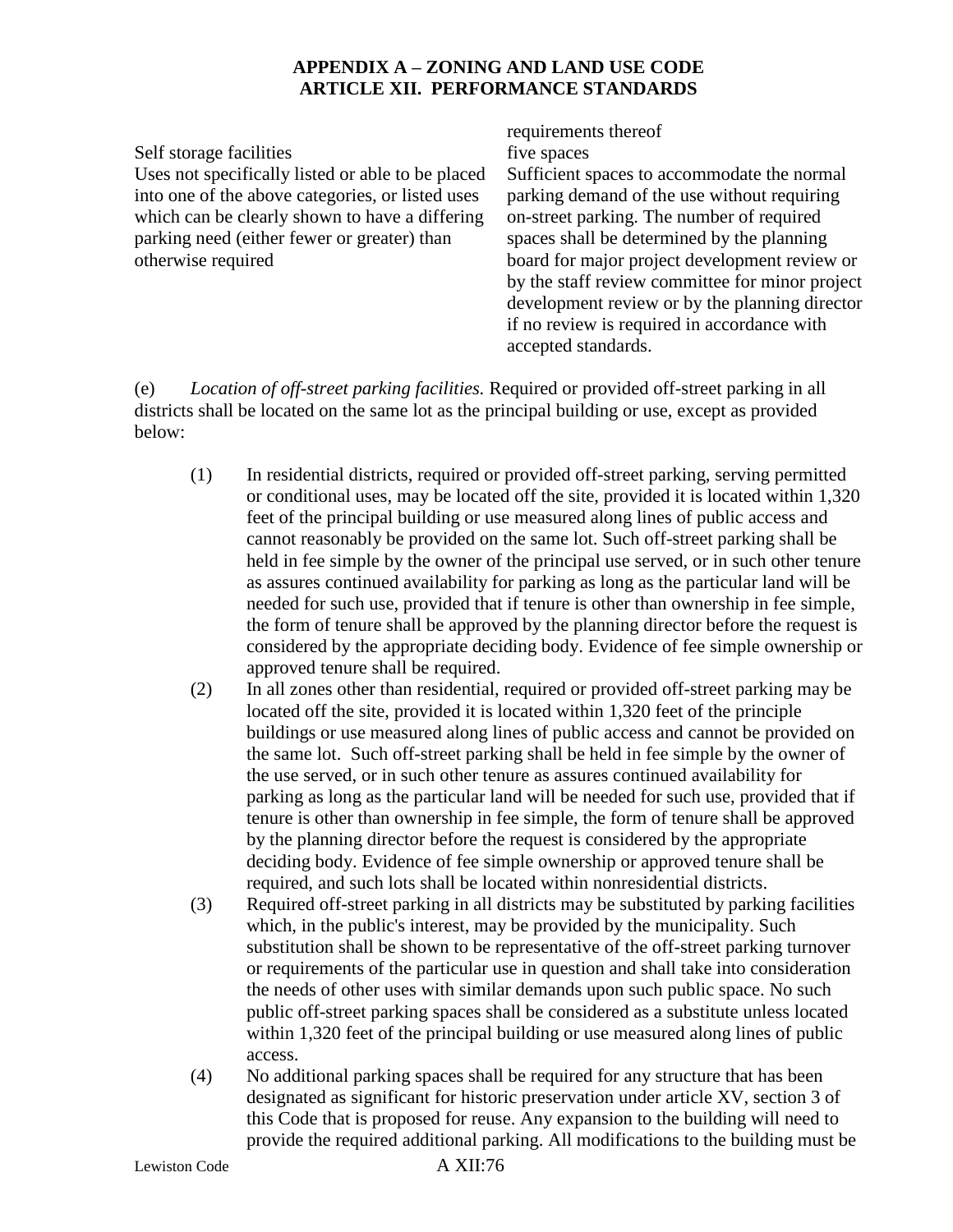| | |
|---|---|
| | requirements thereof |
| Self storage facilities | five spaces |
| Uses not specifically listed or able to be placed into one of the above categories, or listed uses which can be clearly shown to have a differing parking need (either fewer or greater) than otherwise required | Sufficient spaces to accommodate the normal parking demand of the use without requiring on-street parking. The number of required spaces shall be determined by the planning board for major project development review or by the staff review committee for minor project development review or by the planning director if no review is required in accordance with accepted standards. |

(e) *Location of off-street parking facilities.* Required or provided off-street parking in all districts shall be located on the same lot as the principal building or use, except as provided below:

(1) In residential districts, required or provided off-street parking, serving permitted or conditional uses, may be located off the site, provided it is located within 1,320 feet of the principal building or use measured along lines of public access and cannot reasonably be provided on the same lot. Such off-street parking shall be held in fee simple by the owner of the principal use served, or in such other tenure as assures continued availability for parking as long as the particular land will be needed for such use, provided that if tenure is other than ownership in fee simple, the form of tenure shall be approved by the planning director before the request is considered by the appropriate deciding body. Evidence of fee simple ownership or approved tenure shall be required.

(2) In all zones other than residential, required or provided off-street parking may be located off the site, provided it is located within 1,320 feet of the principle buildings or use measured along lines of public access and cannot be provided on the same lot. Such off-street parking shall be held in fee simple by the owner of the use served, or in such other tenure as assures continued availability for parking as long as the particular land will be needed for such use, provided that if tenure is other than ownership in fee simple, the form of tenure shall be approved by the planning director before the request is considered by the appropriate deciding body. Evidence of fee simple ownership or approved tenure shall be required, and such lots shall be located within nonresidential districts.

(3) Required off-street parking in all districts may be substituted by parking facilities which, in the public's interest, may be provided by the municipality. Such substitution shall be shown to be representative of the off-street parking turnover or requirements of the particular use in question and shall take into consideration the needs of other uses with similar demands upon such public space. No such public off-street parking spaces shall be considered as a substitute unless located within 1,320 feet of the principal building or use measured along lines of public access.

(4) No additional parking spaces shall be required for any structure that has been designated as significant for historic preservation under article XV, section 3 of this Code that is proposed for reuse. Any expansion to the building will need to provide the required additional parking. All modifications to the building must be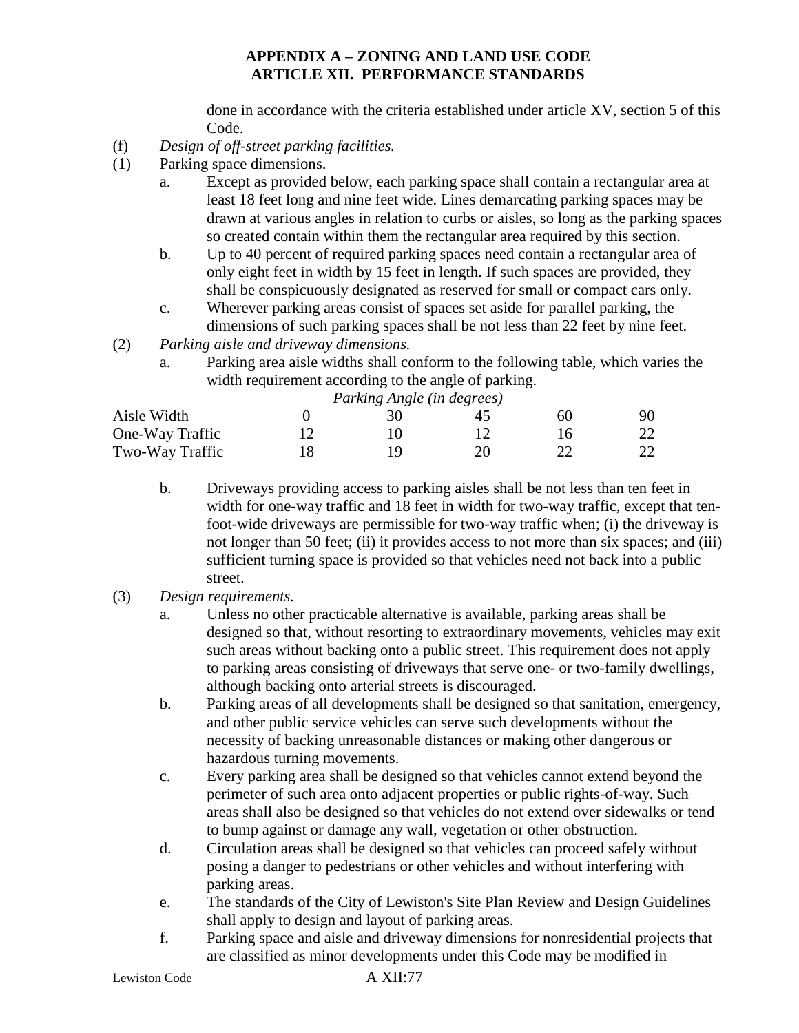done in accordance with the criteria established under article XV, section 5 of this Code.

(f) *Design of off-street parking facilities.*

(1) Parking space dimensions.

a. Except as provided below, each parking space shall contain a rectangular area at least 18 feet long and nine feet wide. Lines demarcating parking spaces may be drawn at various angles in relation to curbs or aisles, so long as the parking spaces so created contain within them the rectangular area required by this section.

b. Up to 40 percent of required parking spaces need contain a rectangular area of only eight feet in width by 15 feet in length. If such spaces are provided, they shall be conspicuously designated as reserved for small or compact cars only.

c. Wherever parking areas consist of spaces set aside for parallel parking, the dimensions of such parking spaces shall be not less than 22 feet by nine feet.

(2) *Parking aisle and driveway dimensions.*

a. Parking area aisle widths shall conform to the following table, which varies the width requirement according to the angle of parking.

| | *Parking Angle (in degrees)* | | | | |
|---|---|---|---|---|---|
| Aisle Width | 0 | 30 | 45 | 60 | 90 |
| One-Way Traffic | 12 | 10 | 12 | 16 | 22 |
| Two-Way Traffic | 18 | 19 | 20 | 22 | 22 |

b. Driveways providing access to parking aisles shall be not less than ten feet in width for one-way traffic and 18 feet in width for two-way traffic, except that ten-foot-wide driveways are permissible for two-way traffic when; (i) the driveway is not longer than 50 feet; (ii) it provides access to not more than six spaces; and (iii) sufficient turning space is provided so that vehicles need not back into a public street.

(3) *Design requirements.*

a. Unless no other practicable alternative is available, parking areas shall be designed so that, without resorting to extraordinary movements, vehicles may exit such areas without backing onto a public street. This requirement does not apply to parking areas consisting of driveways that serve one- or two-family dwellings, although backing onto arterial streets is discouraged.

b. Parking areas of all developments shall be designed so that sanitation, emergency, and other public service vehicles can serve such developments without the necessity of backing unreasonable distances or making other dangerous or hazardous turning movements.

c. Every parking area shall be designed so that vehicles cannot extend beyond the perimeter of such area onto adjacent properties or public rights-of-way. Such areas shall also be designed so that vehicles do not extend over sidewalks or tend to bump against or damage any wall, vegetation or other obstruction.

d. Circulation areas shall be designed so that vehicles can proceed safely without posing a danger to pedestrians or other vehicles and without interfering with parking areas.

e. The standards of the City of Lewiston's Site Plan Review and Design Guidelines shall apply to design and layout of parking areas.

f. Parking space and aisle and driveway dimensions for nonresidential projects that are classified as minor developments under this Code may be modified in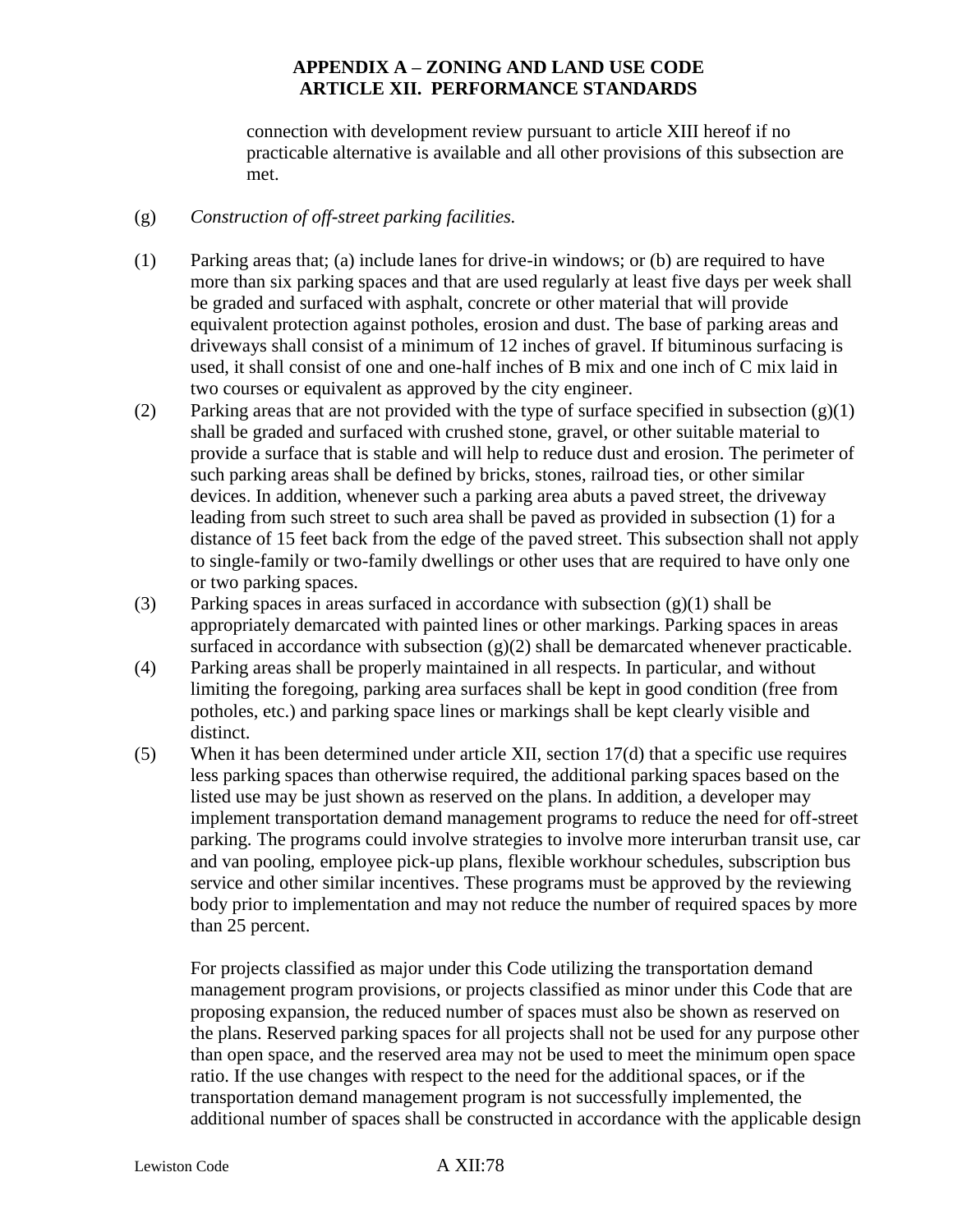connection with development review pursuant to article XIII hereof if no practicable alternative is available and all other provisions of this subsection are met.

(g) *Construction of off-street parking facilities.*

(1) Parking areas that; (a) include lanes for drive-in windows; or (b) are required to have more than six parking spaces and that are used regularly at least five days per week shall be graded and surfaced with asphalt, concrete or other material that will provide equivalent protection against potholes, erosion and dust. The base of parking areas and driveways shall consist of a minimum of 12 inches of gravel. If bituminous surfacing is used, it shall consist of one and one-half inches of B mix and one inch of C mix laid in two courses or equivalent as approved by the city engineer.

(2) Parking areas that are not provided with the type of surface specified in subsection (g)(1) shall be graded and surfaced with crushed stone, gravel, or other suitable material to provide a surface that is stable and will help to reduce dust and erosion. The perimeter of such parking areas shall be defined by bricks, stones, railroad ties, or other similar devices. In addition, whenever such a parking area abuts a paved street, the driveway leading from such street to such area shall be paved as provided in subsection (1) for a distance of 15 feet back from the edge of the paved street. This subsection shall not apply to single-family or two-family dwellings or other uses that are required to have only one or two parking spaces.

(3) Parking spaces in areas surfaced in accordance with subsection (g)(1) shall be appropriately demarcated with painted lines or other markings. Parking spaces in areas surfaced in accordance with subsection (g)(2) shall be demarcated whenever practicable.

(4) Parking areas shall be properly maintained in all respects. In particular, and without limiting the foregoing, parking area surfaces shall be kept in good condition (free from potholes, etc.) and parking space lines or markings shall be kept clearly visible and distinct.

(5) When it has been determined under article XII, section 17(d) that a specific use requires less parking spaces than otherwise required, the additional parking spaces based on the listed use may be just shown as reserved on the plans. In addition, a developer may implement transportation demand management programs to reduce the need for off-street parking. The programs could involve strategies to involve more interurban transit use, car and van pooling, employee pick-up plans, flexible workhour schedules, subscription bus service and other similar incentives. These programs must be approved by the reviewing body prior to implementation and may not reduce the number of required spaces by more than 25 percent.

For projects classified as major under this Code utilizing the transportation demand management program provisions, or projects classified as minor under this Code that are proposing expansion, the reduced number of spaces must also be shown as reserved on the plans. Reserved parking spaces for all projects shall not be used for any purpose other than open space, and the reserved area may not be used to meet the minimum open space ratio. If the use changes with respect to the need for the additional spaces, or if the transportation demand management program is not successfully implemented, the additional number of spaces shall be constructed in accordance with the applicable design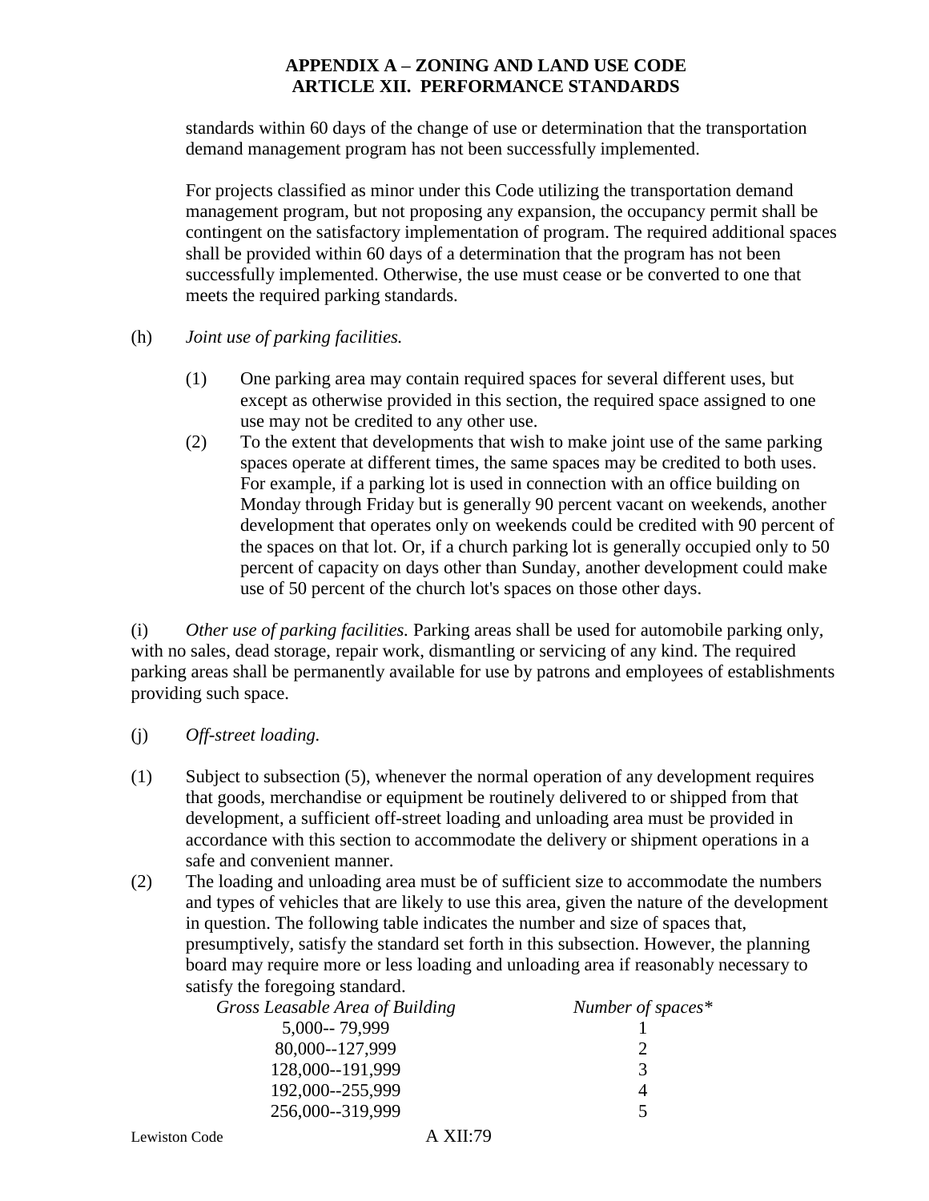standards within 60 days of the change of use or determination that the transportation demand management program has not been successfully implemented.

For projects classified as minor under this Code utilizing the transportation demand management program, but not proposing any expansion, the occupancy permit shall be contingent on the satisfactory implementation of program. The required additional spaces shall be provided within 60 days of a determination that the program has not been successfully implemented. Otherwise, the use must cease or be converted to one that meets the required parking standards.

(h) *Joint use of parking facilities.*

(1) One parking area may contain required spaces for several different uses, but except as otherwise provided in this section, the required space assigned to one use may not be credited to any other use.

(2) To the extent that developments that wish to make joint use of the same parking spaces operate at different times, the same spaces may be credited to both uses. For example, if a parking lot is used in connection with an office building on Monday through Friday but is generally 90 percent vacant on weekends, another development that operates only on weekends could be credited with 90 percent of the spaces on that lot. Or, if a church parking lot is generally occupied only to 50 percent of capacity on days other than Sunday, another development could make use of 50 percent of the church lot's spaces on those other days.

(i) *Other use of parking facilities.* Parking areas shall be used for automobile parking only, with no sales, dead storage, repair work, dismantling or servicing of any kind. The required parking areas shall be permanently available for use by patrons and employees of establishments providing such space.

(j) *Off-street loading.*

(1) Subject to subsection (5), whenever the normal operation of any development requires that goods, merchandise or equipment be routinely delivered to or shipped from that development, a sufficient off-street loading and unloading area must be provided in accordance with this section to accommodate the delivery or shipment operations in a safe and convenient manner.

(2) The loading and unloading area must be of sufficient size to accommodate the numbers and types of vehicles that are likely to use this area, given the nature of the development in question. The following table indicates the number and size of spaces that, presumptively, satisfy the standard set forth in this subsection. However, the planning board may require more or less loading and unloading area if reasonably necessary to satisfy the foregoing standard.

| *Gross Leasable Area of Building* | *Number of spaces** |
|---|---|
| 5,000-- 79,999 | 1 |
| 80,000--127,999 | 2 |
| 128,000--191,999 | 3 |
| 192,000--255,999 | 4 |
| 256,000--319,999 | 5 |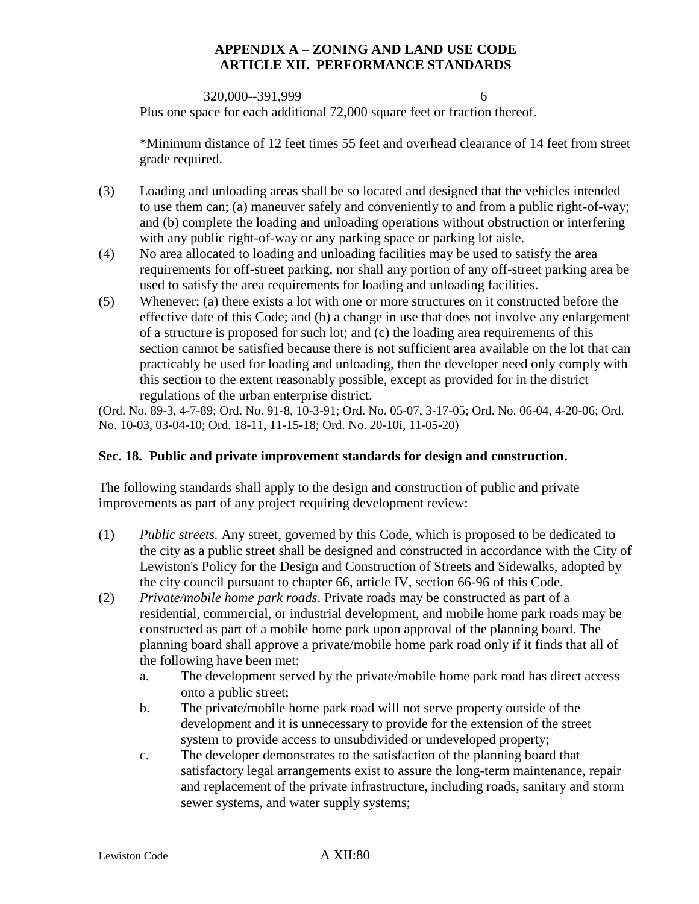| | |
|---|---|
| 320,000--391,999 | 6 |

Plus one space for each additional 72,000 square feet or fraction thereof.

*Minimum distance of 12 feet times 55 feet and overhead clearance of 14 feet from street grade required.

(3) Loading and unloading areas shall be so located and designed that the vehicles intended to use them can; (a) maneuver safely and conveniently to and from a public right-of-way; and (b) complete the loading and unloading operations without obstruction or interfering with any public right-of-way or any parking space or parking lot aisle.

(4) No area allocated to loading and unloading facilities may be used to satisfy the area requirements for off-street parking, nor shall any portion of any off-street parking area be used to satisfy the area requirements for loading and unloading facilities.

(5) Whenever; (a) there exists a lot with one or more structures on it constructed before the effective date of this Code; and (b) a change in use that does not involve any enlargement of a structure is proposed for such lot; and (c) the loading area requirements of this section cannot be satisfied because there is not sufficient area available on the lot that can practicably be used for loading and unloading, then the developer need only comply with this section to the extent reasonably possible, except as provided for in the district regulations of the urban enterprise district.

(Ord. No. 89-3, 4-7-89; Ord. No. 91-8, 10-3-91; Ord. No. 05-07, 3-17-05; Ord. No. 06-04, 4-20-06; Ord. No. 10-03, 03-04-10; Ord. 18-11, 11-15-18; Ord. No. 20-10i, 11-05-20)

### Sec. 18. Public and private improvement standards for design and construction.

The following standards shall apply to the design and construction of public and private improvements as part of any project requiring development review:

(1) *Public streets.* Any street, governed by this Code, which is proposed to be dedicated to the city as a public street shall be designed and constructed in accordance with the City of Lewiston's Policy for the Design and Construction of Streets and Sidewalks, adopted by the city council pursuant to chapter 66, article IV, section 66-96 of this Code.

(2) *Private/mobile home park roads*. Private roads may be constructed as part of a residential, commercial, or industrial development, and mobile home park roads may be constructed as part of a mobile home park upon approval of the planning board. The planning board shall approve a private/mobile home park road only if it finds that all of the following have been met:

   a. The development served by the private/mobile home park road has direct access onto a public street;

   b. The private/mobile home park road will not serve property outside of the development and it is unnecessary to provide for the extension of the street system to provide access to unsubdivided or undeveloped property;

   c. The developer demonstrates to the satisfaction of the planning board that satisfactory legal arrangements exist to assure the long-term maintenance, repair and replacement of the private infrastructure, including roads, sanitary and storm sewer systems, and water supply systems;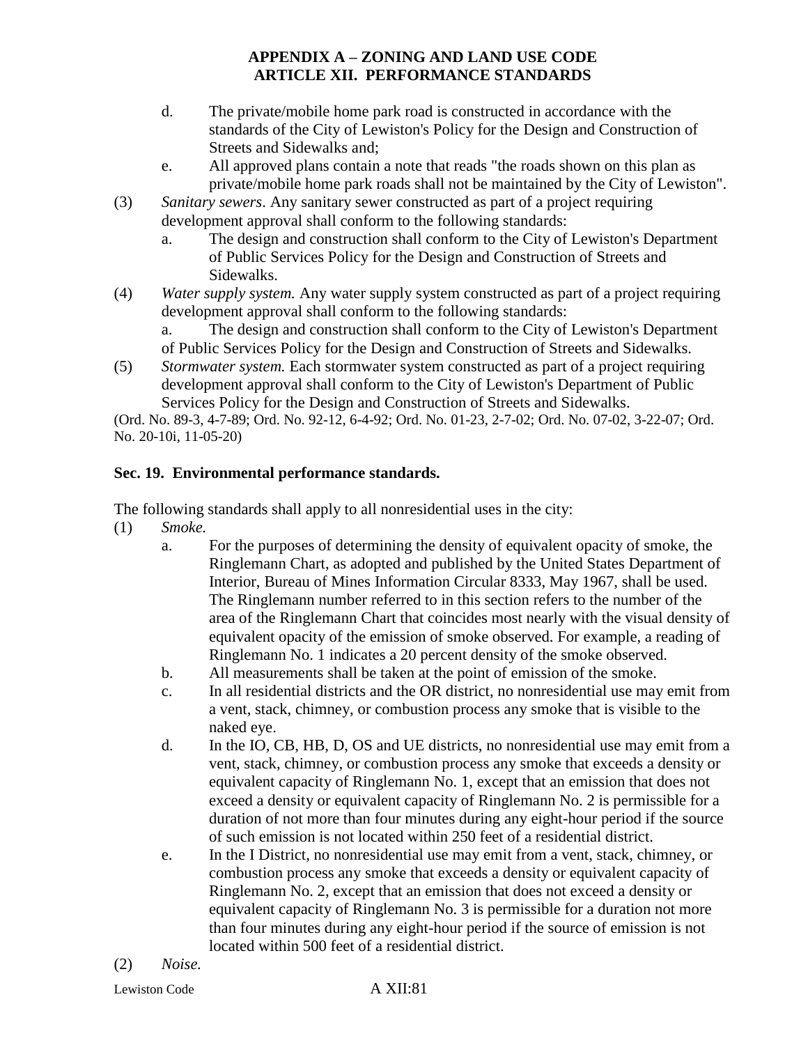d. The private/mobile home park road is constructed in accordance with the standards of the City of Lewiston's Policy for the Design and Construction of Streets and Sidewalks and;

e. All approved plans contain a note that reads "the roads shown on this plan as private/mobile home park roads shall not be maintained by the City of Lewiston".

(3) *Sanitary sewers*. Any sanitary sewer constructed as part of a project requiring development approval shall conform to the following standards:

a. The design and construction shall conform to the City of Lewiston's Department of Public Services Policy for the Design and Construction of Streets and Sidewalks.

(4) *Water supply system.* Any water supply system constructed as part of a project requiring development approval shall conform to the following standards:

a. The design and construction shall conform to the City of Lewiston's Department of Public Services Policy for the Design and Construction of Streets and Sidewalks.

(5) *Stormwater system.* Each stormwater system constructed as part of a project requiring development approval shall conform to the City of Lewiston's Department of Public Services Policy for the Design and Construction of Streets and Sidewalks.

(Ord. No. 89-3, 4-7-89; Ord. No. 92-12, 6-4-92; Ord. No. 01-23, 2-7-02; Ord. No. 07-02, 3-22-07; Ord. No. 20-10i, 11-05-20)

**Sec. 19. Environmental performance standards.**

The following standards shall apply to all nonresidential uses in the city:

(1) *Smoke.*

a. For the purposes of determining the density of equivalent opacity of smoke, the Ringlemann Chart, as adopted and published by the United States Department of Interior, Bureau of Mines Information Circular 8333, May 1967, shall be used. The Ringlemann number referred to in this section refers to the number of the area of the Ringlemann Chart that coincides most nearly with the visual density of equivalent opacity of the emission of smoke observed. For example, a reading of Ringlemann No. 1 indicates a 20 percent density of the smoke observed.

b. All measurements shall be taken at the point of emission of the smoke.

c. In all residential districts and the OR district, no nonresidential use may emit from a vent, stack, chimney, or combustion process any smoke that is visible to the naked eye.

d. In the IO, CB, HB, D, OS and UE districts, no nonresidential use may emit from a vent, stack, chimney, or combustion process any smoke that exceeds a density or equivalent capacity of Ringlemann No. 1, except that an emission that does not exceed a density or equivalent capacity of Ringlemann No. 2 is permissible for a duration of not more than four minutes during any eight-hour period if the source of such emission is not located within 250 feet of a residential district.

e. In the I District, no nonresidential use may emit from a vent, stack, chimney, or combustion process any smoke that exceeds a density or equivalent capacity of Ringlemann No. 2, except that an emission that does not exceed a density or equivalent capacity of Ringlemann No. 3 is permissible for a duration not more than four minutes during any eight-hour period if the source of emission is not located within 500 feet of a residential district.

(2) *Noise.*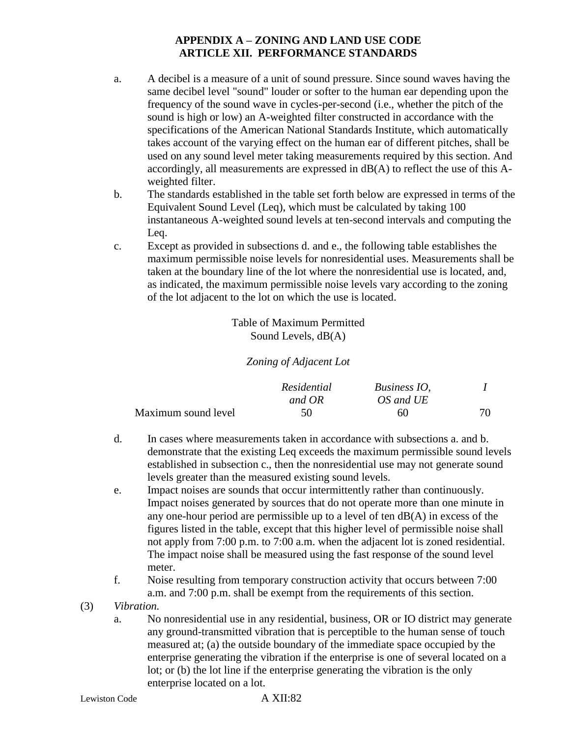a. A decibel is a measure of a unit of sound pressure. Since sound waves having the same decibel level "sound" louder or softer to the human ear depending upon the frequency of the sound wave in cycles-per-second (i.e., whether the pitch of the sound is high or low) an A-weighted filter constructed in accordance with the specifications of the American National Standards Institute, which automatically takes account of the varying effect on the human ear of different pitches, shall be used on any sound level meter taking measurements required by this section. And accordingly, all measurements are expressed in dB(A) to reflect the use of this A-weighted filter.

b. The standards established in the table set forth below are expressed in terms of the Equivalent Sound Level (Leq), which must be calculated by taking 100 instantaneous A-weighted sound levels at ten-second intervals and computing the Leq.

c. Except as provided in subsections d. and e., the following table establishes the maximum permissible noise levels for nonresidential uses. Measurements shall be taken at the boundary line of the lot where the nonresidential use is located, and, as indicated, the maximum permissible noise levels vary according to the zoning of the lot adjacent to the lot on which the use is located.

Table of Maximum Permitted Sound Levels, dB(A)

*Zoning of Adjacent Lot*

| | *Residential and OR* | *Business IO, OS and UE* | *I* |
|---|---|---|---|
| Maximum sound level | 50 | 60 | 70 |

d. In cases where measurements taken in accordance with subsections a. and b. demonstrate that the existing Leq exceeds the maximum permissible sound levels established in subsection c., then the nonresidential use may not generate sound levels greater than the measured existing sound levels.

e. Impact noises are sounds that occur intermittently rather than continuously. Impact noises generated by sources that do not operate more than one minute in any one-hour period are permissible up to a level of ten dB(A) in excess of the figures listed in the table, except that this higher level of permissible noise shall not apply from 7:00 p.m. to 7:00 a.m. when the adjacent lot is zoned residential. The impact noise shall be measured using the fast response of the sound level meter.

f. Noise resulting from temporary construction activity that occurs between 7:00 a.m. and 7:00 p.m. shall be exempt from the requirements of this section.

(3) *Vibration.*

a. No nonresidential use in any residential, business, OR or IO district may generate any ground-transmitted vibration that is perceptible to the human sense of touch measured at; (a) the outside boundary of the immediate space occupied by the enterprise generating the vibration if the enterprise is one of several located on a lot; or (b) the lot line if the enterprise generating the vibration is the only enterprise located on a lot.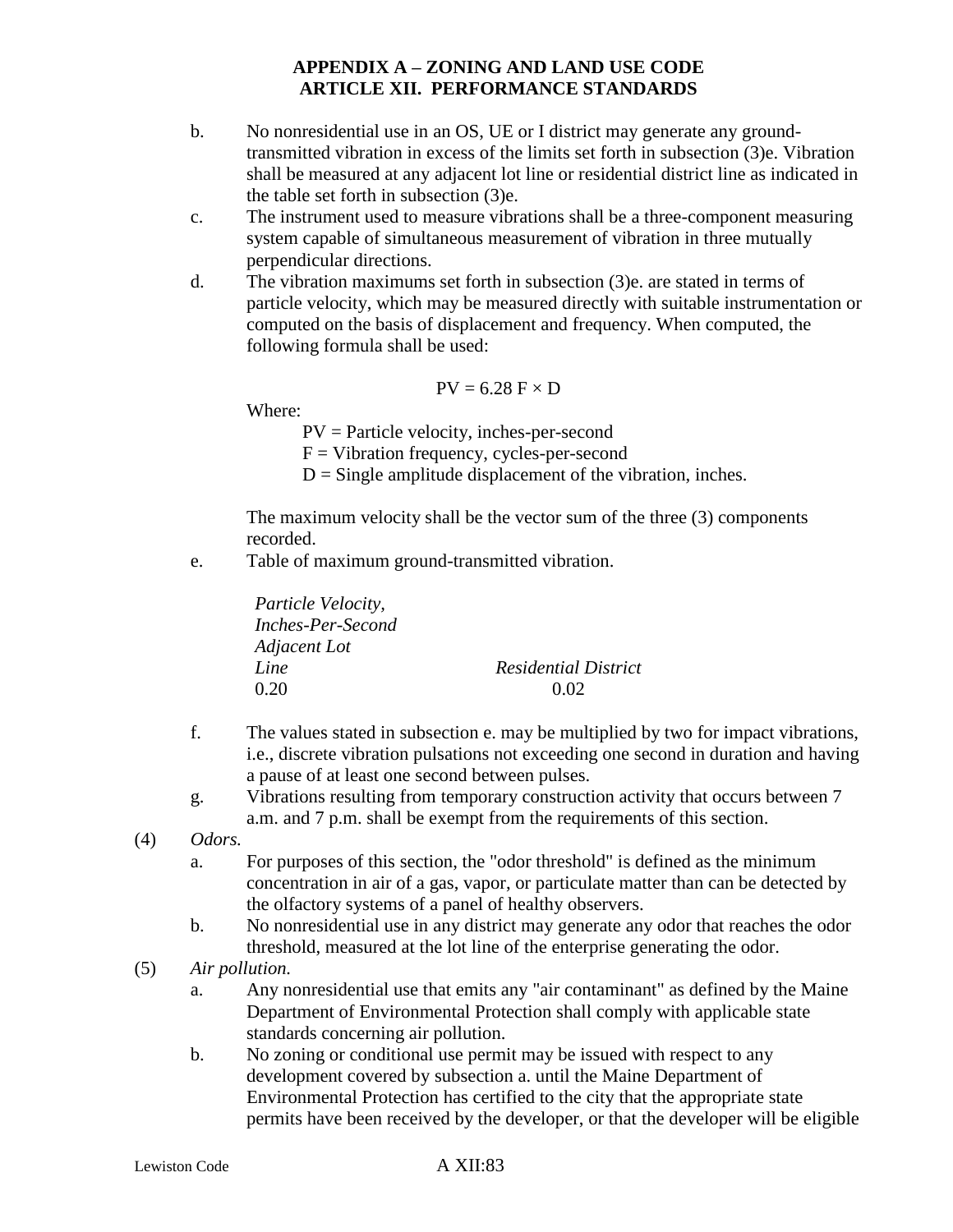b. No nonresidential use in an OS, UE or I district may generate any ground-transmitted vibration in excess of the limits set forth in subsection (3)e. Vibration shall be measured at any adjacent lot line or residential district line as indicated in the table set forth in subsection (3)e.

c. The instrument used to measure vibrations shall be a three-component measuring system capable of simultaneous measurement of vibration in three mutually perpendicular directions.

d. The vibration maximums set forth in subsection (3)e. are stated in terms of particle velocity, which may be measured directly with suitable instrumentation or computed on the basis of displacement and frequency. When computed, the following formula shall be used:

$$PV = 6.28\ F \times D$$

Where:

PV = Particle velocity, inches-per-second
F = Vibration frequency, cycles-per-second
D = Single amplitude displacement of the vibration, inches.

The maximum velocity shall be the vector sum of the three (3) components recorded.

e. Table of maximum ground-transmitted vibration.

| *Particle Velocity, Inches-Per-Second Adjacent Lot Line* | *Residential District* |
|---|---|
| 0.20 | 0.02 |

f. The values stated in subsection e. may be multiplied by two for impact vibrations, i.e., discrete vibration pulsations not exceeding one second in duration and having a pause of at least one second between pulses.

g. Vibrations resulting from temporary construction activity that occurs between 7 a.m. and 7 p.m. shall be exempt from the requirements of this section.

(4) *Odors.*

a. For purposes of this section, the "odor threshold" is defined as the minimum concentration in air of a gas, vapor, or particulate matter than can be detected by the olfactory systems of a panel of healthy observers.

b. No nonresidential use in any district may generate any odor that reaches the odor threshold, measured at the lot line of the enterprise generating the odor.

(5) *Air pollution.*

a. Any nonresidential use that emits any "air contaminant" as defined by the Maine Department of Environmental Protection shall comply with applicable state standards concerning air pollution.

b. No zoning or conditional use permit may be issued with respect to any development covered by subsection a. until the Maine Department of Environmental Protection has certified to the city that the appropriate state permits have been received by the developer, or that the developer will be eligible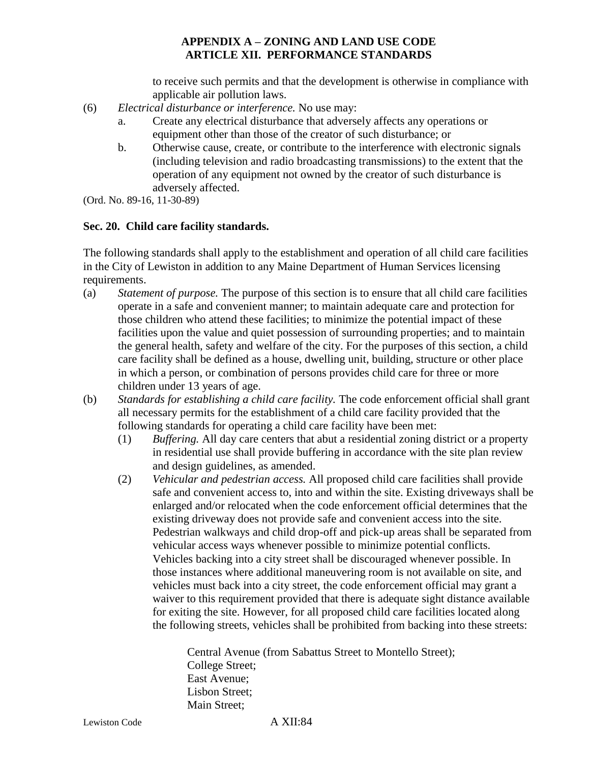to receive such permits and that the development is otherwise in compliance with applicable air pollution laws.

(6) *Electrical disturbance or interference.* No use may:

a. Create any electrical disturbance that adversely affects any operations or equipment other than those of the creator of such disturbance; or

b. Otherwise cause, create, or contribute to the interference with electronic signals (including television and radio broadcasting transmissions) to the extent that the operation of any equipment not owned by the creator of such disturbance is adversely affected.

(Ord. No. 89-16, 11-30-89)

### Sec. 20. Child care facility standards.

The following standards shall apply to the establishment and operation of all child care facilities in the City of Lewiston in addition to any Maine Department of Human Services licensing requirements.

(a) *Statement of purpose.* The purpose of this section is to ensure that all child care facilities operate in a safe and convenient manner; to maintain adequate care and protection for those children who attend these facilities; to minimize the potential impact of these facilities upon the value and quiet possession of surrounding properties; and to maintain the general health, safety and welfare of the city. For the purposes of this section, a child care facility shall be defined as a house, dwelling unit, building, structure or other place in which a person, or combination of persons provides child care for three or more children under 13 years of age.

(b) *Standards for establishing a child care facility.* The code enforcement official shall grant all necessary permits for the establishment of a child care facility provided that the following standards for operating a child care facility have been met:

(1) *Buffering.* All day care centers that abut a residential zoning district or a property in residential use shall provide buffering in accordance with the site plan review and design guidelines, as amended.

(2) *Vehicular and pedestrian access.* All proposed child care facilities shall provide safe and convenient access to, into and within the site. Existing driveways shall be enlarged and/or relocated when the code enforcement official determines that the existing driveway does not provide safe and convenient access into the site. Pedestrian walkways and child drop-off and pick-up areas shall be separated from vehicular access ways whenever possible to minimize potential conflicts. Vehicles backing into a city street shall be discouraged whenever possible. In those instances where additional maneuvering room is not available on site, and vehicles must back into a city street, the code enforcement official may grant a waiver to this requirement provided that there is adequate sight distance available for exiting the site. However, for all proposed child care facilities located along the following streets, vehicles shall be prohibited from backing into these streets:

Central Avenue (from Sabattus Street to Montello Street);
College Street;
East Avenue;
Lisbon Street;
Main Street;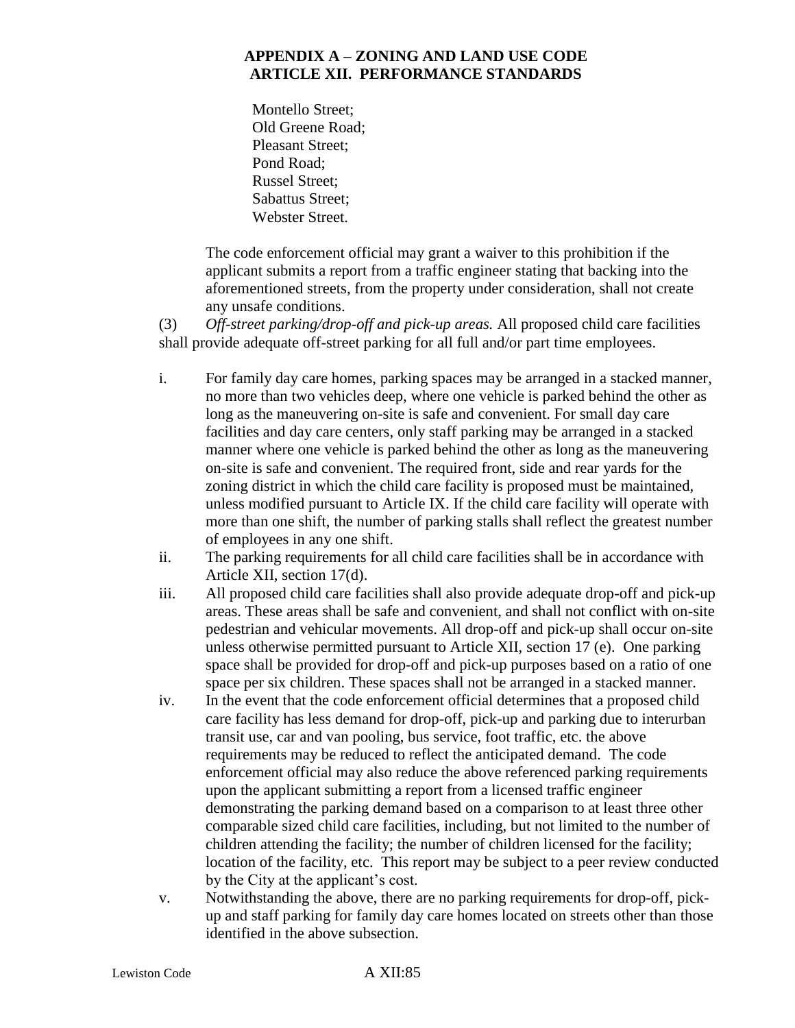Montello Street;
Old Greene Road;
Pleasant Street;
Pond Road;
Russel Street;
Sabattus Street;
Webster Street.

The code enforcement official may grant a waiver to this prohibition if the applicant submits a report from a traffic engineer stating that backing into the aforementioned streets, from the property under consideration, shall not create any unsafe conditions.

(3) *Off-street parking/drop-off and pick-up areas.* All proposed child care facilities shall provide adequate off-street parking for all full and/or part time employees.

i. For family day care homes, parking spaces may be arranged in a stacked manner, no more than two vehicles deep, where one vehicle is parked behind the other as long as the maneuvering on-site is safe and convenient. For small day care facilities and day care centers, only staff parking may be arranged in a stacked manner where one vehicle is parked behind the other as long as the maneuvering on-site is safe and convenient. The required front, side and rear yards for the zoning district in which the child care facility is proposed must be maintained, unless modified pursuant to Article IX. If the child care facility will operate with more than one shift, the number of parking stalls shall reflect the greatest number of employees in any one shift.

ii. The parking requirements for all child care facilities shall be in accordance with Article XII, section 17(d).

iii. All proposed child care facilities shall also provide adequate drop-off and pick-up areas. These areas shall be safe and convenient, and shall not conflict with on-site pedestrian and vehicular movements. All drop-off and pick-up shall occur on-site unless otherwise permitted pursuant to Article XII, section 17 (e). One parking space shall be provided for drop-off and pick-up purposes based on a ratio of one space per six children. These spaces shall not be arranged in a stacked manner.

iv. In the event that the code enforcement official determines that a proposed child care facility has less demand for drop-off, pick-up and parking due to interurban transit use, car and van pooling, bus service, foot traffic, etc. the above requirements may be reduced to reflect the anticipated demand. The code enforcement official may also reduce the above referenced parking requirements upon the applicant submitting a report from a licensed traffic engineer demonstrating the parking demand based on a comparison to at least three other comparable sized child care facilities, including, but not limited to the number of children attending the facility; the number of children licensed for the facility; location of the facility, etc. This report may be subject to a peer review conducted by the City at the applicant's cost.

v. Notwithstanding the above, there are no parking requirements for drop-off, pick-up and staff parking for family day care homes located on streets other than those identified in the above subsection.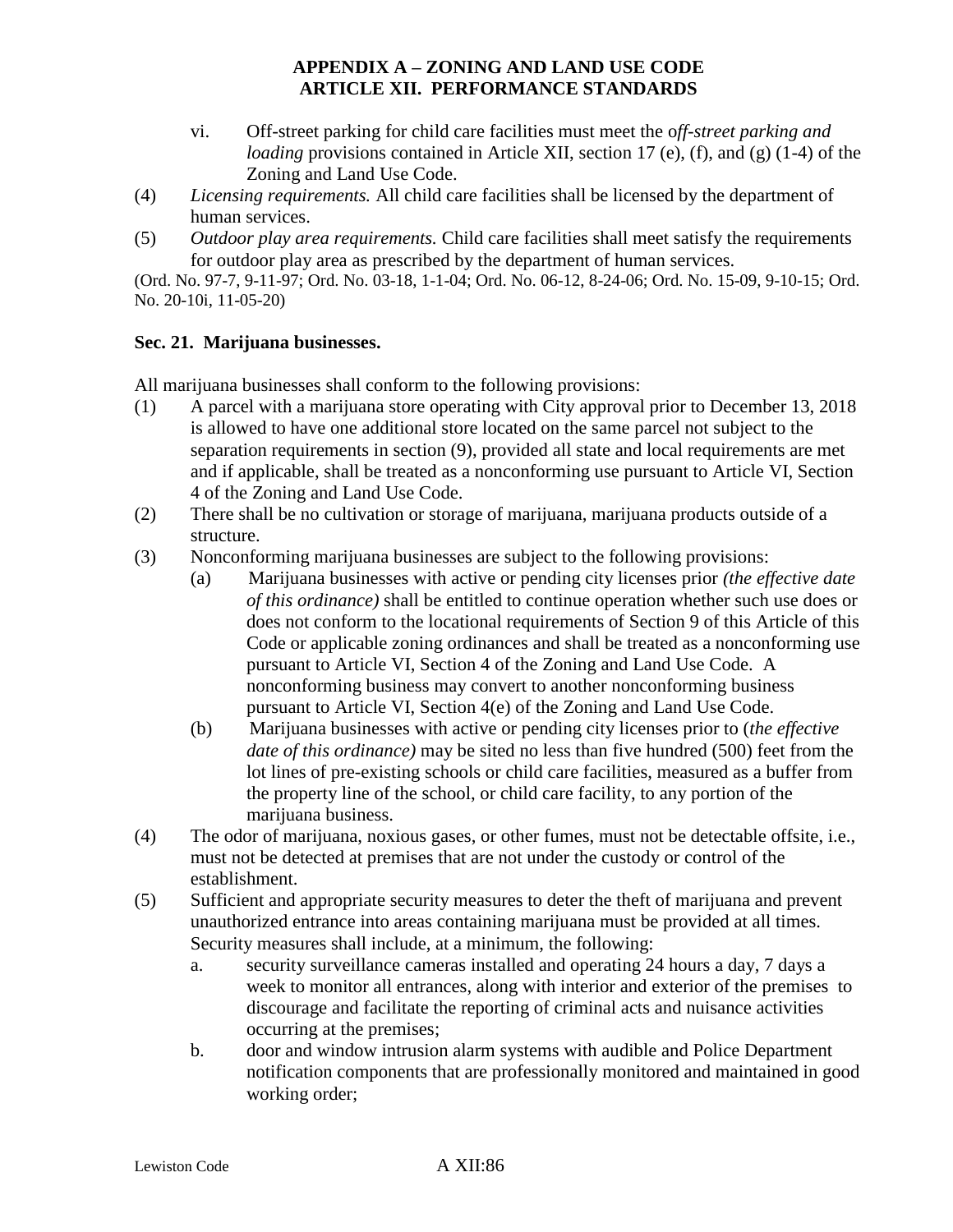vi. Off-street parking for child care facilities must meet the o*ff-street parking and loading* provisions contained in Article XII, section 17 (e), (f), and (g) (1-4) of the Zoning and Land Use Code.

(4) *Licensing requirements.* All child care facilities shall be licensed by the department of human services.

(5) *Outdoor play area requirements.* Child care facilities shall meet satisfy the requirements for outdoor play area as prescribed by the department of human services.

(Ord. No. 97-7, 9-11-97; Ord. No. 03-18, 1-1-04; Ord. No. 06-12, 8-24-06; Ord. No. 15-09, 9-10-15; Ord. No. 20-10i, 11-05-20)

**Sec. 21. Marijuana businesses.**

All marijuana businesses shall conform to the following provisions:

(1) A parcel with a marijuana store operating with City approval prior to December 13, 2018 is allowed to have one additional store located on the same parcel not subject to the separation requirements in section (9), provided all state and local requirements are met and if applicable, shall be treated as a nonconforming use pursuant to Article VI, Section 4 of the Zoning and Land Use Code.

(2) There shall be no cultivation or storage of marijuana, marijuana products outside of a structure.

(3) Nonconforming marijuana businesses are subject to the following provisions:

  (a) Marijuana businesses with active or pending city licenses prior *(the effective date of this ordinance)* shall be entitled to continue operation whether such use does or does not conform to the locational requirements of Section 9 of this Article of this Code or applicable zoning ordinances and shall be treated as a nonconforming use pursuant to Article VI, Section 4 of the Zoning and Land Use Code. A nonconforming business may convert to another nonconforming business pursuant to Article VI, Section 4(e) of the Zoning and Land Use Code.

  (b) Marijuana businesses with active or pending city licenses prior to (*the effective date of this ordinance)* may be sited no less than five hundred (500) feet from the lot lines of pre-existing schools or child care facilities, measured as a buffer from the property line of the school, or child care facility, to any portion of the marijuana business.

(4) The odor of marijuana, noxious gases, or other fumes, must not be detectable offsite, i.e., must not be detected at premises that are not under the custody or control of the establishment.

(5) Sufficient and appropriate security measures to deter the theft of marijuana and prevent unauthorized entrance into areas containing marijuana must be provided at all times. Security measures shall include, at a minimum, the following:

  a. security surveillance cameras installed and operating 24 hours a day, 7 days a week to monitor all entrances, along with interior and exterior of the premises to discourage and facilitate the reporting of criminal acts and nuisance activities occurring at the premises;

  b. door and window intrusion alarm systems with audible and Police Department notification components that are professionally monitored and maintained in good working order;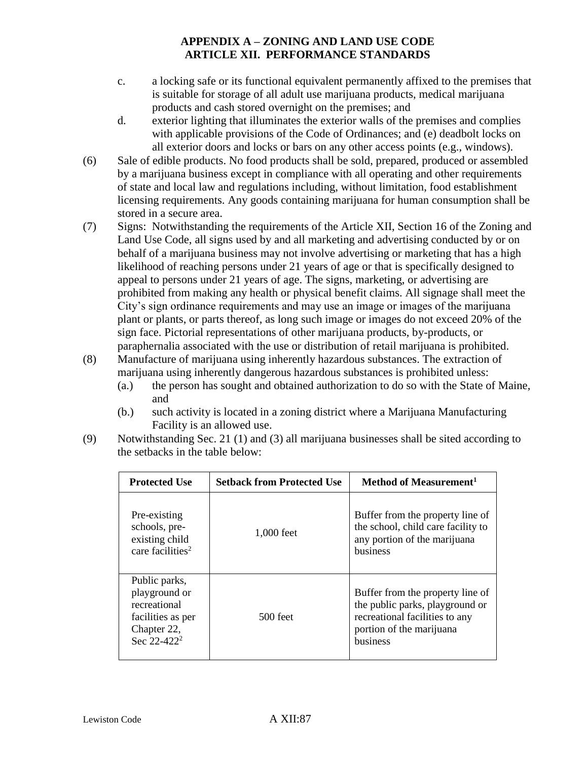c. a locking safe or its functional equivalent permanently affixed to the premises that is suitable for storage of all adult use marijuana products, medical marijuana products and cash stored overnight on the premises; and

d. exterior lighting that illuminates the exterior walls of the premises and complies with applicable provisions of the Code of Ordinances; and (e) deadbolt locks on all exterior doors and locks or bars on any other access points (e.g., windows).

(6) Sale of edible products. No food products shall be sold, prepared, produced or assembled by a marijuana business except in compliance with all operating and other requirements of state and local law and regulations including, without limitation, food establishment licensing requirements. Any goods containing marijuana for human consumption shall be stored in a secure area.

(7) Signs: Notwithstanding the requirements of the Article XII, Section 16 of the Zoning and Land Use Code, all signs used by and all marketing and advertising conducted by or on behalf of a marijuana business may not involve advertising or marketing that has a high likelihood of reaching persons under 21 years of age or that is specifically designed to appeal to persons under 21 years of age. The signs, marketing, or advertising are prohibited from making any health or physical benefit claims. All signage shall meet the City's sign ordinance requirements and may use an image or images of the marijuana plant or plants, or parts thereof, as long such image or images do not exceed 20% of the sign face. Pictorial representations of other marijuana products, by-products, or paraphernalia associated with the use or distribution of retail marijuana is prohibited.

(8) Manufacture of marijuana using inherently hazardous substances. The extraction of marijuana using inherently dangerous hazardous substances is prohibited unless:

(a.) the person has sought and obtained authorization to do so with the State of Maine, and

(b.) such activity is located in a zoning district where a Marijuana Manufacturing Facility is an allowed use.

(9) Notwithstanding Sec. 21 (1) and (3) all marijuana businesses shall be sited according to the setbacks in the table below:

| Protected Use | Setback from Protected Use | Method of Measurement[1] |
|---|---|---|
| Pre-existing schools, pre-existing child care facilities[2] | 1,000 feet | Buffer from the property line of the school, child care facility to any portion of the marijuana business |
| Public parks, playground or recreational facilities as per Chapter 22, Sec 22-422[2] | 500 feet | Buffer from the property line of the public parks, playground or recreational facilities to any portion of the marijuana business |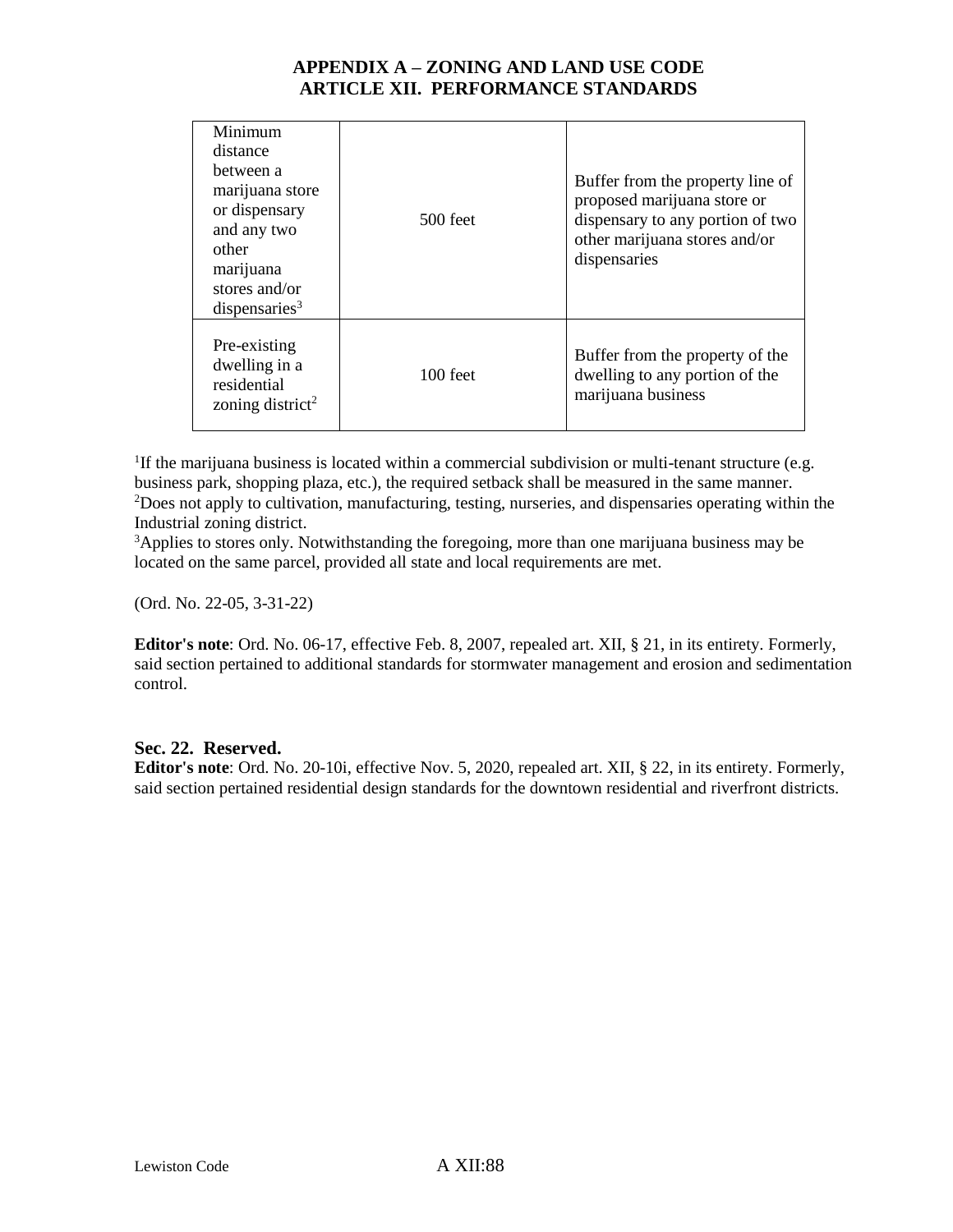| | | |
|---|---|---|
| Minimum distance between a marijuana store or dispensary and any two other marijuana stores and/or dispensaries[3] | 500 feet | Buffer from the property line of proposed marijuana store or dispensary to any portion of two other marijuana stores and/or dispensaries |
| Pre-existing dwelling in a residential zoning district[2] | 100 feet | Buffer from the property of the dwelling to any portion of the marijuana business |

[1]If the marijuana business is located within a commercial subdivision or multi-tenant structure (e.g. business park, shopping plaza, etc.), the required setback shall be measured in the same manner.
[2]Does not apply to cultivation, manufacturing, testing, nurseries, and dispensaries operating within the Industrial zoning district.
[3]Applies to stores only. Notwithstanding the foregoing, more than one marijuana business may be located on the same parcel, provided all state and local requirements are met.

(Ord. No. 22-05, 3-31-22)

**Editor's note**: Ord. No. 06-17, effective Feb. 8, 2007, repealed art. XII, § 21, in its entirety. Formerly, said section pertained to additional standards for stormwater management and erosion and sedimentation control.

### Sec. 22. Reserved.

**Editor's note**: Ord. No. 20-10i, effective Nov. 5, 2020, repealed art. XII, § 22, in its entirety. Formerly, said section pertained residential design standards for the downtown residential and riverfront districts.